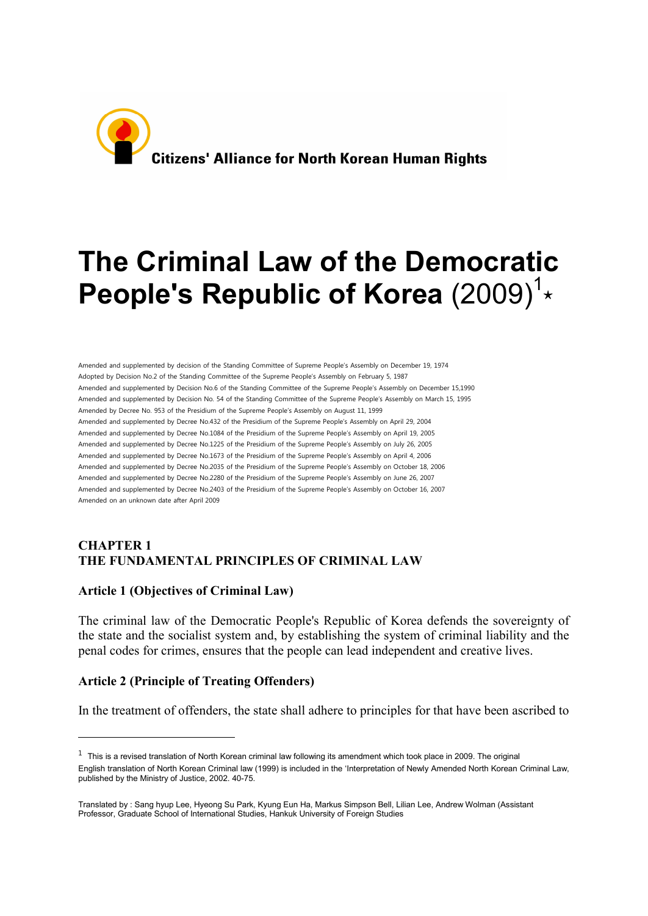**Citizens' Alliance for North Korean Human Rights**

# The Criminal Law of the Democratic People's Republic of Korea (2009)[1]*

Amended and supplemented by decision of the Standing Committee of Supreme People's Assembly on December 19, 1974
Adopted by Decision No.2 of the Standing Committee of the Supreme People's Assembly on February 5, 1987
Amended and supplemented by Decision No.6 of the Standing Committee of the Supreme People's Assembly on December 15,1990
Amended and supplemented by Decision No. 54 of the Standing Committee of the Supreme People's Assembly on March 15, 1995
Amended by Decree No. 953 of the Presidium of the Supreme People's Assembly on August 11, 1999
Amended and supplemented by Decree No.432 of the Presidium of the Supreme People's Assembly on April 29, 2004
Amended and supplemented by Decree No.1084 of the Presidium of the Supreme People's Assembly on April 19, 2005
Amended and supplemented by Decree No.1225 of the Presidium of the Supreme People's Assembly on July 26, 2005
Amended and supplemented by Decree No.1673 of the Presidium of the Supreme People's Assembly on April 4, 2006
Amended and supplemented by Decree No.2035 of the Presidium of the Supreme People's Assembly on October 18, 2006
Amended and supplemented by Decree No.2280 of the Presidium of the Supreme People's Assembly on June 26, 2007
Amended and supplemented by Decree No.2403 of the Presidium of the Supreme People's Assembly on October 16, 2007
Amended on an unknown date after April 2009

## CHAPTER 1
## THE FUNDAMENTAL PRINCIPLES OF CRIMINAL LAW

### Article 1 (Objectives of Criminal Law)

The criminal law of the Democratic People's Republic of Korea defends the sovereignty of the state and the socialist system and, by establishing the system of criminal liability and the penal codes for crimes, ensures that the people can lead independent and creative lives.

### Article 2 (Principle of Treating Offenders)

In the treatment of offenders, the state shall adhere to principles for that have been ascribed to

---

[1] This is a revised translation of North Korean criminal law following its amendment which took place in 2009. The original English translation of North Korean Criminal law (1999) is included in the 'Interpretation of Newly Amended North Korean Criminal Law, published by the Ministry of Justice, 2002. 40-75.

Translated by : Sang hyup Lee, Hyeong Su Park, Kyung Eun Ha, Markus Simpson Bell, Lilian Lee, Andrew Wolman (Assistant Professor, Graduate School of International Studies, Hankuk University of Foreign Studies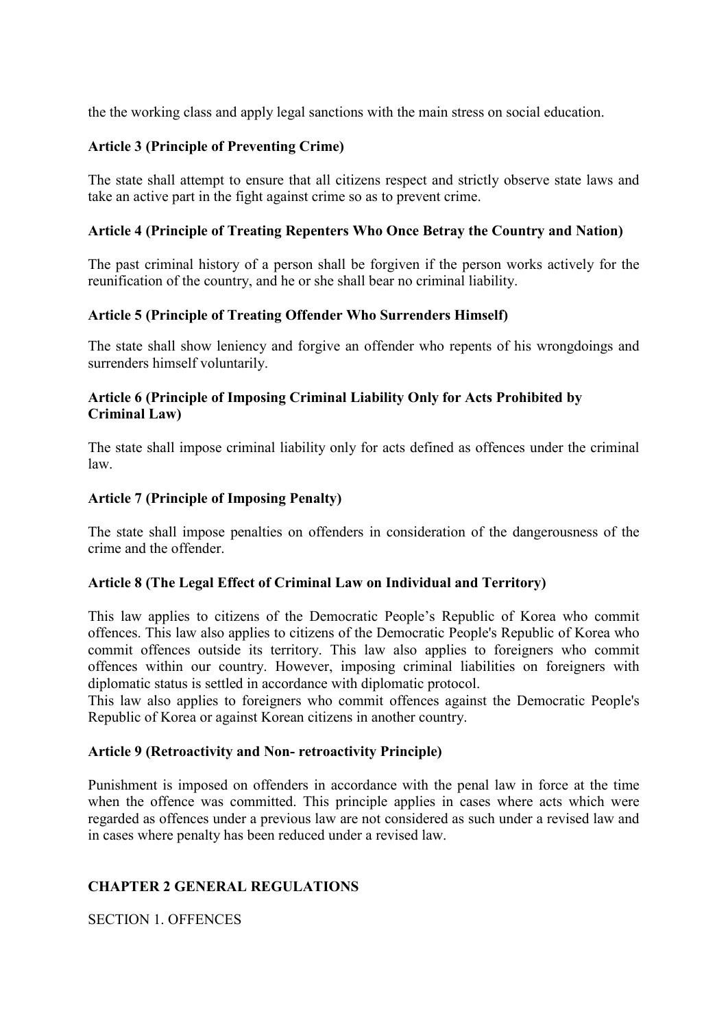the the working class and apply legal sanctions with the main stress on social education.

**Article 3 (Principle of Preventing Crime)**

The state shall attempt to ensure that all citizens respect and strictly observe state laws and take an active part in the fight against crime so as to prevent crime.

**Article 4 (Principle of Treating Repenters Who Once Betray the Country and Nation)**

The past criminal history of a person shall be forgiven if the person works actively for the reunification of the country, and he or she shall bear no criminal liability.

**Article 5 (Principle of Treating Offender Who Surrenders Himself)**

The state shall show leniency and forgive an offender who repents of his wrongdoings and surrenders himself voluntarily.

**Article 6 (Principle of Imposing Criminal Liability Only for Acts Prohibited by Criminal Law)**

The state shall impose criminal liability only for acts defined as offences under the criminal law.

**Article 7 (Principle of Imposing Penalty)**

The state shall impose penalties on offenders in consideration of the dangerousness of the crime and the offender.

**Article 8 (The Legal Effect of Criminal Law on Individual and Territory)**

This law applies to citizens of the Democratic People's Republic of Korea who commit offences. This law also applies to citizens of the Democratic People's Republic of Korea who commit offences outside its territory. This law also applies to foreigners who commit offences within our country. However, imposing criminal liabilities on foreigners with diplomatic status is settled in accordance with diplomatic protocol.
This law also applies to foreigners who commit offences against the Democratic People's Republic of Korea or against Korean citizens in another country.

**Article 9 (Retroactivity and Non- retroactivity Principle)**

Punishment is imposed on offenders in accordance with the penal law in force at the time when the offence was committed. This principle applies in cases where acts which were regarded as offences under a previous law are not considered as such under a revised law and in cases where penalty has been reduced under a revised law.

## CHAPTER 2 GENERAL REGULATIONS

### SECTION 1. OFFENCES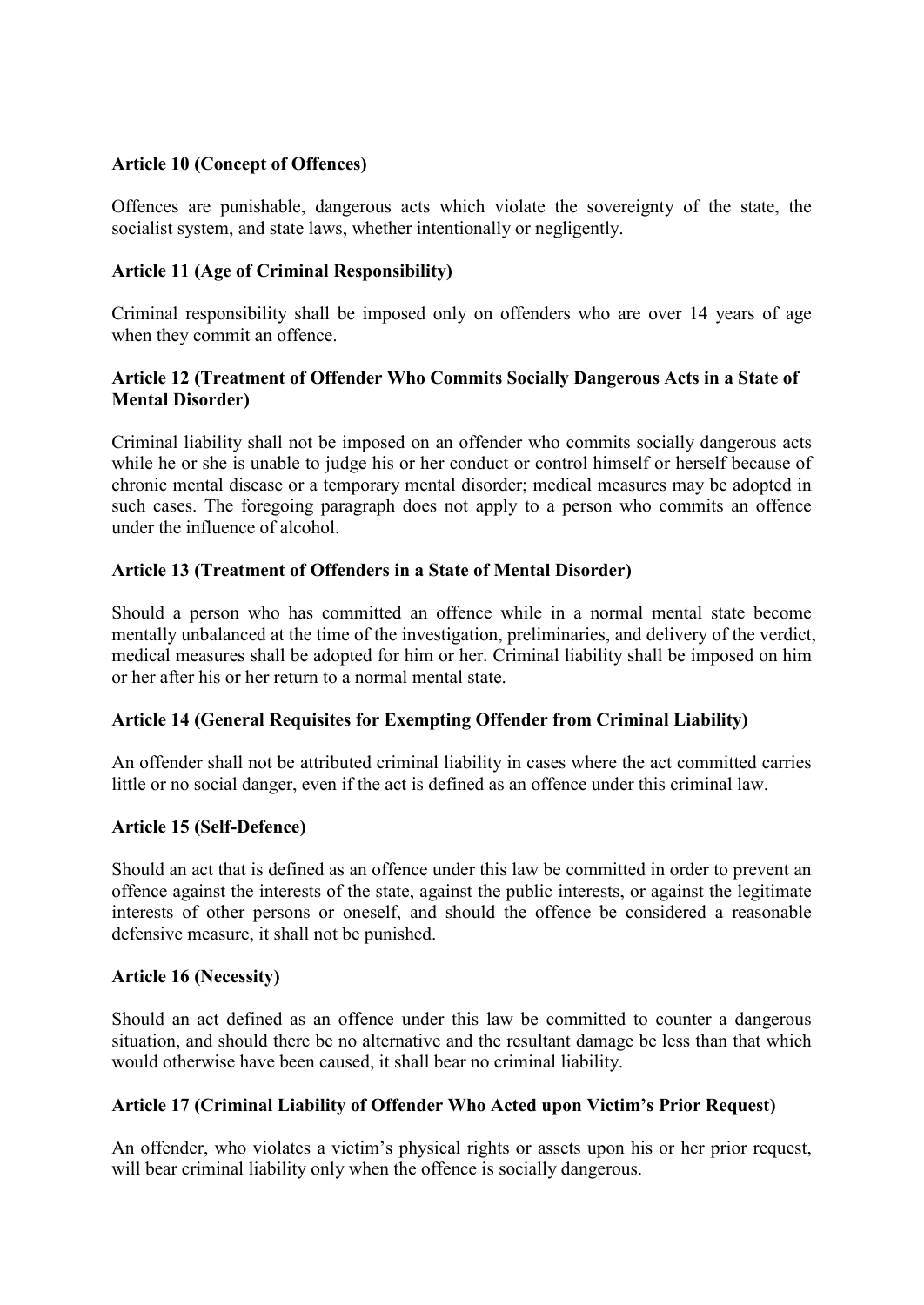**Article 10 (Concept of Offences)**

Offences are punishable, dangerous acts which violate the sovereignty of the state, the socialist system, and state laws, whether intentionally or negligently.

**Article 11 (Age of Criminal Responsibility)**

Criminal responsibility shall be imposed only on offenders who are over 14 years of age when they commit an offence.

**Article 12 (Treatment of Offender Who Commits Socially Dangerous Acts in a State of Mental Disorder)**

Criminal liability shall not be imposed on an offender who commits socially dangerous acts while he or she is unable to judge his or her conduct or control himself or herself because of chronic mental disease or a temporary mental disorder; medical measures may be adopted in such cases. The foregoing paragraph does not apply to a person who commits an offence under the influence of alcohol.

**Article 13 (Treatment of Offenders in a State of Mental Disorder)**

Should a person who has committed an offence while in a normal mental state become mentally unbalanced at the time of the investigation, preliminaries, and delivery of the verdict, medical measures shall be adopted for him or her. Criminal liability shall be imposed on him or her after his or her return to a normal mental state.

**Article 14 (General Requisites for Exempting Offender from Criminal Liability)**

An offender shall not be attributed criminal liability in cases where the act committed carries little or no social danger, even if the act is defined as an offence under this criminal law.

**Article 15 (Self-Defence)**

Should an act that is defined as an offence under this law be committed in order to prevent an offence against the interests of the state, against the public interests, or against the legitimate interests of other persons or oneself, and should the offence be considered a reasonable defensive measure, it shall not be punished.

**Article 16 (Necessity)**

Should an act defined as an offence under this law be committed to counter a dangerous situation, and should there be no alternative and the resultant damage be less than that which would otherwise have been caused, it shall bear no criminal liability.

**Article 17 (Criminal Liability of Offender Who Acted upon Victim's Prior Request)**

An offender, who violates a victim's physical rights or assets upon his or her prior request, will bear criminal liability only when the offence is socially dangerous.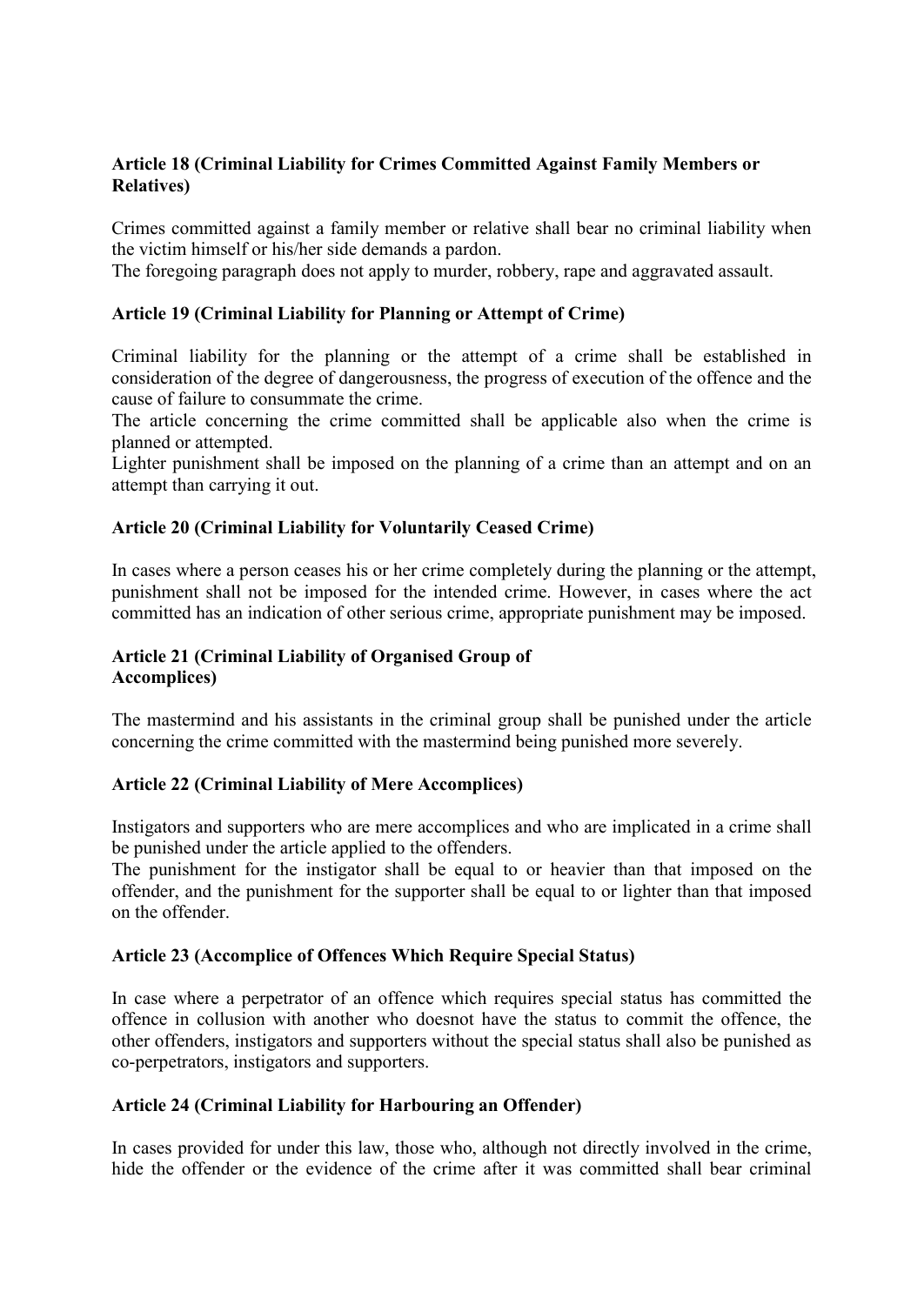**Article 18 (Criminal Liability for Crimes Committed Against Family Members or Relatives)**

Crimes committed against a family member or relative shall bear no criminal liability when the victim himself or his/her side demands a pardon.
The foregoing paragraph does not apply to murder, robbery, rape and aggravated assault.

**Article 19 (Criminal Liability for Planning or Attempt of Crime)**

Criminal liability for the planning or the attempt of a crime shall be established in consideration of the degree of dangerousness, the progress of execution of the offence and the cause of failure to consummate the crime.
The article concerning the crime committed shall be applicable also when the crime is planned or attempted.
Lighter punishment shall be imposed on the planning of a crime than an attempt and on an attempt than carrying it out.

**Article 20 (Criminal Liability for Voluntarily Ceased Crime)**

In cases where a person ceases his or her crime completely during the planning or the attempt, punishment shall not be imposed for the intended crime. However, in cases where the act committed has an indication of other serious crime, appropriate punishment may be imposed.

**Article 21 (Criminal Liability of Organised Group of Accomplices)**

The mastermind and his assistants in the criminal group shall be punished under the article concerning the crime committed with the mastermind being punished more severely.

**Article 22 (Criminal Liability of Mere Accomplices)**

Instigators and supporters who are mere accomplices and who are implicated in a crime shall be punished under the article applied to the offenders.
The punishment for the instigator shall be equal to or heavier than that imposed on the offender, and the punishment for the supporter shall be equal to or lighter than that imposed on the offender.

**Article 23 (Accomplice of Offences Which Require Special Status)**

In case where a perpetrator of an offence which requires special status has committed the offence in collusion with another who doesnot have the status to commit the offence, the other offenders, instigators and supporters without the special status shall also be punished as co-perpetrators, instigators and supporters.

**Article 24 (Criminal Liability for Harbouring an Offender)**

In cases provided for under this law, those who, although not directly involved in the crime, hide the offender or the evidence of the crime after it was committed shall bear criminal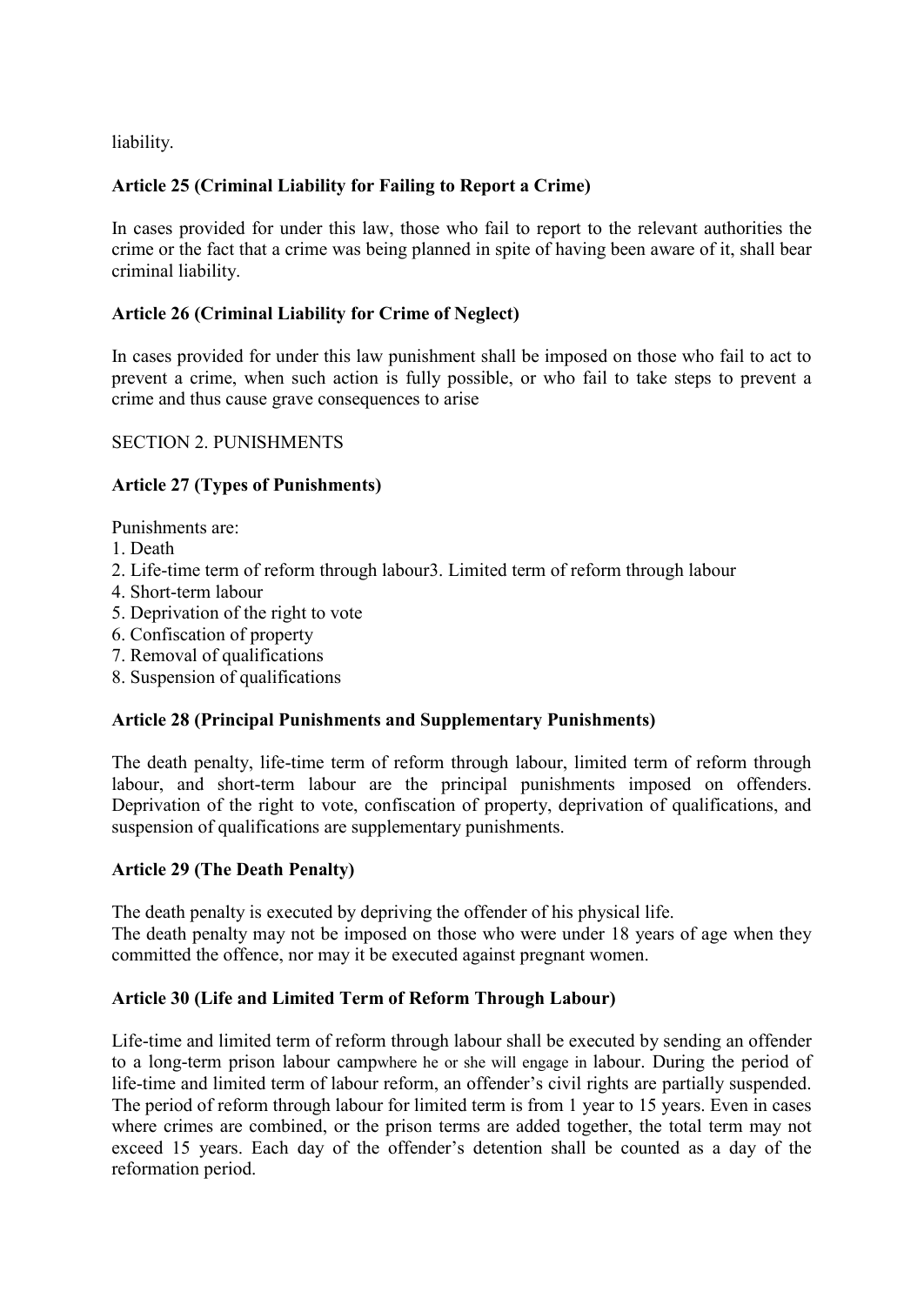liability.

**Article 25 (Criminal Liability for Failing to Report a Crime)**

In cases provided for under this law, those who fail to report to the relevant authorities the crime or the fact that a crime was being planned in spite of having been aware of it, shall bear criminal liability.

**Article 26 (Criminal Liability for Crime of Neglect)**

In cases provided for under this law punishment shall be imposed on those who fail to act to prevent a crime, when such action is fully possible, or who fail to take steps to prevent a crime and thus cause grave consequences to arise

SECTION 2. PUNISHMENTS

**Article 27 (Types of Punishments)**

Punishments are:
1. Death
2. Life-time term of reform through labour3. Limited term of reform through labour
4. Short-term labour
5. Deprivation of the right to vote
6. Confiscation of property
7. Removal of qualifications
8. Suspension of qualifications

**Article 28 (Principal Punishments and Supplementary Punishments)**

The death penalty, life-time term of reform through labour, limited term of reform through labour, and short-term labour are the principal punishments imposed on offenders. Deprivation of the right to vote, confiscation of property, deprivation of qualifications, and suspension of qualifications are supplementary punishments.

**Article 29 (The Death Penalty)**

The death penalty is executed by depriving the offender of his physical life.
The death penalty may not be imposed on those who were under 18 years of age when they committed the offence, nor may it be executed against pregnant women.

**Article 30 (Life and Limited Term of Reform Through Labour)**

Life-time and limited term of reform through labour shall be executed by sending an offender to a long-term prison labour campwhere he or she will engage in labour. During the period of life-time and limited term of labour reform, an offender's civil rights are partially suspended. The period of reform through labour for limited term is from 1 year to 15 years. Even in cases where crimes are combined, or the prison terms are added together, the total term may not exceed 15 years. Each day of the offender's detention shall be counted as a day of the reformation period.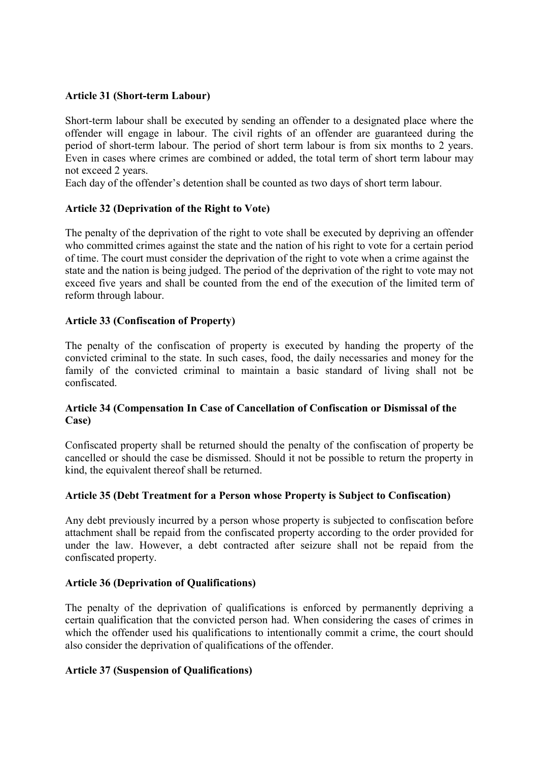**Article 31 (Short-term Labour)**

Short-term labour shall be executed by sending an offender to a designated place where the offender will engage in labour. The civil rights of an offender are guaranteed during the period of short-term labour. The period of short term labour is from six months to 2 years. Even in cases where crimes are combined or added, the total term of short term labour may not exceed 2 years.
Each day of the offender's detention shall be counted as two days of short term labour.

**Article 32 (Deprivation of the Right to Vote)**

The penalty of the deprivation of the right to vote shall be executed by depriving an offender who committed crimes against the state and the nation of his right to vote for a certain period of time. The court must consider the deprivation of the right to vote when a crime against the state and the nation is being judged. The period of the deprivation of the right to vote may not exceed five years and shall be counted from the end of the execution of the limited term of reform through labour.

**Article 33 (Confiscation of Property)**

The penalty of the confiscation of property is executed by handing the property of the convicted criminal to the state. In such cases, food, the daily necessaries and money for the family of the convicted criminal to maintain a basic standard of living shall not be confiscated.

**Article 34 (Compensation In Case of Cancellation of Confiscation or Dismissal of the Case)**

Confiscated property shall be returned should the penalty of the confiscation of property be cancelled or should the case be dismissed. Should it not be possible to return the property in kind, the equivalent thereof shall be returned.

**Article 35 (Debt Treatment for a Person whose Property is Subject to Confiscation)**

Any debt previously incurred by a person whose property is subjected to confiscation before attachment shall be repaid from the confiscated property according to the order provided for under the law. However, a debt contracted after seizure shall not be repaid from the confiscated property.

**Article 36 (Deprivation of Qualifications)**

The penalty of the deprivation of qualifications is enforced by permanently depriving a certain qualification that the convicted person had. When considering the cases of crimes in which the offender used his qualifications to intentionally commit a crime, the court should also consider the deprivation of qualifications of the offender.

**Article 37 (Suspension of Qualifications)**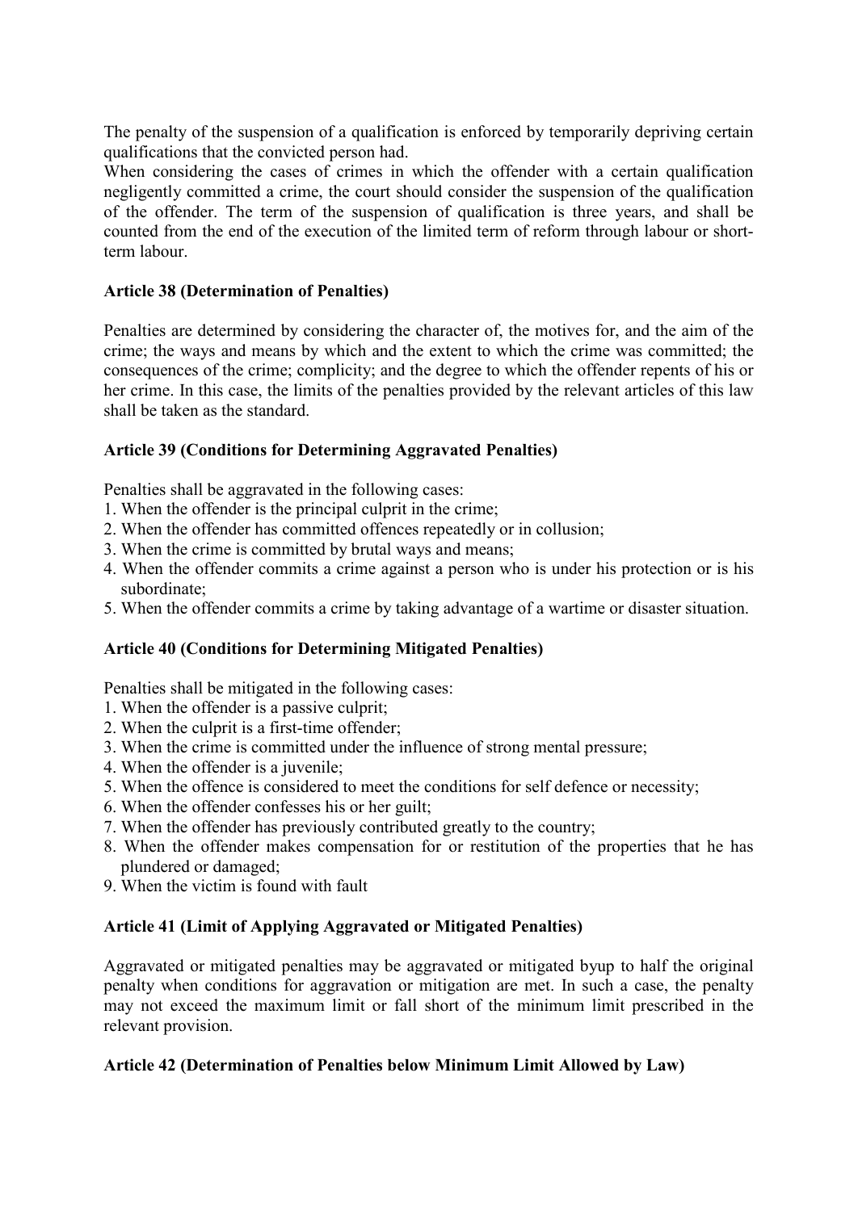The penalty of the suspension of a qualification is enforced by temporarily depriving certain qualifications that the convicted person had.

When considering the cases of crimes in which the offender with a certain qualification negligently committed a crime, the court should consider the suspension of the qualification of the offender. The term of the suspension of qualification is three years, and shall be counted from the end of the execution of the limited term of reform through labour or short-term labour.

### Article 38 (Determination of Penalties)

Penalties are determined by considering the character of, the motives for, and the aim of the crime; the ways and means by which and the extent to which the crime was committed; the consequences of the crime; complicity; and the degree to which the offender repents of his or her crime. In this case, the limits of the penalties provided by the relevant articles of this law shall be taken as the standard.

### Article 39 (Conditions for Determining Aggravated Penalties)

Penalties shall be aggravated in the following cases:

1. When the offender is the principal culprit in the crime;
2. When the offender has committed offences repeatedly or in collusion;
3. When the crime is committed by brutal ways and means;
4. When the offender commits a crime against a person who is under his protection or is his subordinate;
5. When the offender commits a crime by taking advantage of a wartime or disaster situation.

### Article 40 (Conditions for Determining Mitigated Penalties)

Penalties shall be mitigated in the following cases:

1. When the offender is a passive culprit;
2. When the culprit is a first-time offender;
3. When the crime is committed under the influence of strong mental pressure;
4. When the offender is a juvenile;
5. When the offence is considered to meet the conditions for self defence or necessity;
6. When the offender confesses his or her guilt;
7. When the offender has previously contributed greatly to the country;
8. When the offender makes compensation for or restitution of the properties that he has plundered or damaged;
9. When the victim is found with fault

### Article 41 (Limit of Applying Aggravated or Mitigated Penalties)

Aggravated or mitigated penalties may be aggravated or mitigated byup to half the original penalty when conditions for aggravation or mitigation are met. In such a case, the penalty may not exceed the maximum limit or fall short of the minimum limit prescribed in the relevant provision.

### Article 42 (Determination of Penalties below Minimum Limit Allowed by Law)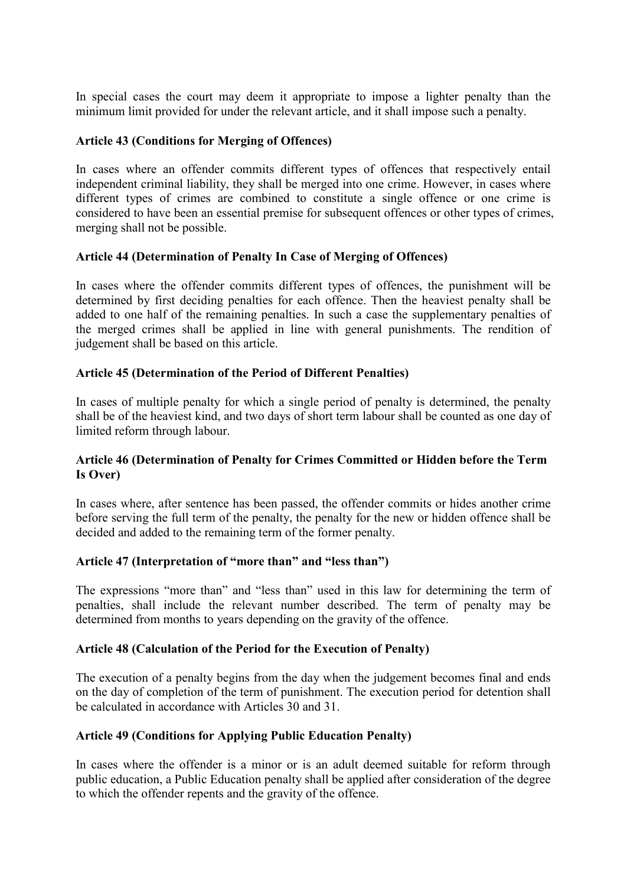In special cases the court may deem it appropriate to impose a lighter penalty than the minimum limit provided for under the relevant article, and it shall impose such a penalty.

**Article 43 (Conditions for Merging of Offences)**

In cases where an offender commits different types of offences that respectively entail independent criminal liability, they shall be merged into one crime. However, in cases where different types of crimes are combined to constitute a single offence or one crime is considered to have been an essential premise for subsequent offences or other types of crimes, merging shall not be possible.

**Article 44 (Determination of Penalty In Case of Merging of Offences)**

In cases where the offender commits different types of offences, the punishment will be determined by first deciding penalties for each offence. Then the heaviest penalty shall be added to one half of the remaining penalties. In such a case the supplementary penalties of the merged crimes shall be applied in line with general punishments. The rendition of judgement shall be based on this article.

**Article 45 (Determination of the Period of Different Penalties)**

In cases of multiple penalty for which a single period of penalty is determined, the penalty shall be of the heaviest kind, and two days of short term labour shall be counted as one day of limited reform through labour.

**Article 46 (Determination of Penalty for Crimes Committed or Hidden before the Term Is Over)**

In cases where, after sentence has been passed, the offender commits or hides another crime before serving the full term of the penalty, the penalty for the new or hidden offence shall be decided and added to the remaining term of the former penalty.

**Article 47 (Interpretation of "more than" and "less than")**

The expressions "more than" and "less than" used in this law for determining the term of penalties, shall include the relevant number described. The term of penalty may be determined from months to years depending on the gravity of the offence.

**Article 48 (Calculation of the Period for the Execution of Penalty)**

The execution of a penalty begins from the day when the judgement becomes final and ends on the day of completion of the term of punishment. The execution period for detention shall be calculated in accordance with Articles 30 and 31.

**Article 49 (Conditions for Applying Public Education Penalty)**

In cases where the offender is a minor or is an adult deemed suitable for reform through public education, a Public Education penalty shall be applied after consideration of the degree to which the offender repents and the gravity of the offence.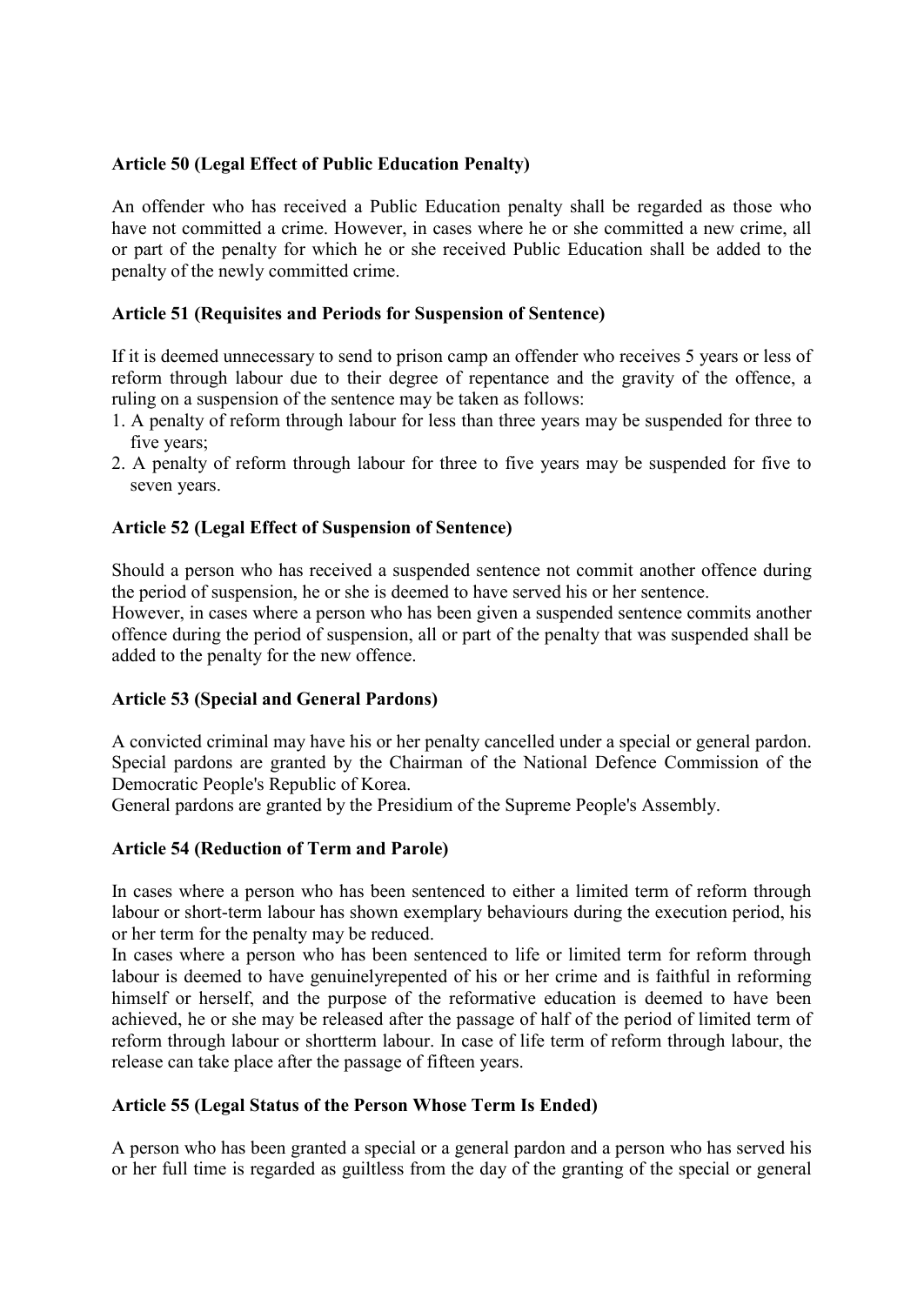**Article 50 (Legal Effect of Public Education Penalty)**

An offender who has received a Public Education penalty shall be regarded as those who have not committed a crime. However, in cases where he or she committed a new crime, all or part of the penalty for which he or she received Public Education shall be added to the penalty of the newly committed crime.

**Article 51 (Requisites and Periods for Suspension of Sentence)**

If it is deemed unnecessary to send to prison camp an offender who receives 5 years or less of reform through labour due to their degree of repentance and the gravity of the offence, a ruling on a suspension of the sentence may be taken as follows:

1. A penalty of reform through labour for less than three years may be suspended for three to five years;
2. A penalty of reform through labour for three to five years may be suspended for five to seven years.

**Article 52 (Legal Effect of Suspension of Sentence)**

Should a person who has received a suspended sentence not commit another offence during the period of suspension, he or she is deemed to have served his or her sentence.
However, in cases where a person who has been given a suspended sentence commits another offence during the period of suspension, all or part of the penalty that was suspended shall be added to the penalty for the new offence.

**Article 53 (Special and General Pardons)**

A convicted criminal may have his or her penalty cancelled under a special or general pardon.
Special pardons are granted by the Chairman of the National Defence Commission of the Democratic People's Republic of Korea.
General pardons are granted by the Presidium of the Supreme People's Assembly.

**Article 54 (Reduction of Term and Parole)**

In cases where a person who has been sentenced to either a limited term of reform through labour or short-term labour has shown exemplary behaviours during the execution period, his or her term for the penalty may be reduced.
In cases where a person who has been sentenced to life or limited term for reform through labour is deemed to have genuinelyrepented of his or her crime and is faithful in reforming himself or herself, and the purpose of the reformative education is deemed to have been achieved, he or she may be released after the passage of half of the period of limited term of reform through labour or shortterm labour. In case of life term of reform through labour, the release can take place after the passage of fifteen years.

**Article 55 (Legal Status of the Person Whose Term Is Ended)**

A person who has been granted a special or a general pardon and a person who has served his or her full time is regarded as guiltless from the day of the granting of the special or general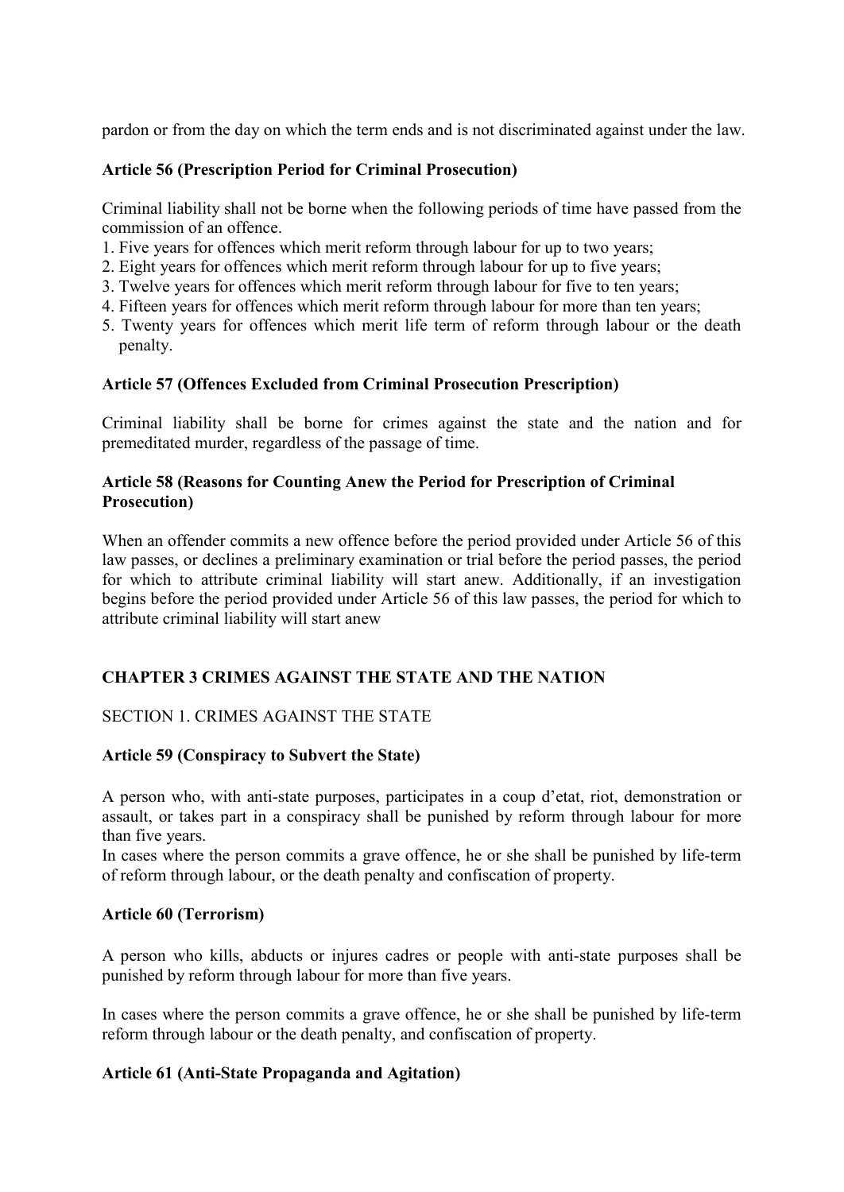pardon or from the day on which the term ends and is not discriminated against under the law.

**Article 56 (Prescription Period for Criminal Prosecution)**

Criminal liability shall not be borne when the following periods of time have passed from the commission of an offence.

1. Five years for offences which merit reform through labour for up to two years;
2. Eight years for offences which merit reform through labour for up to five years;
3. Twelve years for offences which merit reform through labour for five to ten years;
4. Fifteen years for offences which merit reform through labour for more than ten years;
5. Twenty years for offences which merit life term of reform through labour or the death penalty.

**Article 57 (Offences Excluded from Criminal Prosecution Prescription)**

Criminal liability shall be borne for crimes against the state and the nation and for premeditated murder, regardless of the passage of time.

**Article 58 (Reasons for Counting Anew the Period for Prescription of Criminal Prosecution)**

When an offender commits a new offence before the period provided under Article 56 of this law passes, or declines a preliminary examination or trial before the period passes, the period for which to attribute criminal liability will start anew. Additionally, if an investigation begins before the period provided under Article 56 of this law passes, the period for which to attribute criminal liability will start anew

## CHAPTER 3 CRIMES AGAINST THE STATE AND THE NATION

### SECTION 1. CRIMES AGAINST THE STATE

**Article 59 (Conspiracy to Subvert the State)**

A person who, with anti-state purposes, participates in a coup d'etat, riot, demonstration or assault, or takes part in a conspiracy shall be punished by reform through labour for more than five years.
In cases where the person commits a grave offence, he or she shall be punished by life-term of reform through labour, or the death penalty and confiscation of property.

**Article 60 (Terrorism)**

A person who kills, abducts or injures cadres or people with anti-state purposes shall be punished by reform through labour for more than five years.

In cases where the person commits a grave offence, he or she shall be punished by life-term reform through labour or the death penalty, and confiscation of property.

**Article 61 (Anti-State Propaganda and Agitation)**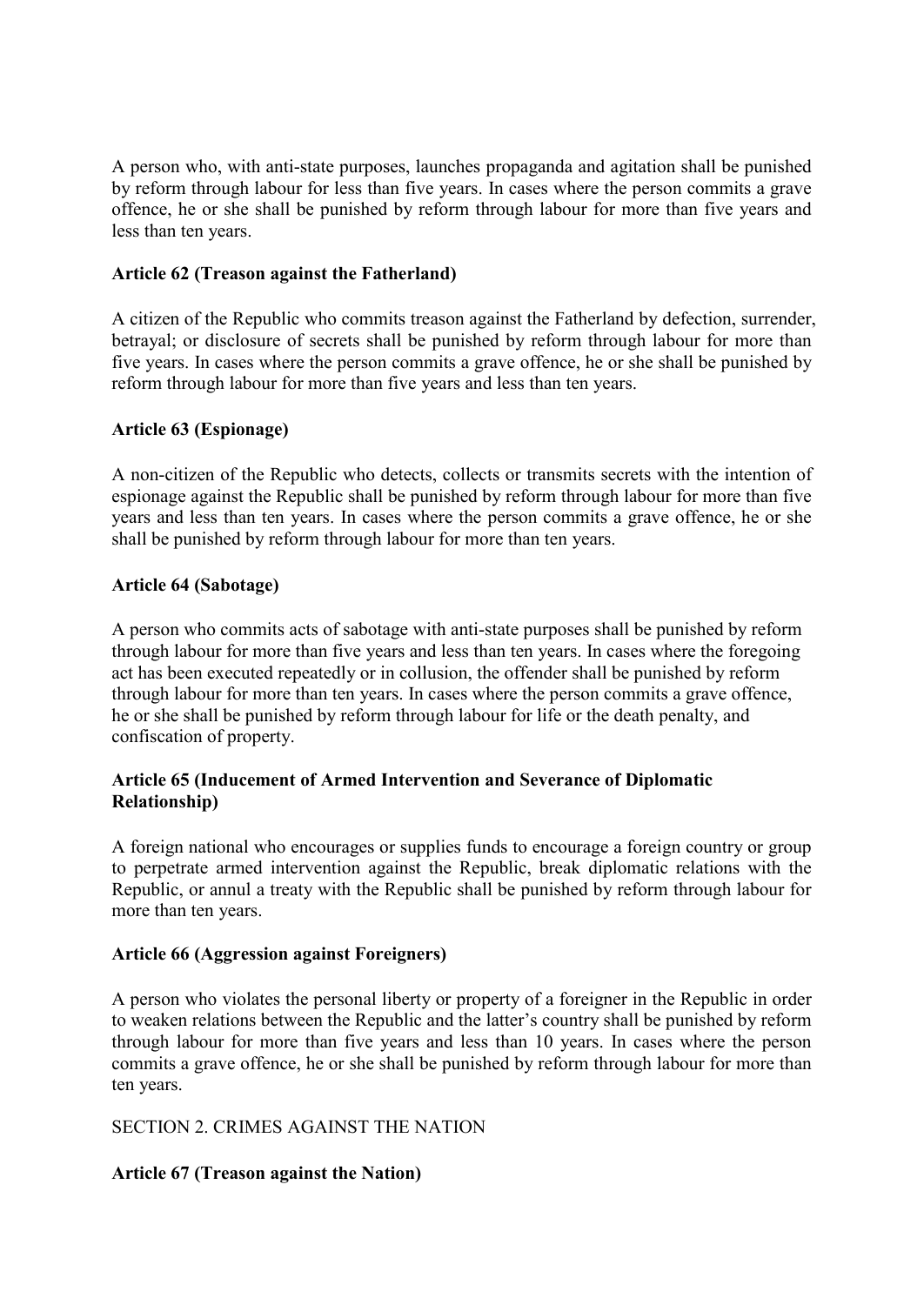A person who, with anti-state purposes, launches propaganda and agitation shall be punished by reform through labour for less than five years. In cases where the person commits a grave offence, he or she shall be punished by reform through labour for more than five years and less than ten years.

**Article 62 (Treason against the Fatherland)**

A citizen of the Republic who commits treason against the Fatherland by defection, surrender, betrayal; or disclosure of secrets shall be punished by reform through labour for more than five years. In cases where the person commits a grave offence, he or she shall be punished by reform through labour for more than five years and less than ten years.

**Article 63 (Espionage)**

A non-citizen of the Republic who detects, collects or transmits secrets with the intention of espionage against the Republic shall be punished by reform through labour for more than five years and less than ten years. In cases where the person commits a grave offence, he or she shall be punished by reform through labour for more than ten years.

**Article 64 (Sabotage)**

A person who commits acts of sabotage with anti-state purposes shall be punished by reform through labour for more than five years and less than ten years. In cases where the foregoing act has been executed repeatedly or in collusion, the offender shall be punished by reform through labour for more than ten years. In cases where the person commits a grave offence, he or she shall be punished by reform through labour for life or the death penalty, and confiscation of property.

**Article 65 (Inducement of Armed Intervention and Severance of Diplomatic Relationship)**

A foreign national who encourages or supplies funds to encourage a foreign country or group to perpetrate armed intervention against the Republic, break diplomatic relations with the Republic, or annul a treaty with the Republic shall be punished by reform through labour for more than ten years.

**Article 66 (Aggression against Foreigners)**

A person who violates the personal liberty or property of a foreigner in the Republic in order to weaken relations between the Republic and the latter's country shall be punished by reform through labour for more than five years and less than 10 years. In cases where the person commits a grave offence, he or she shall be punished by reform through labour for more than ten years.

SECTION 2. CRIMES AGAINST THE NATION

**Article 67 (Treason against the Nation)**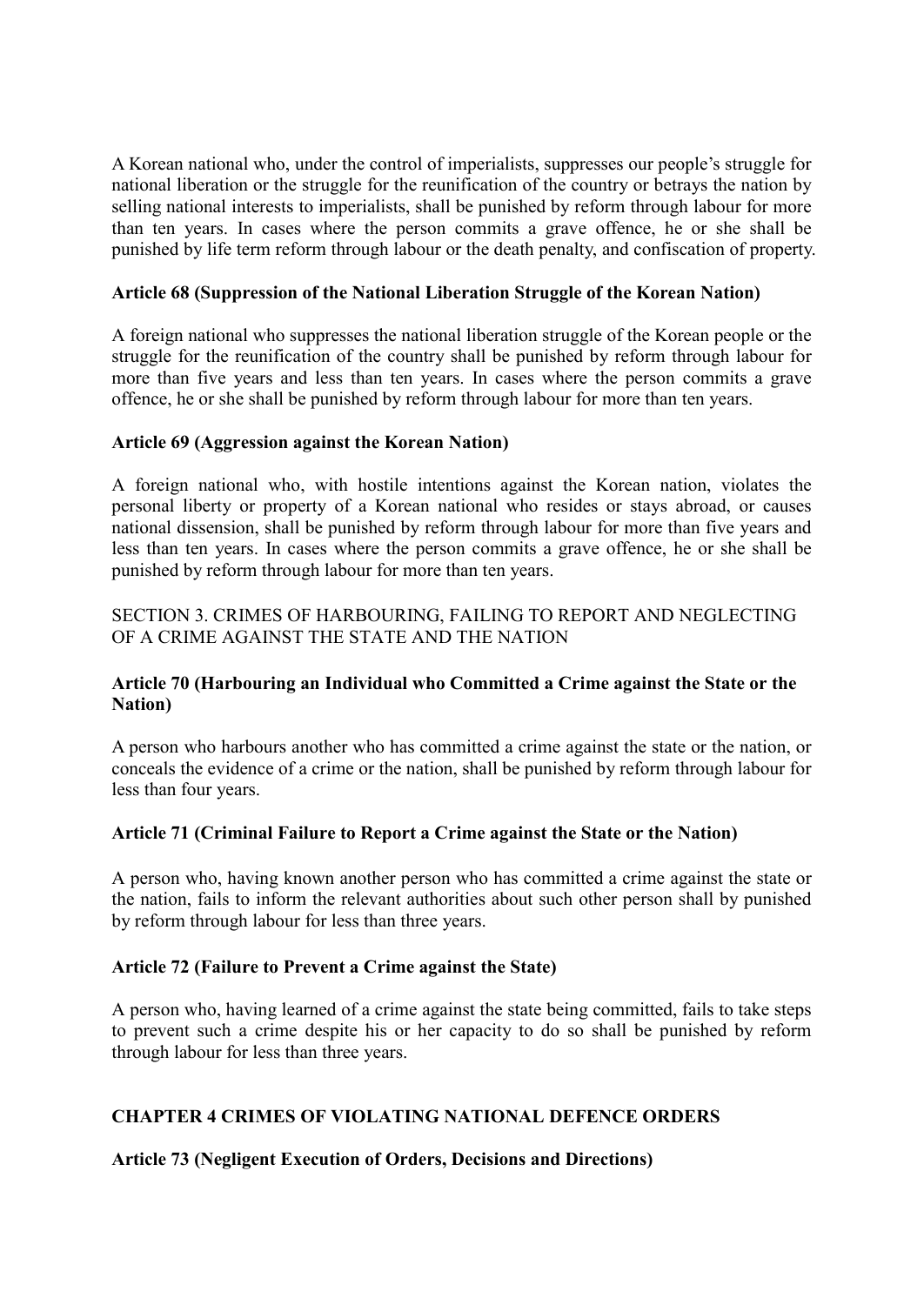A Korean national who, under the control of imperialists, suppresses our people's struggle for national liberation or the struggle for the reunification of the country or betrays the nation by selling national interests to imperialists, shall be punished by reform through labour for more than ten years. In cases where the person commits a grave offence, he or she shall be punished by life term reform through labour or the death penalty, and confiscation of property.

**Article 68 (Suppression of the National Liberation Struggle of the Korean Nation)**

A foreign national who suppresses the national liberation struggle of the Korean people or the struggle for the reunification of the country shall be punished by reform through labour for more than five years and less than ten years. In cases where the person commits a grave offence, he or she shall be punished by reform through labour for more than ten years.

**Article 69 (Aggression against the Korean Nation)**

A foreign national who, with hostile intentions against the Korean nation, violates the personal liberty or property of a Korean national who resides or stays abroad, or causes national dissension, shall be punished by reform through labour for more than five years and less than ten years. In cases where the person commits a grave offence, he or she shall be punished by reform through labour for more than ten years.

SECTION 3. CRIMES OF HARBOURING, FAILING TO REPORT AND NEGLECTING OF A CRIME AGAINST THE STATE AND THE NATION

**Article 70 (Harbouring an Individual who Committed a Crime against the State or the Nation)**

A person who harbours another who has committed a crime against the state or the nation, or conceals the evidence of a crime or the nation, shall be punished by reform through labour for less than four years.

**Article 71 (Criminal Failure to Report a Crime against the State or the Nation)**

A person who, having known another person who has committed a crime against the state or the nation, fails to inform the relevant authorities about such other person shall by punished by reform through labour for less than three years.

**Article 72 (Failure to Prevent a Crime against the State)**

A person who, having learned of a crime against the state being committed, fails to take steps to prevent such a crime despite his or her capacity to do so shall be punished by reform through labour for less than three years.

## CHAPTER 4 CRIMES OF VIOLATING NATIONAL DEFENCE ORDERS

**Article 73 (Negligent Execution of Orders, Decisions and Directions)**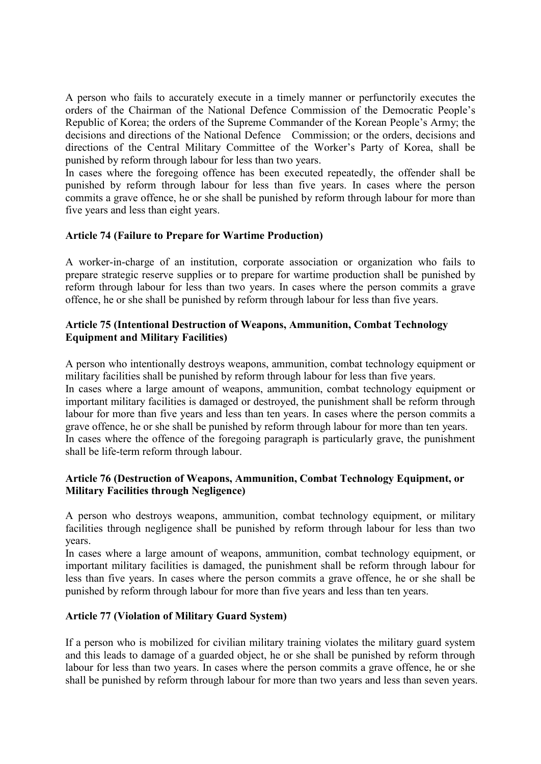A person who fails to accurately execute in a timely manner or perfunctorily executes the orders of the Chairman of the National Defence Commission of the Democratic People's Republic of Korea; the orders of the Supreme Commander of the Korean People's Army; the decisions and directions of the National Defence Commission; or the orders, decisions and directions of the Central Military Committee of the Worker's Party of Korea, shall be punished by reform through labour for less than two years.
In cases where the foregoing offence has been executed repeatedly, the offender shall be punished by reform through labour for less than five years. In cases where the person commits a grave offence, he or she shall be punished by reform through labour for more than five years and less than eight years.

**Article 74 (Failure to Prepare for Wartime Production)**

A worker-in-charge of an institution, corporate association or organization who fails to prepare strategic reserve supplies or to prepare for wartime production shall be punished by reform through labour for less than two years. In cases where the person commits a grave offence, he or she shall be punished by reform through labour for less than five years.

**Article 75 (Intentional Destruction of Weapons, Ammunition, Combat Technology Equipment and Military Facilities)**

A person who intentionally destroys weapons, ammunition, combat technology equipment or military facilities shall be punished by reform through labour for less than five years.
In cases where a large amount of weapons, ammunition, combat technology equipment or important military facilities is damaged or destroyed, the punishment shall be reform through labour for more than five years and less than ten years. In cases where the person commits a grave offence, he or she shall be punished by reform through labour for more than ten years.
In cases where the offence of the foregoing paragraph is particularly grave, the punishment shall be life-term reform through labour.

**Article 76 (Destruction of Weapons, Ammunition, Combat Technology Equipment, or Military Facilities through Negligence)**

A person who destroys weapons, ammunition, combat technology equipment, or military facilities through negligence shall be punished by reform through labour for less than two years.
In cases where a large amount of weapons, ammunition, combat technology equipment, or important military facilities is damaged, the punishment shall be reform through labour for less than five years. In cases where the person commits a grave offence, he or she shall be punished by reform through labour for more than five years and less than ten years.

**Article 77 (Violation of Military Guard System)**

If a person who is mobilized for civilian military training violates the military guard system and this leads to damage of a guarded object, he or she shall be punished by reform through labour for less than two years. In cases where the person commits a grave offence, he or she shall be punished by reform through labour for more than two years and less than seven years.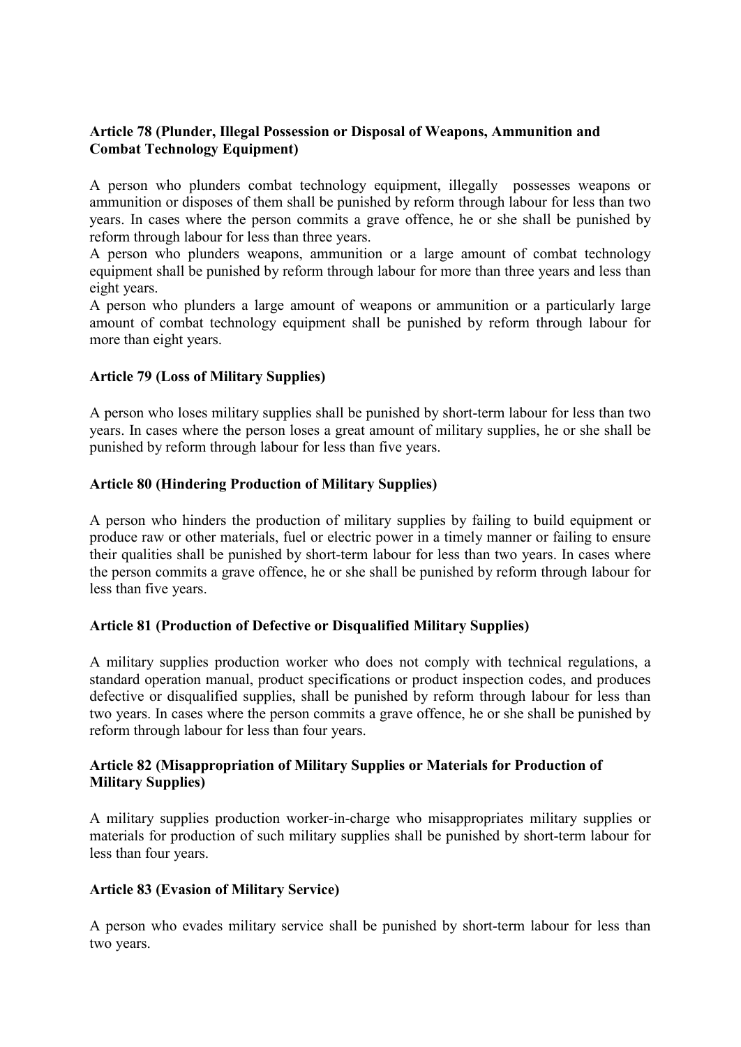**Article 78 (Plunder, Illegal Possession or Disposal of Weapons, Ammunition and Combat Technology Equipment)**

A person who plunders combat technology equipment, illegally possesses weapons or ammunition or disposes of them shall be punished by reform through labour for less than two years. In cases where the person commits a grave offence, he or she shall be punished by reform through labour for less than three years.

A person who plunders weapons, ammunition or a large amount of combat technology equipment shall be punished by reform through labour for more than three years and less than eight years.

A person who plunders a large amount of weapons or ammunition or a particularly large amount of combat technology equipment shall be punished by reform through labour for more than eight years.

**Article 79 (Loss of Military Supplies)**

A person who loses military supplies shall be punished by short-term labour for less than two years. In cases where the person loses a great amount of military supplies, he or she shall be punished by reform through labour for less than five years.

**Article 80 (Hindering Production of Military Supplies)**

A person who hinders the production of military supplies by failing to build equipment or produce raw or other materials, fuel or electric power in a timely manner or failing to ensure their qualities shall be punished by short-term labour for less than two years. In cases where the person commits a grave offence, he or she shall be punished by reform through labour for less than five years.

**Article 81 (Production of Defective or Disqualified Military Supplies)**

A military supplies production worker who does not comply with technical regulations, a standard operation manual, product specifications or product inspection codes, and produces defective or disqualified supplies, shall be punished by reform through labour for less than two years. In cases where the person commits a grave offence, he or she shall be punished by reform through labour for less than four years.

**Article 82 (Misappropriation of Military Supplies or Materials for Production of Military Supplies)**

A military supplies production worker-in-charge who misappropriates military supplies or materials for production of such military supplies shall be punished by short-term labour for less than four years.

**Article 83 (Evasion of Military Service)**

A person who evades military service shall be punished by short-term labour for less than two years.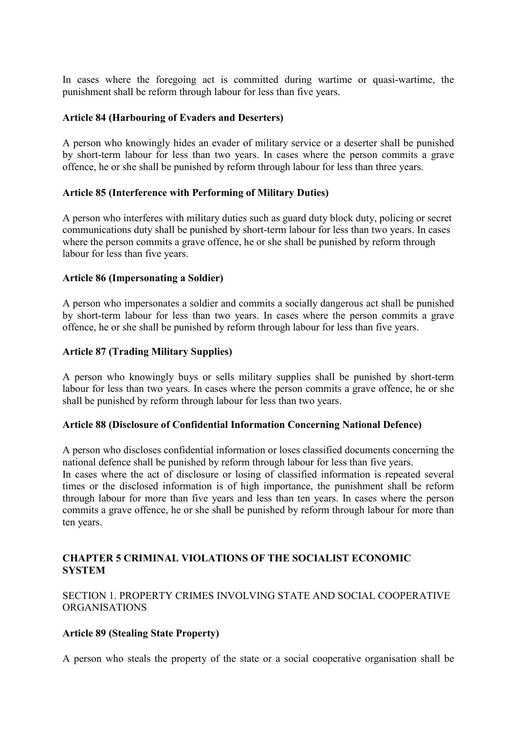In cases where the foregoing act is committed during wartime or quasi-wartime, the punishment shall be reform through labour for less than five years.

**Article 84 (Harbouring of Evaders and Deserters)**

A person who knowingly hides an evader of military service or a deserter shall be punished by short-term labour for less than two years. In cases where the person commits a grave offence, he or she shall be punished by reform through labour for less than three years.

**Article 85 (Interference with Performing of Military Duties)**

A person who interferes with military duties such as guard duty block duty, policing or secret communications duty shall be punished by short-term labour for less than two years. In cases where the person commits a grave offence, he or she shall be punished by reform through labour for less than five years.

**Article 86 (Impersonating a Soldier)**

A person who impersonates a soldier and commits a socially dangerous act shall be punished by short-term labour for less than two years. In cases where the person commits a grave offence, he or she shall be punished by reform through labour for less than five years.

**Article 87 (Trading Military Supplies)**

A person who knowingly buys or sells military supplies shall be punished by short-term labour for less than two years. In cases where the person commits a grave offence, he or she shall be punished by reform through labour for less than two years.

**Article 88 (Disclosure of Confidential Information Concerning National Defence)**

A person who discloses confidential information or loses classified documents concerning the national defence shall be punished by reform through labour for less than five years.
In cases where the act of disclosure or losing of classified information is repeated several times or the disclosed information is of high importance, the punishment shall be reform through labour for more than five years and less than ten years. In cases where the person commits a grave offence, he or she shall be punished by reform through labour for more than ten years.

## CHAPTER 5 CRIMINAL VIOLATIONS OF THE SOCIALIST ECONOMIC SYSTEM

### SECTION 1. PROPERTY CRIMES INVOLVING STATE AND SOCIAL COOPERATIVE ORGANISATIONS

**Article 89 (Stealing State Property)**

A person who steals the property of the state or a social cooperative organisation shall be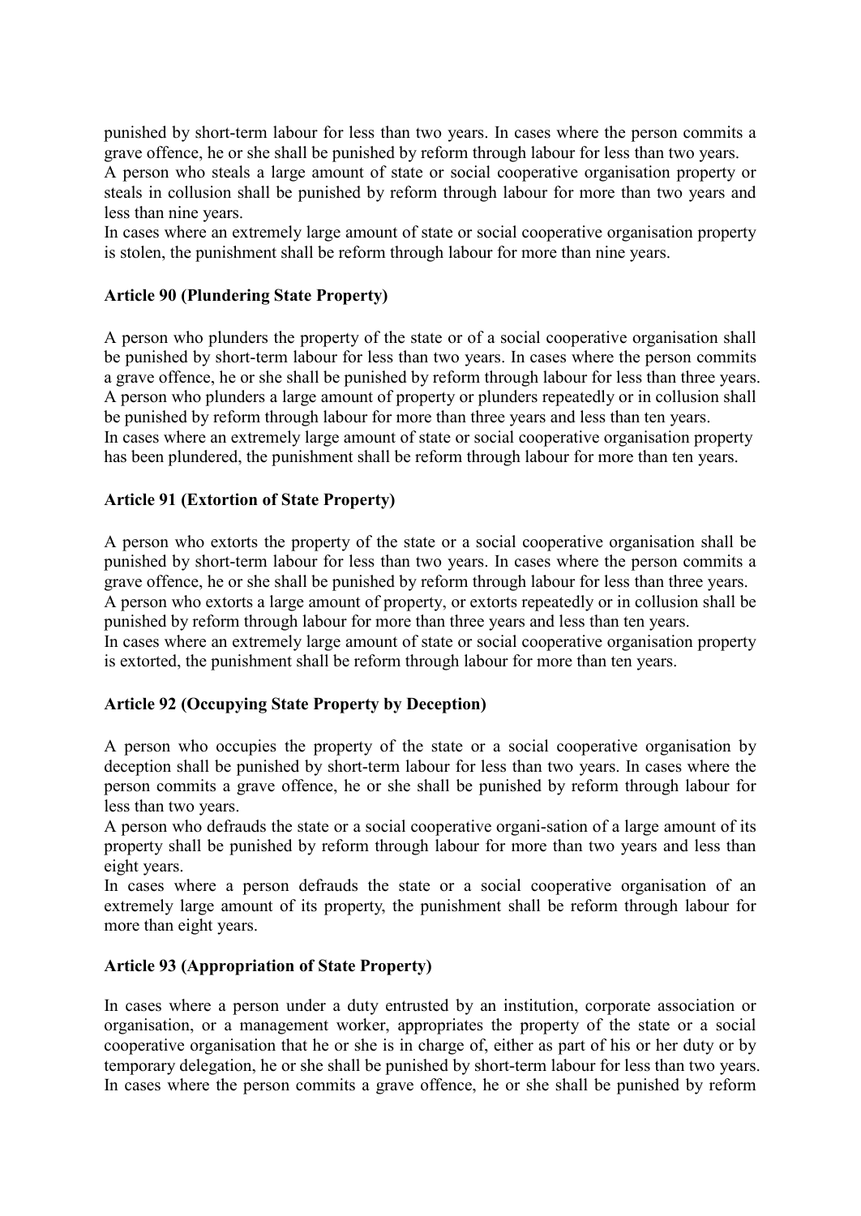punished by short-term labour for less than two years. In cases where the person commits a grave offence, he or she shall be punished by reform through labour for less than two years.
A person who steals a large amount of state or social cooperative organisation property or steals in collusion shall be punished by reform through labour for more than two years and less than nine years.
In cases where an extremely large amount of state or social cooperative organisation property is stolen, the punishment shall be reform through labour for more than nine years.

**Article 90 (Plundering State Property)**

A person who plunders the property of the state or of a social cooperative organisation shall be punished by short-term labour for less than two years. In cases where the person commits a grave offence, he or she shall be punished by reform through labour for less than three years.
A person who plunders a large amount of property or plunders repeatedly or in collusion shall be punished by reform through labour for more than three years and less than ten years.
In cases where an extremely large amount of state or social cooperative organisation property has been plundered, the punishment shall be reform through labour for more than ten years.

**Article 91 (Extortion of State Property)**

A person who extorts the property of the state or a social cooperative organisation shall be punished by short-term labour for less than two years. In cases where the person commits a grave offence, he or she shall be punished by reform through labour for less than three years.
A person who extorts a large amount of property, or extorts repeatedly or in collusion shall be punished by reform through labour for more than three years and less than ten years.
In cases where an extremely large amount of state or social cooperative organisation property is extorted, the punishment shall be reform through labour for more than ten years.

**Article 92 (Occupying State Property by Deception)**

A person who occupies the property of the state or a social cooperative organisation by deception shall be punished by short-term labour for less than two years. In cases where the person commits a grave offence, he or she shall be punished by reform through labour for less than two years.
A person who defrauds the state or a social cooperative organi-sation of a large amount of its property shall be punished by reform through labour for more than two years and less than eight years.
In cases where a person defrauds the state or a social cooperative organisation of an extremely large amount of its property, the punishment shall be reform through labour for more than eight years.

**Article 93 (Appropriation of State Property)**

In cases where a person under a duty entrusted by an institution, corporate association or organisation, or a management worker, appropriates the property of the state or a social cooperative organisation that he or she is in charge of, either as part of his or her duty or by temporary delegation, he or she shall be punished by short-term labour for less than two years. In cases where the person commits a grave offence, he or she shall be punished by reform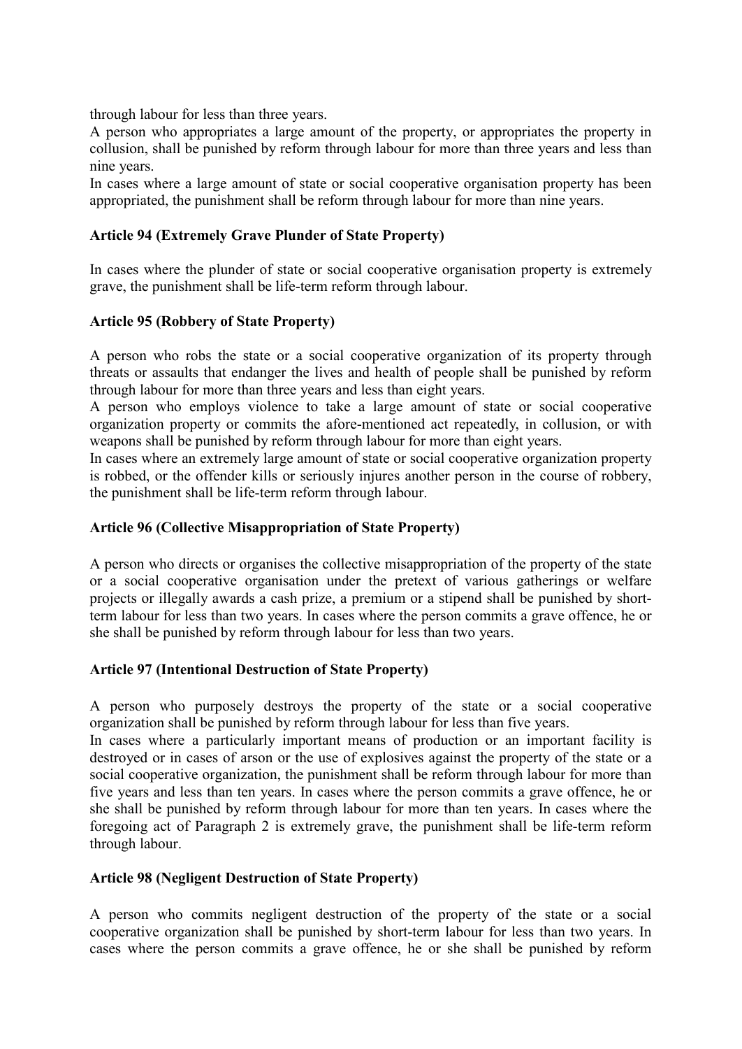through labour for less than three years.

A person who appropriates a large amount of the property, or appropriates the property in collusion, shall be punished by reform through labour for more than three years and less than nine years.

In cases where a large amount of state or social cooperative organisation property has been appropriated, the punishment shall be reform through labour for more than nine years.

**Article 94 (Extremely Grave Plunder of State Property)**

In cases where the plunder of state or social cooperative organisation property is extremely grave, the punishment shall be life-term reform through labour.

**Article 95 (Robbery of State Property)**

A person who robs the state or a social cooperative organization of its property through threats or assaults that endanger the lives and health of people shall be punished by reform through labour for more than three years and less than eight years.

A person who employs violence to take a large amount of state or social cooperative organization property or commits the afore-mentioned act repeatedly, in collusion, or with weapons shall be punished by reform through labour for more than eight years.

In cases where an extremely large amount of state or social cooperative organization property is robbed, or the offender kills or seriously injures another person in the course of robbery, the punishment shall be life-term reform through labour.

**Article 96 (Collective Misappropriation of State Property)**

A person who directs or organises the collective misappropriation of the property of the state or a social cooperative organisation under the pretext of various gatherings or welfare projects or illegally awards a cash prize, a premium or a stipend shall be punished by short-term labour for less than two years. In cases where the person commits a grave offence, he or she shall be punished by reform through labour for less than two years.

**Article 97 (Intentional Destruction of State Property)**

A person who purposely destroys the property of the state or a social cooperative organization shall be punished by reform through labour for less than five years.

In cases where a particularly important means of production or an important facility is destroyed or in cases of arson or the use of explosives against the property of the state or a social cooperative organization, the punishment shall be reform through labour for more than five years and less than ten years. In cases where the person commits a grave offence, he or she shall be punished by reform through labour for more than ten years. In cases where the foregoing act of Paragraph 2 is extremely grave, the punishment shall be life-term reform through labour.

**Article 98 (Negligent Destruction of State Property)**

A person who commits negligent destruction of the property of the state or a social cooperative organization shall be punished by short-term labour for less than two years. In cases where the person commits a grave offence, he or she shall be punished by reform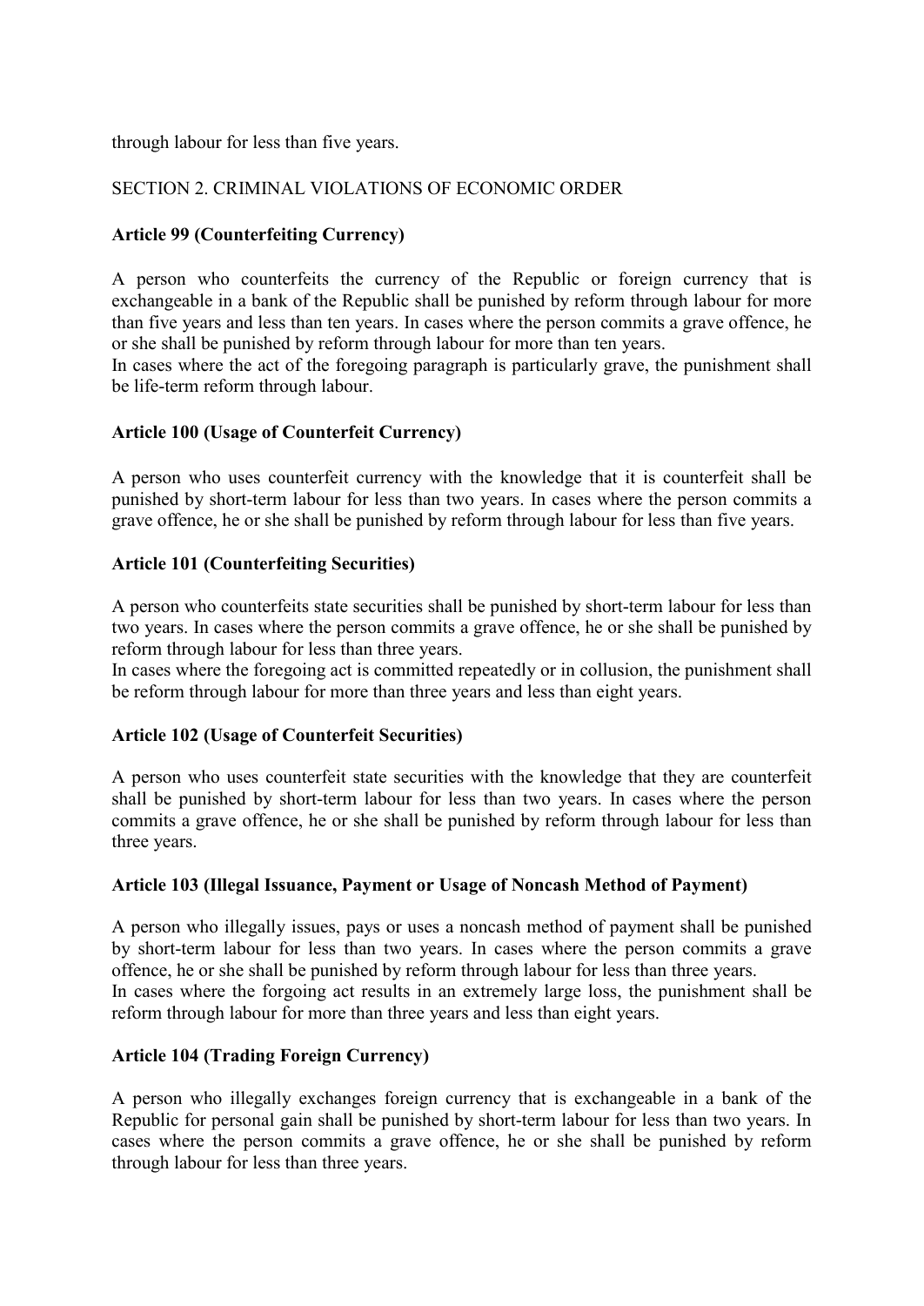through labour for less than five years.

SECTION 2. CRIMINAL VIOLATIONS OF ECONOMIC ORDER

**Article 99 (Counterfeiting Currency)**

A person who counterfeits the currency of the Republic or foreign currency that is exchangeable in a bank of the Republic shall be punished by reform through labour for more than five years and less than ten years. In cases where the person commits a grave offence, he or she shall be punished by reform through labour for more than ten years.
In cases where the act of the foregoing paragraph is particularly grave, the punishment shall be life-term reform through labour.

**Article 100 (Usage of Counterfeit Currency)**

A person who uses counterfeit currency with the knowledge that it is counterfeit shall be punished by short-term labour for less than two years. In cases where the person commits a grave offence, he or she shall be punished by reform through labour for less than five years.

**Article 101 (Counterfeiting Securities)**

A person who counterfeits state securities shall be punished by short-term labour for less than two years. In cases where the person commits a grave offence, he or she shall be punished by reform through labour for less than three years.
In cases where the foregoing act is committed repeatedly or in collusion, the punishment shall be reform through labour for more than three years and less than eight years.

**Article 102 (Usage of Counterfeit Securities)**

A person who uses counterfeit state securities with the knowledge that they are counterfeit shall be punished by short-term labour for less than two years. In cases where the person commits a grave offence, he or she shall be punished by reform through labour for less than three years.

**Article 103 (Illegal Issuance, Payment or Usage of Noncash Method of Payment)**

A person who illegally issues, pays or uses a noncash method of payment shall be punished by short-term labour for less than two years. In cases where the person commits a grave offence, he or she shall be punished by reform through labour for less than three years.
In cases where the forgoing act results in an extremely large loss, the punishment shall be reform through labour for more than three years and less than eight years.

**Article 104 (Trading Foreign Currency)**

A person who illegally exchanges foreign currency that is exchangeable in a bank of the Republic for personal gain shall be punished by short-term labour for less than two years. In cases where the person commits a grave offence, he or she shall be punished by reform through labour for less than three years.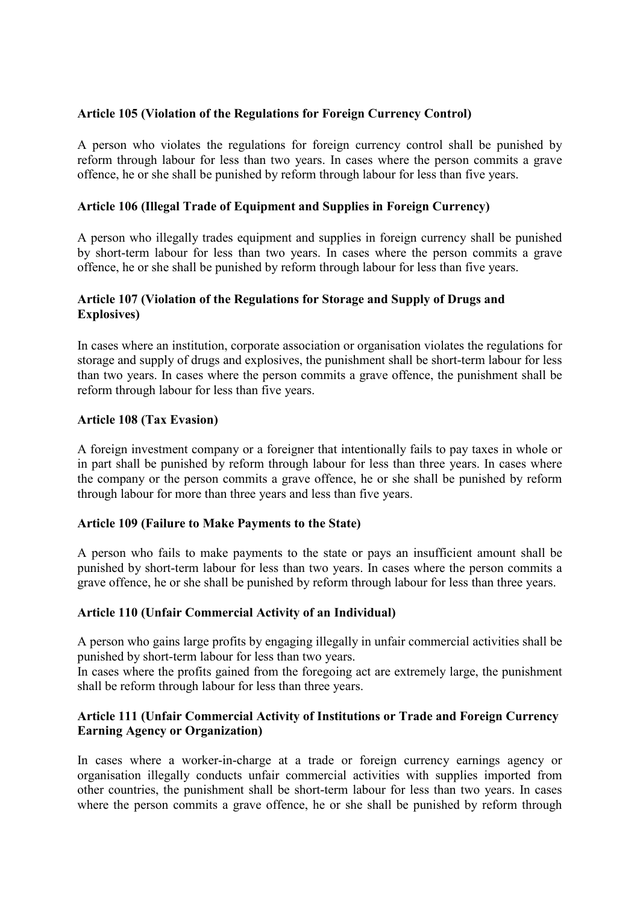**Article 105 (Violation of the Regulations for Foreign Currency Control)**

A person who violates the regulations for foreign currency control shall be punished by reform through labour for less than two years. In cases where the person commits a grave offence, he or she shall be punished by reform through labour for less than five years.

**Article 106 (Illegal Trade of Equipment and Supplies in Foreign Currency)**

A person who illegally trades equipment and supplies in foreign currency shall be punished by short-term labour for less than two years. In cases where the person commits a grave offence, he or she shall be punished by reform through labour for less than five years.

**Article 107 (Violation of the Regulations for Storage and Supply of Drugs and Explosives)**

In cases where an institution, corporate association or organisation violates the regulations for storage and supply of drugs and explosives, the punishment shall be short-term labour for less than two years. In cases where the person commits a grave offence, the punishment shall be reform through labour for less than five years.

**Article 108 (Tax Evasion)**

A foreign investment company or a foreigner that intentionally fails to pay taxes in whole or in part shall be punished by reform through labour for less than three years. In cases where the company or the person commits a grave offence, he or she shall be punished by reform through labour for more than three years and less than five years.

**Article 109 (Failure to Make Payments to the State)**

A person who fails to make payments to the state or pays an insufficient amount shall be punished by short-term labour for less than two years. In cases where the person commits a grave offence, he or she shall be punished by reform through labour for less than three years.

**Article 110 (Unfair Commercial Activity of an Individual)**

A person who gains large profits by engaging illegally in unfair commercial activities shall be punished by short-term labour for less than two years.
In cases where the profits gained from the foregoing act are extremely large, the punishment shall be reform through labour for less than three years.

**Article 111 (Unfair Commercial Activity of Institutions or Trade and Foreign Currency Earning Agency or Organization)**

In cases where a worker-in-charge at a trade or foreign currency earnings agency or organisation illegally conducts unfair commercial activities with supplies imported from other countries, the punishment shall be short-term labour for less than two years. In cases where the person commits a grave offence, he or she shall be punished by reform through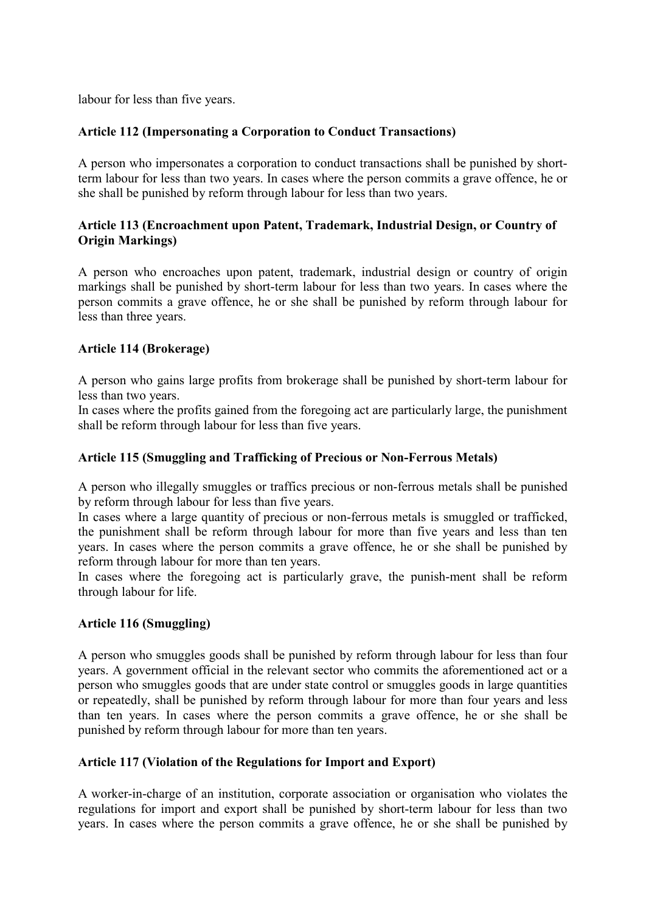labour for less than five years.

### Article 112 (Impersonating a Corporation to Conduct Transactions)

A person who impersonates a corporation to conduct transactions shall be punished by short-term labour for less than two years. In cases where the person commits a grave offence, he or she shall be punished by reform through labour for less than two years.

### Article 113 (Encroachment upon Patent, Trademark, Industrial Design, or Country of Origin Markings)

A person who encroaches upon patent, trademark, industrial design or country of origin markings shall be punished by short-term labour for less than two years. In cases where the person commits a grave offence, he or she shall be punished by reform through labour for less than three years.

### Article 114 (Brokerage)

A person who gains large profits from brokerage shall be punished by short-term labour for less than two years.
In cases where the profits gained from the foregoing act are particularly large, the punishment shall be reform through labour for less than five years.

### Article 115 (Smuggling and Trafficking of Precious or Non-Ferrous Metals)

A person who illegally smuggles or traffics precious or non-ferrous metals shall be punished by reform through labour for less than five years.
In cases where a large quantity of precious or non-ferrous metals is smuggled or trafficked, the punishment shall be reform through labour for more than five years and less than ten years. In cases where the person commits a grave offence, he or she shall be punished by reform through labour for more than ten years.
In cases where the foregoing act is particularly grave, the punish-ment shall be reform through labour for life.

### Article 116 (Smuggling)

A person who smuggles goods shall be punished by reform through labour for less than four years. A government official in the relevant sector who commits the aforementioned act or a person who smuggles goods that are under state control or smuggles goods in large quantities or repeatedly, shall be punished by reform through labour for more than four years and less than ten years. In cases where the person commits a grave offence, he or she shall be punished by reform through labour for more than ten years.

### Article 117 (Violation of the Regulations for Import and Export)

A worker-in-charge of an institution, corporate association or organisation who violates the regulations for import and export shall be punished by short-term labour for less than two years. In cases where the person commits a grave offence, he or she shall be punished by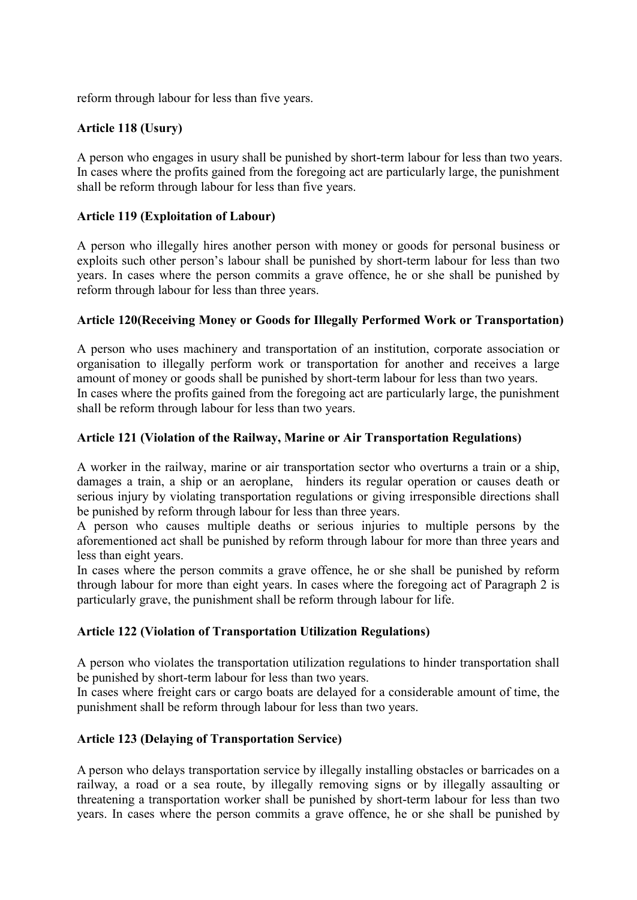reform through labour for less than five years.

**Article 118 (Usury)**

A person who engages in usury shall be punished by short-term labour for less than two years. In cases where the profits gained from the foregoing act are particularly large, the punishment shall be reform through labour for less than five years.

**Article 119 (Exploitation of Labour)**

A person who illegally hires another person with money or goods for personal business or exploits such other person's labour shall be punished by short-term labour for less than two years. In cases where the person commits a grave offence, he or she shall be punished by reform through labour for less than three years.

**Article 120(Receiving Money or Goods for Illegally Performed Work or Transportation)**

A person who uses machinery and transportation of an institution, corporate association or organisation to illegally perform work or transportation for another and receives a large amount of money or goods shall be punished by short-term labour for less than two years.
In cases where the profits gained from the foregoing act are particularly large, the punishment shall be reform through labour for less than two years.

**Article 121 (Violation of the Railway, Marine or Air Transportation Regulations)**

A worker in the railway, marine or air transportation sector who overturns a train or a ship, damages a train, a ship or an aeroplane, hinders its regular operation or causes death or serious injury by violating transportation regulations or giving irresponsible directions shall be punished by reform through labour for less than three years.
A person who causes multiple deaths or serious injuries to multiple persons by the aforementioned act shall be punished by reform through labour for more than three years and less than eight years.
In cases where the person commits a grave offence, he or she shall be punished by reform through labour for more than eight years. In cases where the foregoing act of Paragraph 2 is particularly grave, the punishment shall be reform through labour for life.

**Article 122 (Violation of Transportation Utilization Regulations)**

A person who violates the transportation utilization regulations to hinder transportation shall be punished by short-term labour for less than two years.
In cases where freight cars or cargo boats are delayed for a considerable amount of time, the punishment shall be reform through labour for less than two years.

**Article 123 (Delaying of Transportation Service)**

A person who delays transportation service by illegally installing obstacles or barricades on a railway, a road or a sea route, by illegally removing signs or by illegally assaulting or threatening a transportation worker shall be punished by short-term labour for less than two years. In cases where the person commits a grave offence, he or she shall be punished by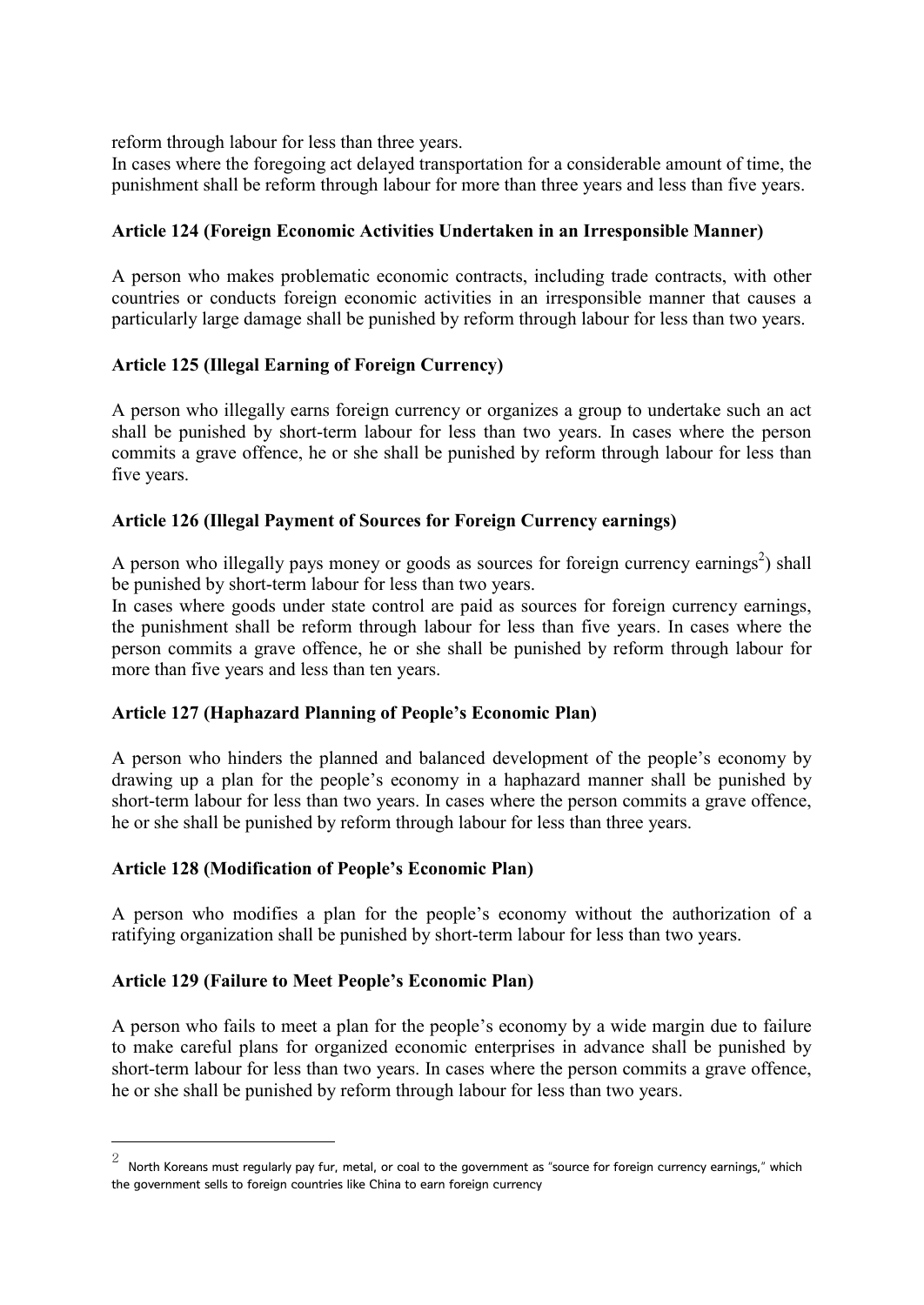reform through labour for less than three years.
In cases where the foregoing act delayed transportation for a considerable amount of time, the punishment shall be reform through labour for more than three years and less than five years.

### Article 124 (Foreign Economic Activities Undertaken in an Irresponsible Manner)

A person who makes problematic economic contracts, including trade contracts, with other countries or conducts foreign economic activities in an irresponsible manner that causes a particularly large damage shall be punished by reform through labour for less than two years.

### Article 125 (Illegal Earning of Foreign Currency)

A person who illegally earns foreign currency or organizes a group to undertake such an act shall be punished by short-term labour for less than two years. In cases where the person commits a grave offence, he or she shall be punished by reform through labour for less than five years.

### Article 126 (Illegal Payment of Sources for Foreign Currency earnings)

A person who illegally pays money or goods as sources for foreign currency earnings[2]) shall be punished by short-term labour for less than two years.
In cases where goods under state control are paid as sources for foreign currency earnings, the punishment shall be reform through labour for less than five years. In cases where the person commits a grave offence, he or she shall be punished by reform through labour for more than five years and less than ten years.

### Article 127 (Haphazard Planning of People's Economic Plan)

A person who hinders the planned and balanced development of the people's economy by drawing up a plan for the people's economy in a haphazard manner shall be punished by short-term labour for less than two years. In cases where the person commits a grave offence, he or she shall be punished by reform through labour for less than three years.

### Article 128 (Modification of People's Economic Plan)

A person who modifies a plan for the people's economy without the authorization of a ratifying organization shall be punished by short-term labour for less than two years.

### Article 129 (Failure to Meet People's Economic Plan)

A person who fails to meet a plan for the people's economy by a wide margin due to failure to make careful plans for organized economic enterprises in advance shall be punished by short-term labour for less than two years. In cases where the person commits a grave offence, he or she shall be punished by reform through labour for less than two years.

---

[2] North Koreans must regularly pay fur, metal, or coal to the government as "source for foreign currency earnings," which the government sells to foreign countries like China to earn foreign currency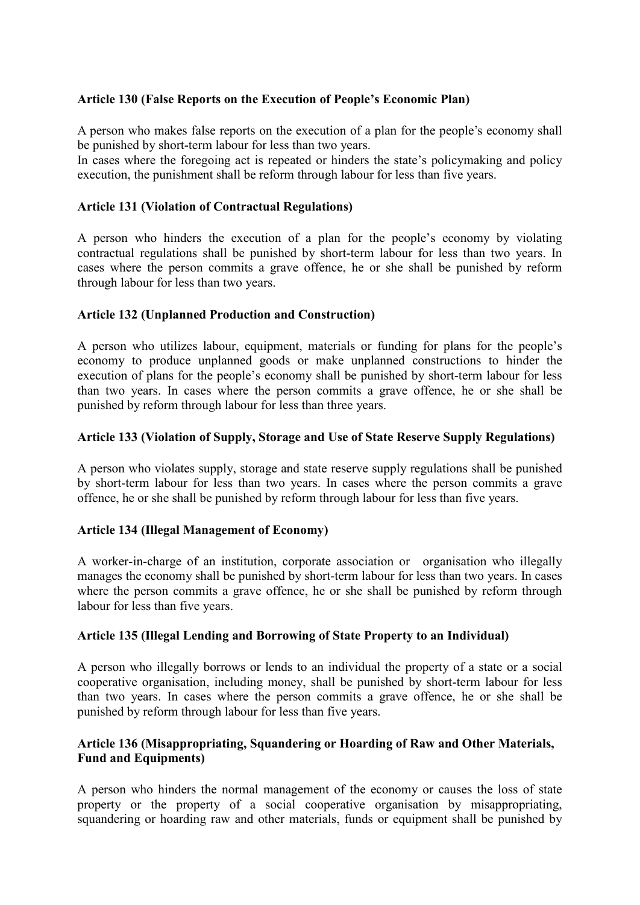**Article 130 (False Reports on the Execution of People's Economic Plan)**

A person who makes false reports on the execution of a plan for the people's economy shall be punished by short-term labour for less than two years.
In cases where the foregoing act is repeated or hinders the state's policymaking and policy execution, the punishment shall be reform through labour for less than five years.

**Article 131 (Violation of Contractual Regulations)**

A person who hinders the execution of a plan for the people's economy by violating contractual regulations shall be punished by short-term labour for less than two years. In cases where the person commits a grave offence, he or she shall be punished by reform through labour for less than two years.

**Article 132 (Unplanned Production and Construction)**

A person who utilizes labour, equipment, materials or funding for plans for the people's economy to produce unplanned goods or make unplanned constructions to hinder the execution of plans for the people's economy shall be punished by short-term labour for less than two years. In cases where the person commits a grave offence, he or she shall be punished by reform through labour for less than three years.

**Article 133 (Violation of Supply, Storage and Use of State Reserve Supply Regulations)**

A person who violates supply, storage and state reserve supply regulations shall be punished by short-term labour for less than two years. In cases where the person commits a grave offence, he or she shall be punished by reform through labour for less than five years.

**Article 134 (Illegal Management of Economy)**

A worker-in-charge of an institution, corporate association or organisation who illegally manages the economy shall be punished by short-term labour for less than two years. In cases where the person commits a grave offence, he or she shall be punished by reform through labour for less than five years.

**Article 135 (Illegal Lending and Borrowing of State Property to an Individual)**

A person who illegally borrows or lends to an individual the property of a state or a social cooperative organisation, including money, shall be punished by short-term labour for less than two years. In cases where the person commits a grave offence, he or she shall be punished by reform through labour for less than five years.

**Article 136 (Misappropriating, Squandering or Hoarding of Raw and Other Materials, Fund and Equipments)**

A person who hinders the normal management of the economy or causes the loss of state property or the property of a social cooperative organisation by misappropriating, squandering or hoarding raw and other materials, funds or equipment shall be punished by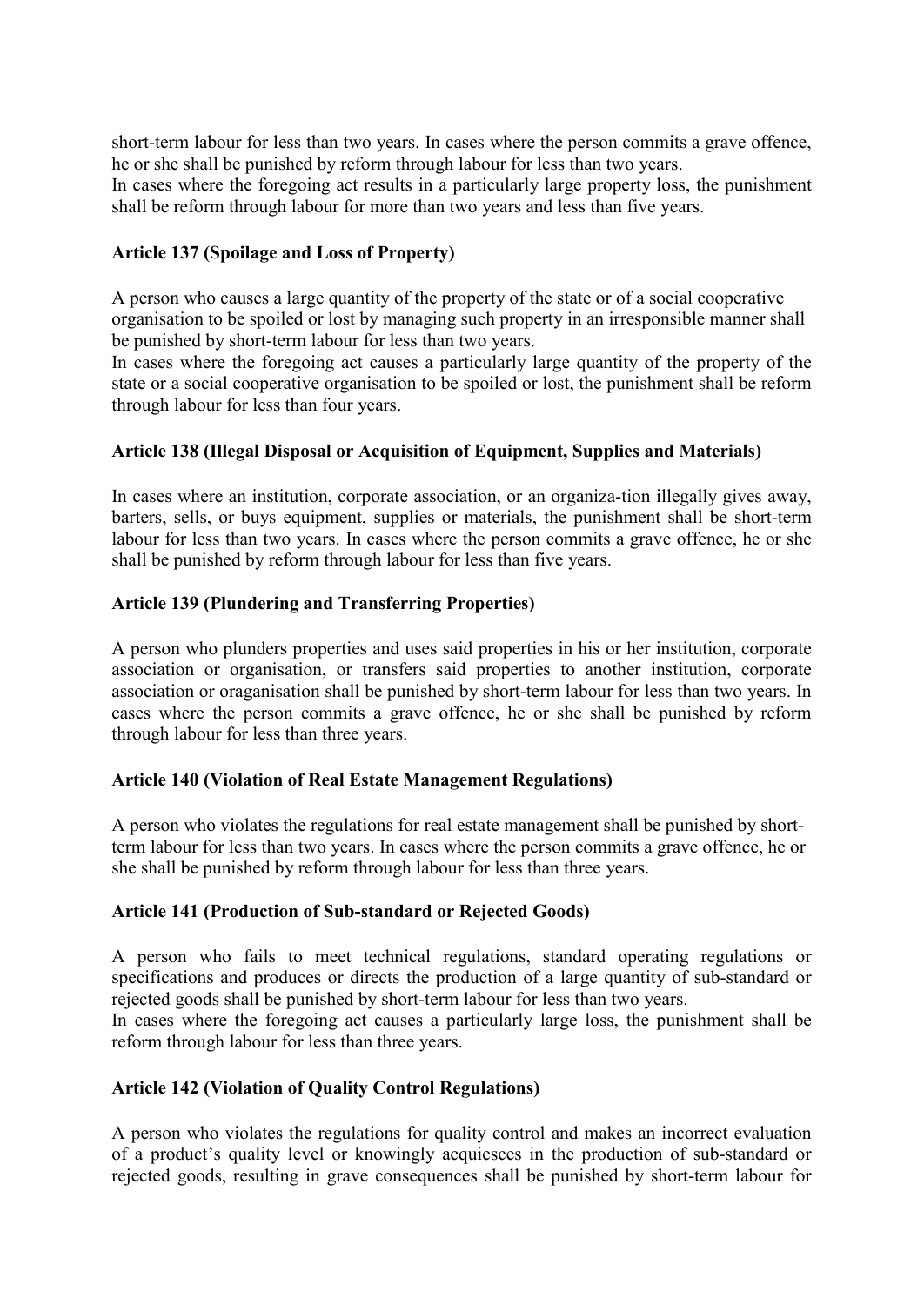short-term labour for less than two years. In cases where the person commits a grave offence, he or she shall be punished by reform through labour for less than two years.
In cases where the foregoing act results in a particularly large property loss, the punishment shall be reform through labour for more than two years and less than five years.

**Article 137 (Spoilage and Loss of Property)**

A person who causes a large quantity of the property of the state or of a social cooperative organisation to be spoiled or lost by managing such property in an irresponsible manner shall be punished by short-term labour for less than two years.
In cases where the foregoing act causes a particularly large quantity of the property of the state or a social cooperative organisation to be spoiled or lost, the punishment shall be reform through labour for less than four years.

**Article 138 (Illegal Disposal or Acquisition of Equipment, Supplies and Materials)**

In cases where an institution, corporate association, or an organiza-tion illegally gives away, barters, sells, or buys equipment, supplies or materials, the punishment shall be short-term labour for less than two years. In cases where the person commits a grave offence, he or she shall be punished by reform through labour for less than five years.

**Article 139 (Plundering and Transferring Properties)**

A person who plunders properties and uses said properties in his or her institution, corporate association or organisation, or transfers said properties to another institution, corporate association or oraganisation shall be punished by short-term labour for less than two years. In cases where the person commits a grave offence, he or she shall be punished by reform through labour for less than three years.

**Article 140 (Violation of Real Estate Management Regulations)**

A person who violates the regulations for real estate management shall be punished by short-term labour for less than two years. In cases where the person commits a grave offence, he or she shall be punished by reform through labour for less than three years.

**Article 141 (Production of Sub-standard or Rejected Goods)**

A person who fails to meet technical regulations, standard operating regulations or specifications and produces or directs the production of a large quantity of sub-standard or rejected goods shall be punished by short-term labour for less than two years.
In cases where the foregoing act causes a particularly large loss, the punishment shall be reform through labour for less than three years.

**Article 142 (Violation of Quality Control Regulations)**

A person who violates the regulations for quality control and makes an incorrect evaluation of a product's quality level or knowingly acquiesces in the production of sub-standard or rejected goods, resulting in grave consequences shall be punished by short-term labour for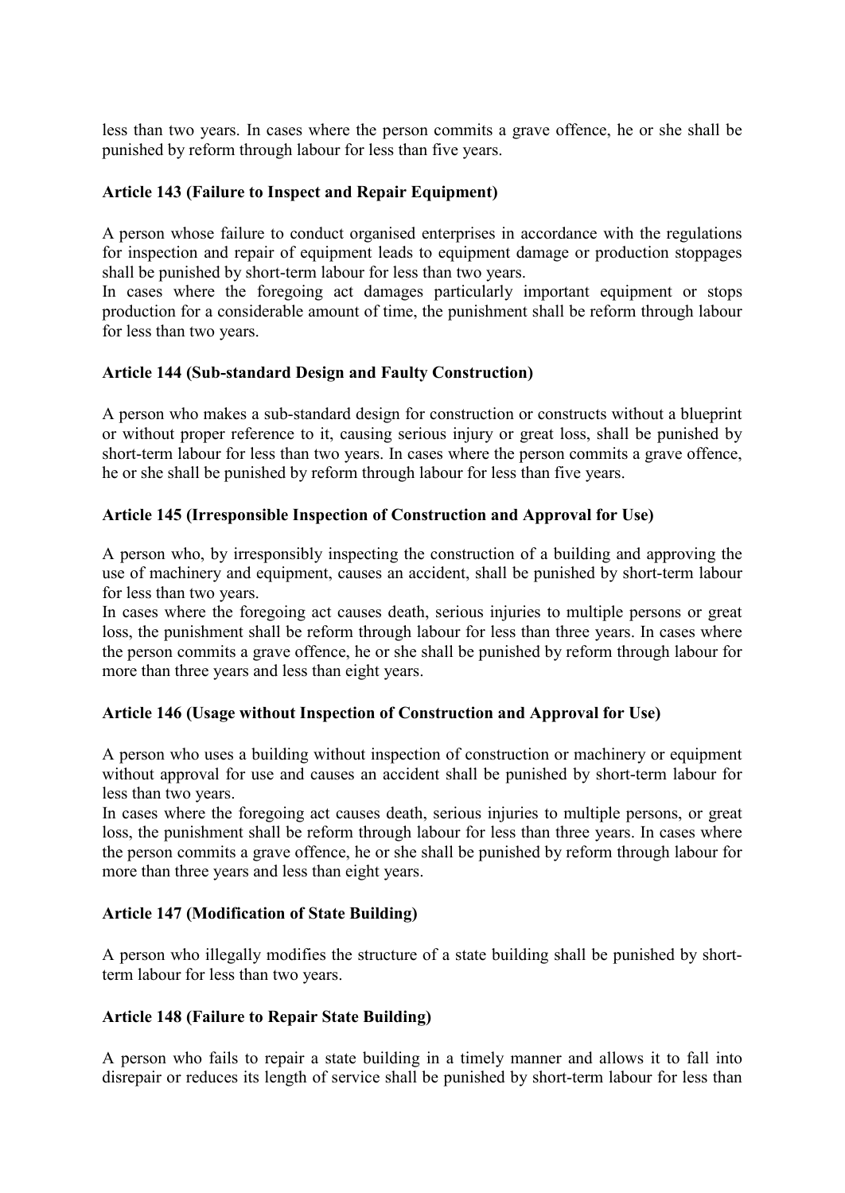less than two years. In cases where the person commits a grave offence, he or she shall be punished by reform through labour for less than five years.

**Article 143 (Failure to Inspect and Repair Equipment)**

A person whose failure to conduct organised enterprises in accordance with the regulations for inspection and repair of equipment leads to equipment damage or production stoppages shall be punished by short-term labour for less than two years.
In cases where the foregoing act damages particularly important equipment or stops production for a considerable amount of time, the punishment shall be reform through labour for less than two years.

**Article 144 (Sub-standard Design and Faulty Construction)**

A person who makes a sub-standard design for construction or constructs without a blueprint or without proper reference to it, causing serious injury or great loss, shall be punished by short-term labour for less than two years. In cases where the person commits a grave offence, he or she shall be punished by reform through labour for less than five years.

**Article 145 (Irresponsible Inspection of Construction and Approval for Use)**

A person who, by irresponsibly inspecting the construction of a building and approving the use of machinery and equipment, causes an accident, shall be punished by short-term labour for less than two years.
In cases where the foregoing act causes death, serious injuries to multiple persons or great loss, the punishment shall be reform through labour for less than three years. In cases where the person commits a grave offence, he or she shall be punished by reform through labour for more than three years and less than eight years.

**Article 146 (Usage without Inspection of Construction and Approval for Use)**

A person who uses a building without inspection of construction or machinery or equipment without approval for use and causes an accident shall be punished by short-term labour for less than two years.
In cases where the foregoing act causes death, serious injuries to multiple persons, or great loss, the punishment shall be reform through labour for less than three years. In cases where the person commits a grave offence, he or she shall be punished by reform through labour for more than three years and less than eight years.

**Article 147 (Modification of State Building)**

A person who illegally modifies the structure of a state building shall be punished by short-term labour for less than two years.

**Article 148 (Failure to Repair State Building)**

A person who fails to repair a state building in a timely manner and allows it to fall into disrepair or reduces its length of service shall be punished by short-term labour for less than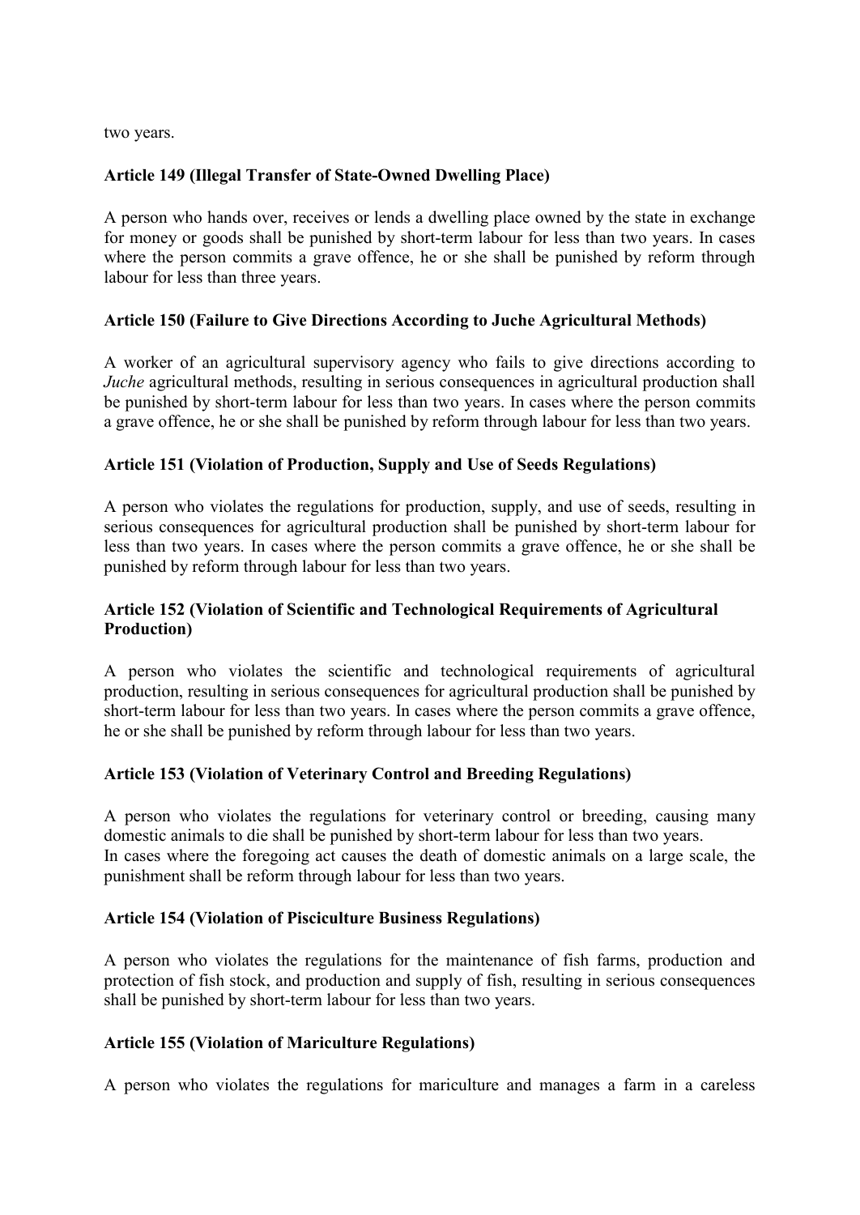two years.

**Article 149 (Illegal Transfer of State-Owned Dwelling Place)**

A person who hands over, receives or lends a dwelling place owned by the state in exchange for money or goods shall be punished by short-term labour for less than two years. In cases where the person commits a grave offence, he or she shall be punished by reform through labour for less than three years.

**Article 150 (Failure to Give Directions According to Juche Agricultural Methods)**

A worker of an agricultural supervisory agency who fails to give directions according to *Juche* agricultural methods, resulting in serious consequences in agricultural production shall be punished by short-term labour for less than two years. In cases where the person commits a grave offence, he or she shall be punished by reform through labour for less than two years.

**Article 151 (Violation of Production, Supply and Use of Seeds Regulations)**

A person who violates the regulations for production, supply, and use of seeds, resulting in serious consequences for agricultural production shall be punished by short-term labour for less than two years. In cases where the person commits a grave offence, he or she shall be punished by reform through labour for less than two years.

**Article 152 (Violation of Scientific and Technological Requirements of Agricultural Production)**

A person who violates the scientific and technological requirements of agricultural production, resulting in serious consequences for agricultural production shall be punished by short-term labour for less than two years. In cases where the person commits a grave offence, he or she shall be punished by reform through labour for less than two years.

**Article 153 (Violation of Veterinary Control and Breeding Regulations)**

A person who violates the regulations for veterinary control or breeding, causing many domestic animals to die shall be punished by short-term labour for less than two years.
In cases where the foregoing act causes the death of domestic animals on a large scale, the punishment shall be reform through labour for less than two years.

**Article 154 (Violation of Pisciculture Business Regulations)**

A person who violates the regulations for the maintenance of fish farms, production and protection of fish stock, and production and supply of fish, resulting in serious consequences shall be punished by short-term labour for less than two years.

**Article 155 (Violation of Mariculture Regulations)**

A person who violates the regulations for mariculture and manages a farm in a careless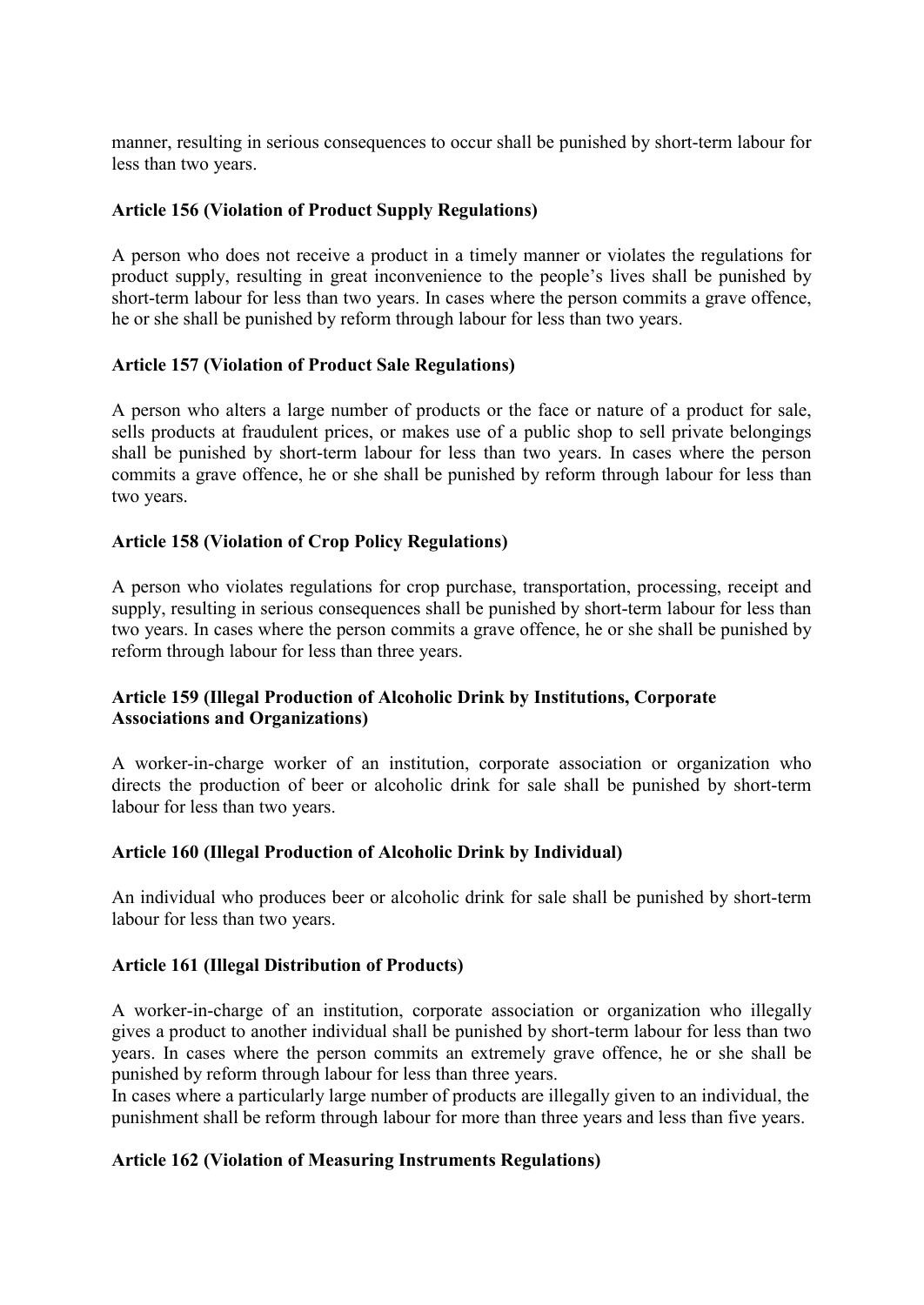manner, resulting in serious consequences to occur shall be punished by short-term labour for less than two years.

**Article 156 (Violation of Product Supply Regulations)**

A person who does not receive a product in a timely manner or violates the regulations for product supply, resulting in great inconvenience to the people's lives shall be punished by short-term labour for less than two years. In cases where the person commits a grave offence, he or she shall be punished by reform through labour for less than two years.

**Article 157 (Violation of Product Sale Regulations)**

A person who alters a large number of products or the face or nature of a product for sale, sells products at fraudulent prices, or makes use of a public shop to sell private belongings shall be punished by short-term labour for less than two years. In cases where the person commits a grave offence, he or she shall be punished by reform through labour for less than two years.

**Article 158 (Violation of Crop Policy Regulations)**

A person who violates regulations for crop purchase, transportation, processing, receipt and supply, resulting in serious consequences shall be punished by short-term labour for less than two years. In cases where the person commits a grave offence, he or she shall be punished by reform through labour for less than three years.

**Article 159 (Illegal Production of Alcoholic Drink by Institutions, Corporate Associations and Organizations)**

A worker-in-charge worker of an institution, corporate association or organization who directs the production of beer or alcoholic drink for sale shall be punished by short-term labour for less than two years.

**Article 160 (Illegal Production of Alcoholic Drink by Individual)**

An individual who produces beer or alcoholic drink for sale shall be punished by short-term labour for less than two years.

**Article 161 (Illegal Distribution of Products)**

A worker-in-charge of an institution, corporate association or organization who illegally gives a product to another individual shall be punished by short-term labour for less than two years. In cases where the person commits an extremely grave offence, he or she shall be punished by reform through labour for less than three years.
In cases where a particularly large number of products are illegally given to an individual, the punishment shall be reform through labour for more than three years and less than five years.

**Article 162 (Violation of Measuring Instruments Regulations)**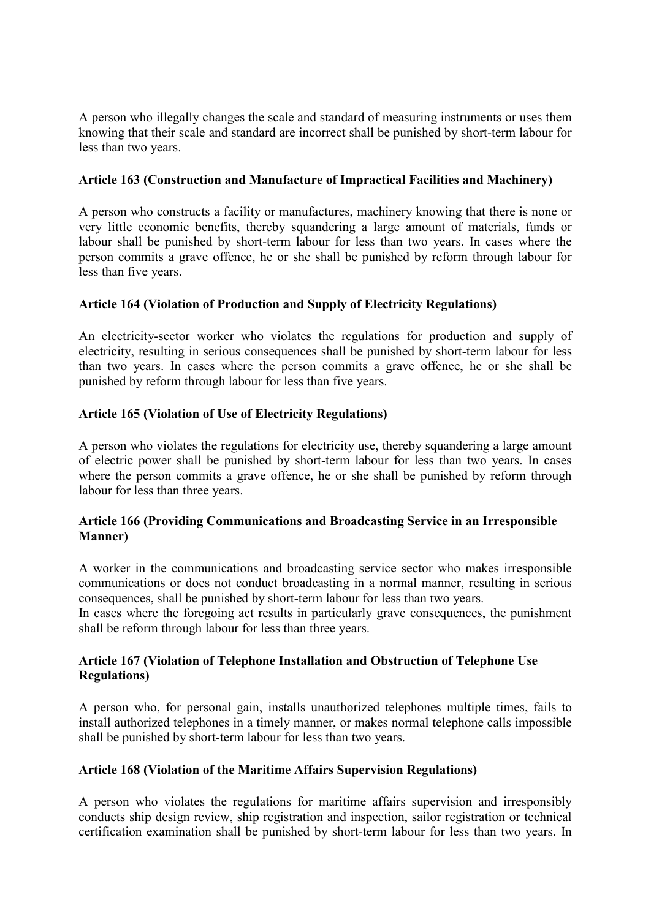A person who illegally changes the scale and standard of measuring instruments or uses them knowing that their scale and standard are incorrect shall be punished by short-term labour for less than two years.

**Article 163 (Construction and Manufacture of Impractical Facilities and Machinery)**

A person who constructs a facility or manufactures, machinery knowing that there is none or very little economic benefits, thereby squandering a large amount of materials, funds or labour shall be punished by short-term labour for less than two years. In cases where the person commits a grave offence, he or she shall be punished by reform through labour for less than five years.

**Article 164 (Violation of Production and Supply of Electricity Regulations)**

An electricity-sector worker who violates the regulations for production and supply of electricity, resulting in serious consequences shall be punished by short-term labour for less than two years. In cases where the person commits a grave offence, he or she shall be punished by reform through labour for less than five years.

**Article 165 (Violation of Use of Electricity Regulations)**

A person who violates the regulations for electricity use, thereby squandering a large amount of electric power shall be punished by short-term labour for less than two years. In cases where the person commits a grave offence, he or she shall be punished by reform through labour for less than three years.

**Article 166 (Providing Communications and Broadcasting Service in an Irresponsible Manner)**

A worker in the communications and broadcasting service sector who makes irresponsible communications or does not conduct broadcasting in a normal manner, resulting in serious consequences, shall be punished by short-term labour for less than two years.
In cases where the foregoing act results in particularly grave consequences, the punishment shall be reform through labour for less than three years.

**Article 167 (Violation of Telephone Installation and Obstruction of Telephone Use Regulations)**

A person who, for personal gain, installs unauthorized telephones multiple times, fails to install authorized telephones in a timely manner, or makes normal telephone calls impossible shall be punished by short-term labour for less than two years.

**Article 168 (Violation of the Maritime Affairs Supervision Regulations)**

A person who violates the regulations for maritime affairs supervision and irresponsibly conducts ship design review, ship registration and inspection, sailor registration or technical certification examination shall be punished by short-term labour for less than two years. In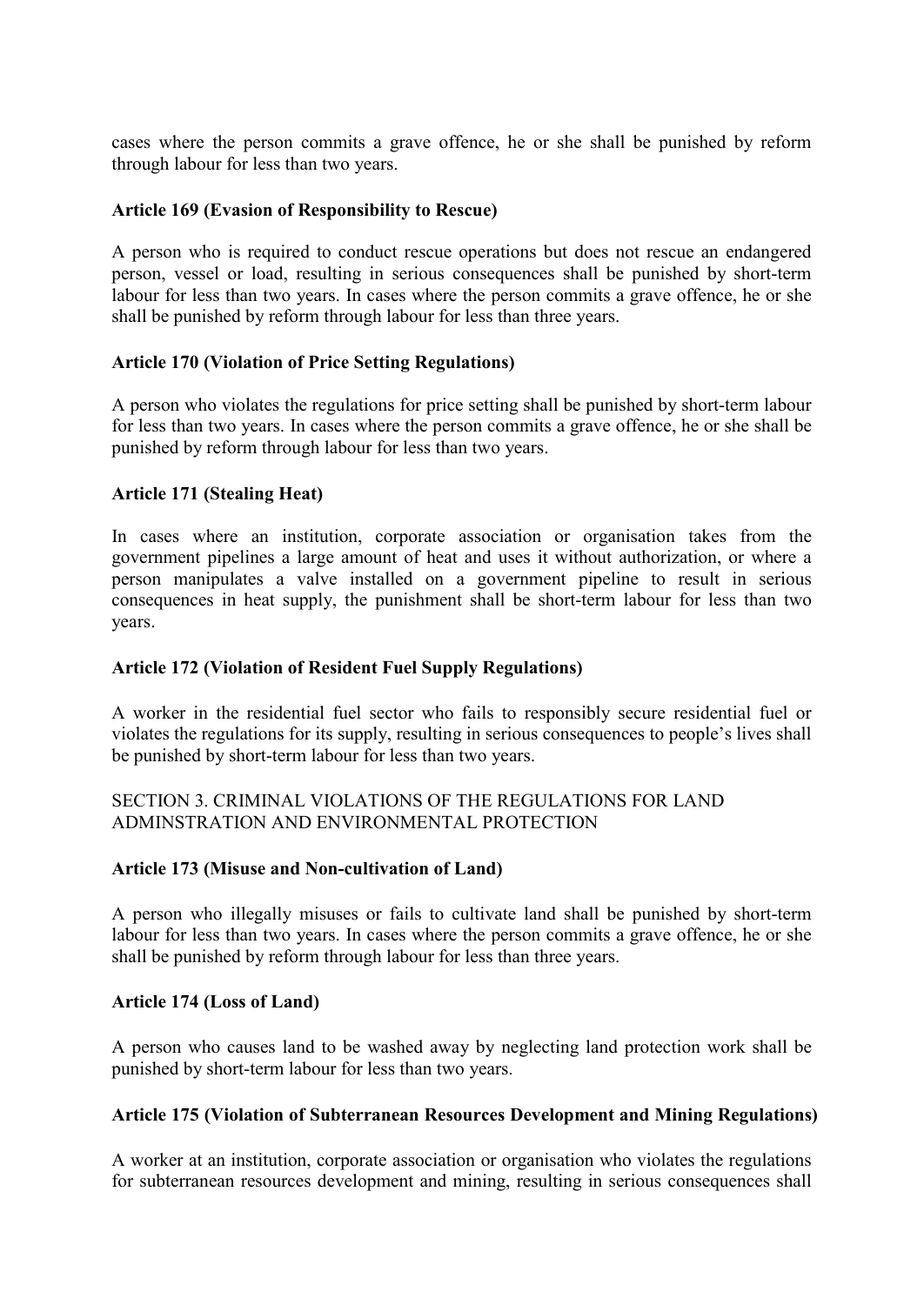cases where the person commits a grave offence, he or she shall be punished by reform through labour for less than two years.

**Article 169 (Evasion of Responsibility to Rescue)**

A person who is required to conduct rescue operations but does not rescue an endangered person, vessel or load, resulting in serious consequences shall be punished by short-term labour for less than two years. In cases where the person commits a grave offence, he or she shall be punished by reform through labour for less than three years.

**Article 170 (Violation of Price Setting Regulations)**

A person who violates the regulations for price setting shall be punished by short-term labour for less than two years. In cases where the person commits a grave offence, he or she shall be punished by reform through labour for less than two years.

**Article 171 (Stealing Heat)**

In cases where an institution, corporate association or organisation takes from the government pipelines a large amount of heat and uses it without authorization, or where a person manipulates a valve installed on a government pipeline to result in serious consequences in heat supply, the punishment shall be short-term labour for less than two years.

**Article 172 (Violation of Resident Fuel Supply Regulations)**

A worker in the residential fuel sector who fails to responsibly secure residential fuel or violates the regulations for its supply, resulting in serious consequences to people's lives shall be punished by short-term labour for less than two years.

SECTION 3. CRIMINAL VIOLATIONS OF THE REGULATIONS FOR LAND ADMINSTRATION AND ENVIRONMENTAL PROTECTION

**Article 173 (Misuse and Non-cultivation of Land)**

A person who illegally misuses or fails to cultivate land shall be punished by short-term labour for less than two years. In cases where the person commits a grave offence, he or she shall be punished by reform through labour for less than three years.

**Article 174 (Loss of Land)**

A person who causes land to be washed away by neglecting land protection work shall be punished by short-term labour for less than two years.

**Article 175 (Violation of Subterranean Resources Development and Mining Regulations)**

A worker at an institution, corporate association or organisation who violates the regulations for subterranean resources development and mining, resulting in serious consequences shall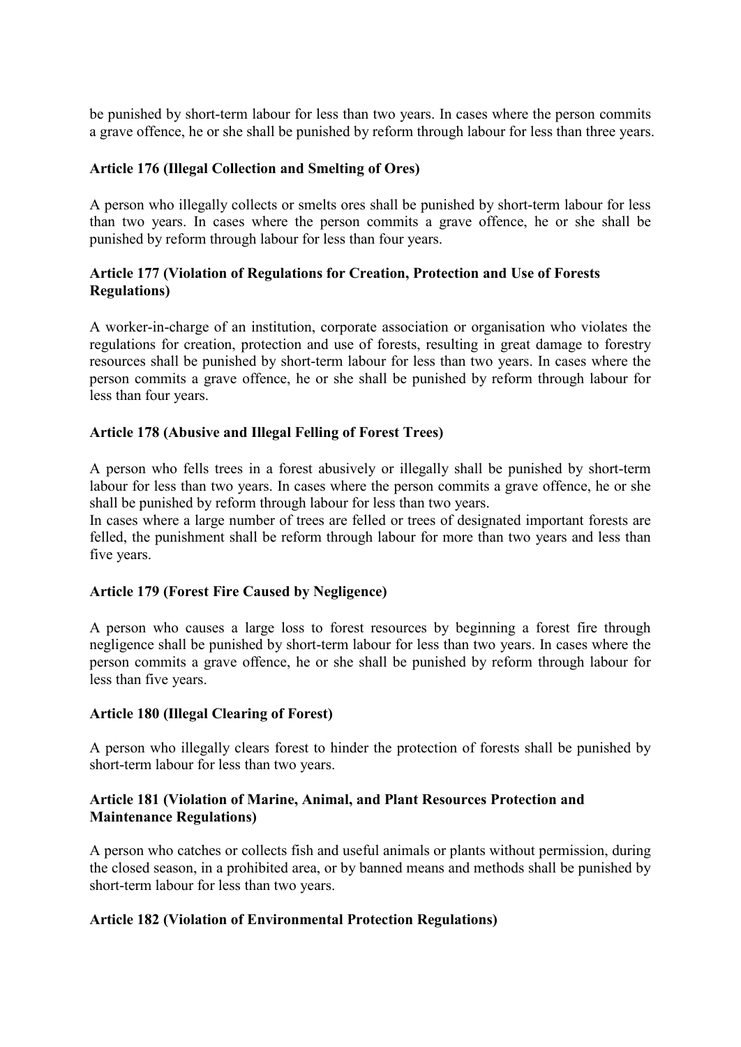be punished by short-term labour for less than two years. In cases where the person commits a grave offence, he or she shall be punished by reform through labour for less than three years.

**Article 176 (Illegal Collection and Smelting of Ores)**

A person who illegally collects or smelts ores shall be punished by short-term labour for less than two years. In cases where the person commits a grave offence, he or she shall be punished by reform through labour for less than four years.

**Article 177 (Violation of Regulations for Creation, Protection and Use of Forests Regulations)**

A worker-in-charge of an institution, corporate association or organisation who violates the regulations for creation, protection and use of forests, resulting in great damage to forestry resources shall be punished by short-term labour for less than two years. In cases where the person commits a grave offence, he or she shall be punished by reform through labour for less than four years.

**Article 178 (Abusive and Illegal Felling of Forest Trees)**

A person who fells trees in a forest abusively or illegally shall be punished by short-term labour for less than two years. In cases where the person commits a grave offence, he or she shall be punished by reform through labour for less than two years.
In cases where a large number of trees are felled or trees of designated important forests are felled, the punishment shall be reform through labour for more than two years and less than five years.

**Article 179 (Forest Fire Caused by Negligence)**

A person who causes a large loss to forest resources by beginning a forest fire through negligence shall be punished by short-term labour for less than two years. In cases where the person commits a grave offence, he or she shall be punished by reform through labour for less than five years.

**Article 180 (Illegal Clearing of Forest)**

A person who illegally clears forest to hinder the protection of forests shall be punished by short-term labour for less than two years.

**Article 181 (Violation of Marine, Animal, and Plant Resources Protection and Maintenance Regulations)**

A person who catches or collects fish and useful animals or plants without permission, during the closed season, in a prohibited area, or by banned means and methods shall be punished by short-term labour for less than two years.

**Article 182 (Violation of Environmental Protection Regulations)**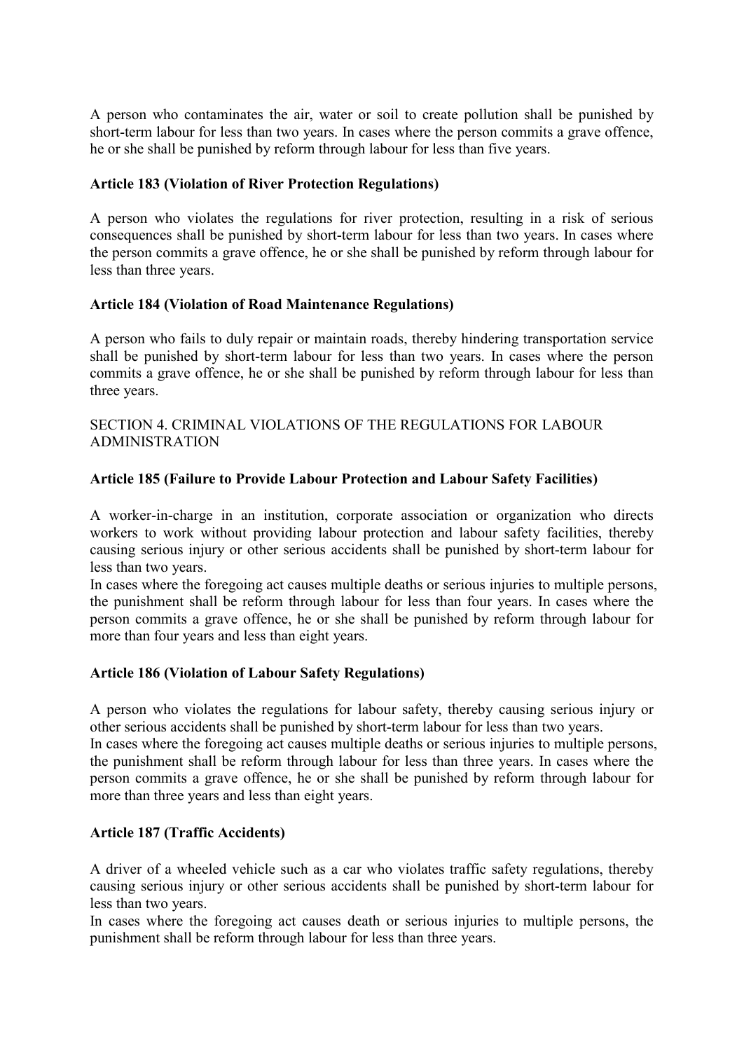A person who contaminates the air, water or soil to create pollution shall be punished by short-term labour for less than two years. In cases where the person commits a grave offence, he or she shall be punished by reform through labour for less than five years.

**Article 183 (Violation of River Protection Regulations)**

A person who violates the regulations for river protection, resulting in a risk of serious consequences shall be punished by short-term labour for less than two years. In cases where the person commits a grave offence, he or she shall be punished by reform through labour for less than three years.

**Article 184 (Violation of Road Maintenance Regulations)**

A person who fails to duly repair or maintain roads, thereby hindering transportation service shall be punished by short-term labour for less than two years. In cases where the person commits a grave offence, he or she shall be punished by reform through labour for less than three years.

SECTION 4. CRIMINAL VIOLATIONS OF THE REGULATIONS FOR LABOUR ADMINISTRATION

**Article 185 (Failure to Provide Labour Protection and Labour Safety Facilities)**

A worker-in-charge in an institution, corporate association or organization who directs workers to work without providing labour protection and labour safety facilities, thereby causing serious injury or other serious accidents shall be punished by short-term labour for less than two years.
In cases where the foregoing act causes multiple deaths or serious injuries to multiple persons, the punishment shall be reform through labour for less than four years. In cases where the person commits a grave offence, he or she shall be punished by reform through labour for more than four years and less than eight years.

**Article 186 (Violation of Labour Safety Regulations)**

A person who violates the regulations for labour safety, thereby causing serious injury or other serious accidents shall be punished by short-term labour for less than two years.
In cases where the foregoing act causes multiple deaths or serious injuries to multiple persons, the punishment shall be reform through labour for less than three years. In cases where the person commits a grave offence, he or she shall be punished by reform through labour for more than three years and less than eight years.

**Article 187 (Traffic Accidents)**

A driver of a wheeled vehicle such as a car who violates traffic safety regulations, thereby causing serious injury or other serious accidents shall be punished by short-term labour for less than two years.
In cases where the foregoing act causes death or serious injuries to multiple persons, the punishment shall be reform through labour for less than three years.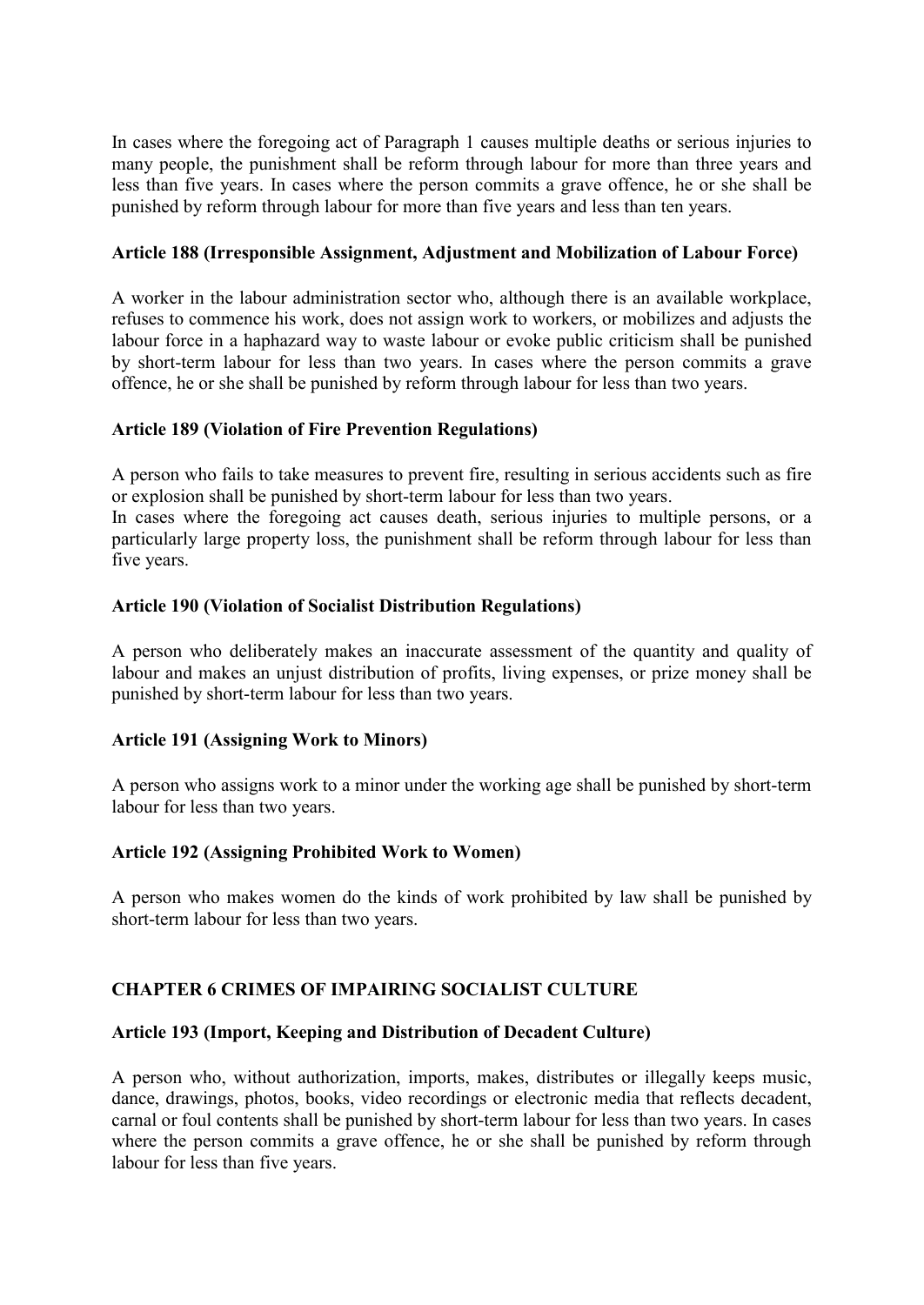In cases where the foregoing act of Paragraph 1 causes multiple deaths or serious injuries to many people, the punishment shall be reform through labour for more than three years and less than five years. In cases where the person commits a grave offence, he or she shall be punished by reform through labour for more than five years and less than ten years.

**Article 188 (Irresponsible Assignment, Adjustment and Mobilization of Labour Force)**

A worker in the labour administration sector who, although there is an available workplace, refuses to commence his work, does not assign work to workers, or mobilizes and adjusts the labour force in a haphazard way to waste labour or evoke public criticism shall be punished by short-term labour for less than two years. In cases where the person commits a grave offence, he or she shall be punished by reform through labour for less than two years.

**Article 189 (Violation of Fire Prevention Regulations)**

A person who fails to take measures to prevent fire, resulting in serious accidents such as fire or explosion shall be punished by short-term labour for less than two years.
In cases where the foregoing act causes death, serious injuries to multiple persons, or a particularly large property loss, the punishment shall be reform through labour for less than five years.

**Article 190 (Violation of Socialist Distribution Regulations)**

A person who deliberately makes an inaccurate assessment of the quantity and quality of labour and makes an unjust distribution of profits, living expenses, or prize money shall be punished by short-term labour for less than two years.

**Article 191 (Assigning Work to Minors)**

A person who assigns work to a minor under the working age shall be punished by short-term labour for less than two years.

**Article 192 (Assigning Prohibited Work to Women)**

A person who makes women do the kinds of work prohibited by law shall be punished by short-term labour for less than two years.

## CHAPTER 6 CRIMES OF IMPAIRING SOCIALIST CULTURE

**Article 193 (Import, Keeping and Distribution of Decadent Culture)**

A person who, without authorization, imports, makes, distributes or illegally keeps music, dance, drawings, photos, books, video recordings or electronic media that reflects decadent, carnal or foul contents shall be punished by short-term labour for less than two years. In cases where the person commits a grave offence, he or she shall be punished by reform through labour for less than five years.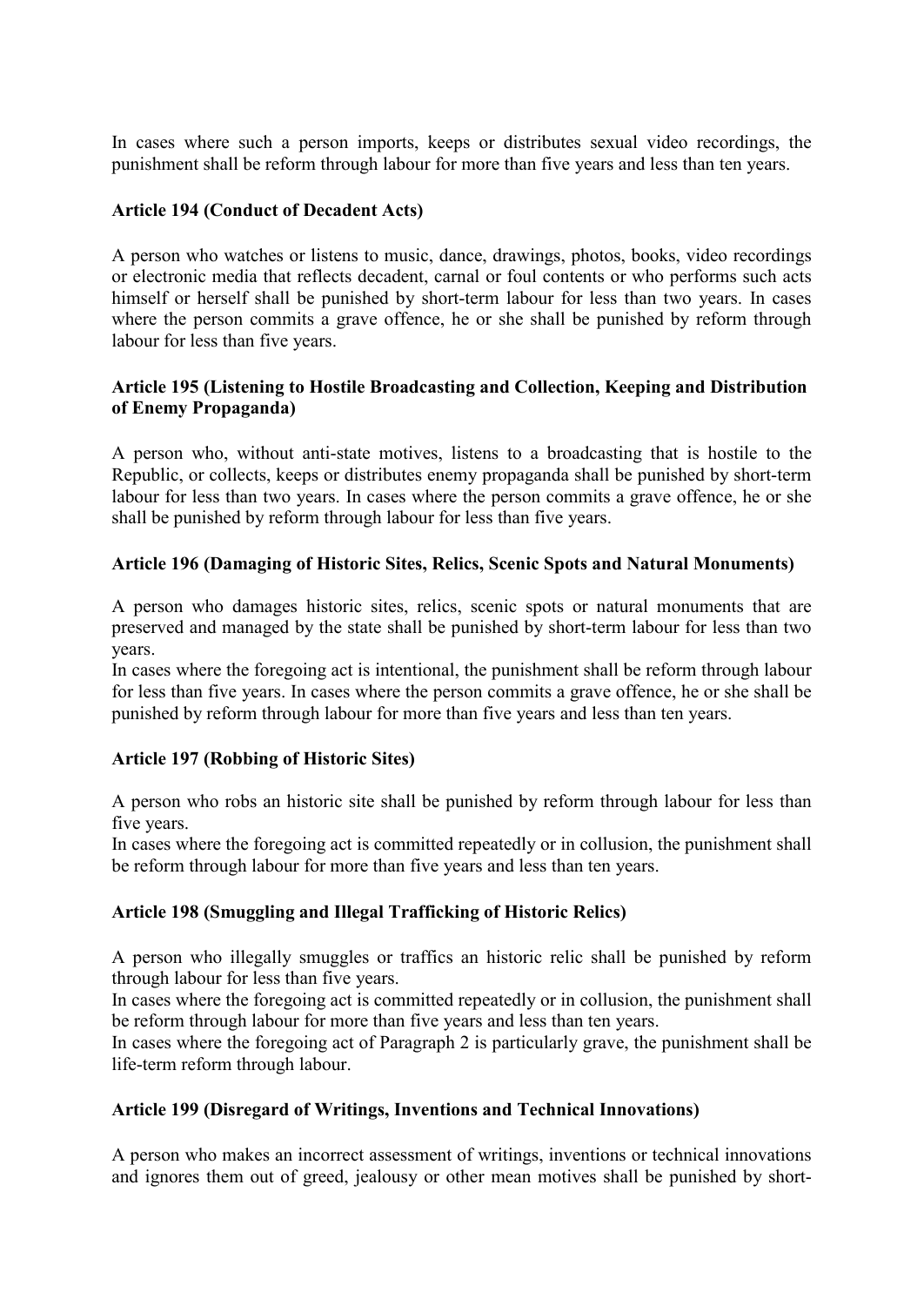In cases where such a person imports, keeps or distributes sexual video recordings, the punishment shall be reform through labour for more than five years and less than ten years.

**Article 194 (Conduct of Decadent Acts)**

A person who watches or listens to music, dance, drawings, photos, books, video recordings or electronic media that reflects decadent, carnal or foul contents or who performs such acts himself or herself shall be punished by short-term labour for less than two years. In cases where the person commits a grave offence, he or she shall be punished by reform through labour for less than five years.

**Article 195 (Listening to Hostile Broadcasting and Collection, Keeping and Distribution of Enemy Propaganda)**

A person who, without anti-state motives, listens to a broadcasting that is hostile to the Republic, or collects, keeps or distributes enemy propaganda shall be punished by short-term labour for less than two years. In cases where the person commits a grave offence, he or she shall be punished by reform through labour for less than five years.

**Article 196 (Damaging of Historic Sites, Relics, Scenic Spots and Natural Monuments)**

A person who damages historic sites, relics, scenic spots or natural monuments that are preserved and managed by the state shall be punished by short-term labour for less than two years.
In cases where the foregoing act is intentional, the punishment shall be reform through labour for less than five years. In cases where the person commits a grave offence, he or she shall be punished by reform through labour for more than five years and less than ten years.

**Article 197 (Robbing of Historic Sites)**

A person who robs an historic site shall be punished by reform through labour for less than five years.
In cases where the foregoing act is committed repeatedly or in collusion, the punishment shall be reform through labour for more than five years and less than ten years.

**Article 198 (Smuggling and Illegal Trafficking of Historic Relics)**

A person who illegally smuggles or traffics an historic relic shall be punished by reform through labour for less than five years.
In cases where the foregoing act is committed repeatedly or in collusion, the punishment shall be reform through labour for more than five years and less than ten years.
In cases where the foregoing act of Paragraph 2 is particularly grave, the punishment shall be life-term reform through labour.

**Article 199 (Disregard of Writings, Inventions and Technical Innovations)**

A person who makes an incorrect assessment of writings, inventions or technical innovations and ignores them out of greed, jealousy or other mean motives shall be punished by short-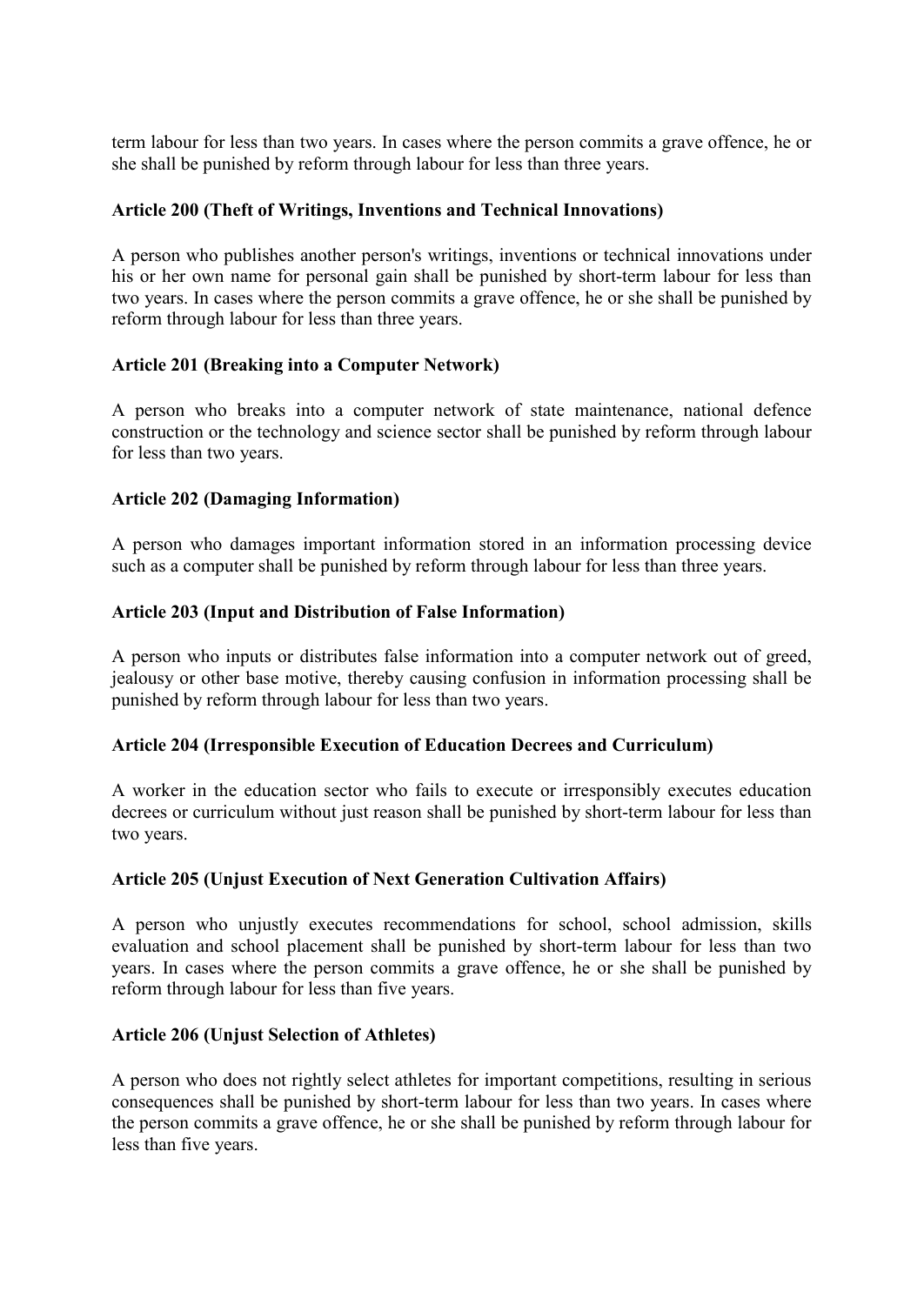term labour for less than two years. In cases where the person commits a grave offence, he or she shall be punished by reform through labour for less than three years.

**Article 200 (Theft of Writings, Inventions and Technical Innovations)**

A person who publishes another person's writings, inventions or technical innovations under his or her own name for personal gain shall be punished by short-term labour for less than two years. In cases where the person commits a grave offence, he or she shall be punished by reform through labour for less than three years.

**Article 201 (Breaking into a Computer Network)**

A person who breaks into a computer network of state maintenance, national defence construction or the technology and science sector shall be punished by reform through labour for less than two years.

**Article 202 (Damaging Information)**

A person who damages important information stored in an information processing device such as a computer shall be punished by reform through labour for less than three years.

**Article 203 (Input and Distribution of False Information)**

A person who inputs or distributes false information into a computer network out of greed, jealousy or other base motive, thereby causing confusion in information processing shall be punished by reform through labour for less than two years.

**Article 204 (Irresponsible Execution of Education Decrees and Curriculum)**

A worker in the education sector who fails to execute or irresponsibly executes education decrees or curriculum without just reason shall be punished by short-term labour for less than two years.

**Article 205 (Unjust Execution of Next Generation Cultivation Affairs)**

A person who unjustly executes recommendations for school, school admission, skills evaluation and school placement shall be punished by short-term labour for less than two years. In cases where the person commits a grave offence, he or she shall be punished by reform through labour for less than five years.

**Article 206 (Unjust Selection of Athletes)**

A person who does not rightly select athletes for important competitions, resulting in serious consequences shall be punished by short-term labour for less than two years. In cases where the person commits a grave offence, he or she shall be punished by reform through labour for less than five years.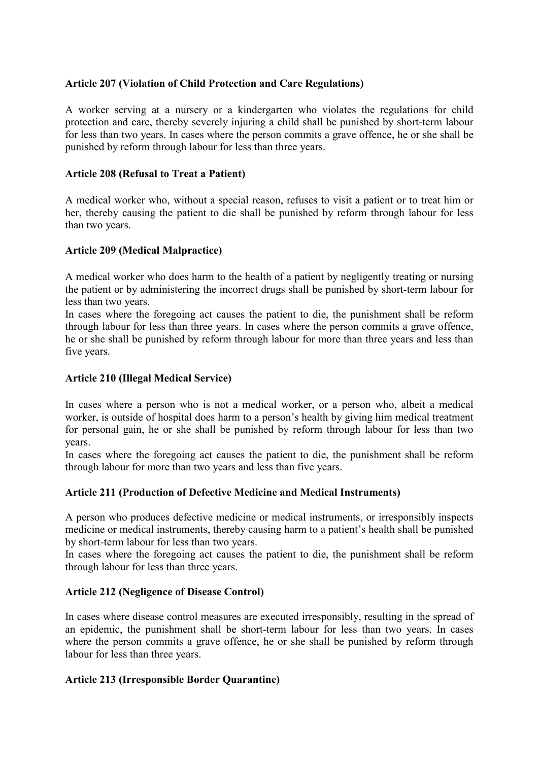**Article 207 (Violation of Child Protection and Care Regulations)**

A worker serving at a nursery or a kindergarten who violates the regulations for child protection and care, thereby severely injuring a child shall be punished by short-term labour for less than two years. In cases where the person commits a grave offence, he or she shall be punished by reform through labour for less than three years.

**Article 208 (Refusal to Treat a Patient)**

A medical worker who, without a special reason, refuses to visit a patient or to treat him or her, thereby causing the patient to die shall be punished by reform through labour for less than two years.

**Article 209 (Medical Malpractice)**

A medical worker who does harm to the health of a patient by negligently treating or nursing the patient or by administering the incorrect drugs shall be punished by short-term labour for less than two years.

In cases where the foregoing act causes the patient to die, the punishment shall be reform through labour for less than three years. In cases where the person commits a grave offence, he or she shall be punished by reform through labour for more than three years and less than five years.

**Article 210 (Illegal Medical Service)**

In cases where a person who is not a medical worker, or a person who, albeit a medical worker, is outside of hospital does harm to a person's health by giving him medical treatment for personal gain, he or she shall be punished by reform through labour for less than two years.

In cases where the foregoing act causes the patient to die, the punishment shall be reform through labour for more than two years and less than five years.

**Article 211 (Production of Defective Medicine and Medical Instruments)**

A person who produces defective medicine or medical instruments, or irresponsibly inspects medicine or medical instruments, thereby causing harm to a patient's health shall be punished by short-term labour for less than two years.

In cases where the foregoing act causes the patient to die, the punishment shall be reform through labour for less than three years.

**Article 212 (Negligence of Disease Control)**

In cases where disease control measures are executed irresponsibly, resulting in the spread of an epidemic, the punishment shall be short-term labour for less than two years. In cases where the person commits a grave offence, he or she shall be punished by reform through labour for less than three years.

**Article 213 (Irresponsible Border Quarantine)**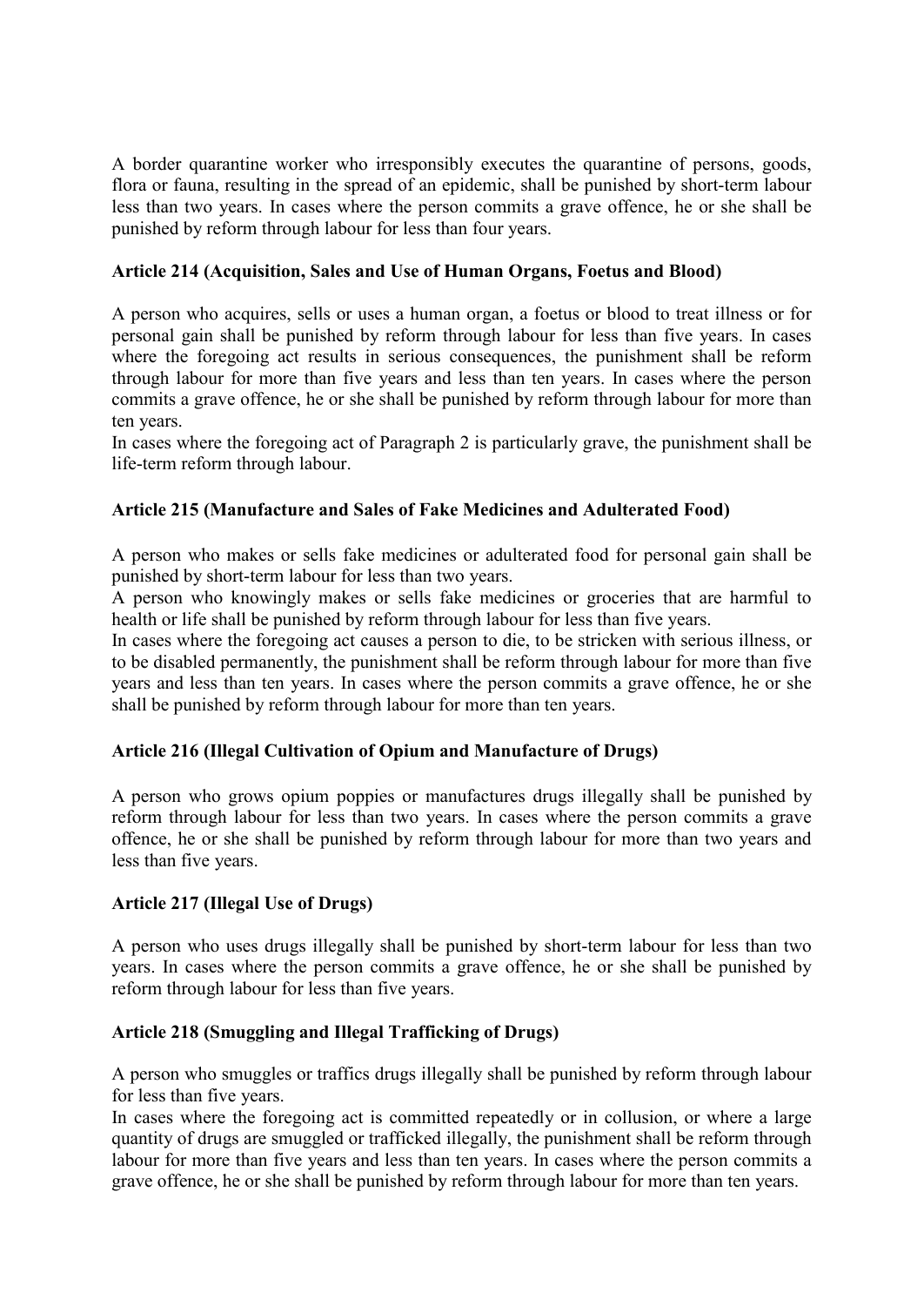A border quarantine worker who irresponsibly executes the quarantine of persons, goods, flora or fauna, resulting in the spread of an epidemic, shall be punished by short-term labour less than two years. In cases where the person commits a grave offence, he or she shall be punished by reform through labour for less than four years.

**Article 214 (Acquisition, Sales and Use of Human Organs, Foetus and Blood)**

A person who acquires, sells or uses a human organ, a foetus or blood to treat illness or for personal gain shall be punished by reform through labour for less than five years. In cases where the foregoing act results in serious consequences, the punishment shall be reform through labour for more than five years and less than ten years. In cases where the person commits a grave offence, he or she shall be punished by reform through labour for more than ten years.

In cases where the foregoing act of Paragraph 2 is particularly grave, the punishment shall be life-term reform through labour.

**Article 215 (Manufacture and Sales of Fake Medicines and Adulterated Food)**

A person who makes or sells fake medicines or adulterated food for personal gain shall be punished by short-term labour for less than two years.

A person who knowingly makes or sells fake medicines or groceries that are harmful to health or life shall be punished by reform through labour for less than five years.

In cases where the foregoing act causes a person to die, to be stricken with serious illness, or to be disabled permanently, the punishment shall be reform through labour for more than five years and less than ten years. In cases where the person commits a grave offence, he or she shall be punished by reform through labour for more than ten years.

**Article 216 (Illegal Cultivation of Opium and Manufacture of Drugs)**

A person who grows opium poppies or manufactures drugs illegally shall be punished by reform through labour for less than two years. In cases where the person commits a grave offence, he or she shall be punished by reform through labour for more than two years and less than five years.

**Article 217 (Illegal Use of Drugs)**

A person who uses drugs illegally shall be punished by short-term labour for less than two years. In cases where the person commits a grave offence, he or she shall be punished by reform through labour for less than five years.

**Article 218 (Smuggling and Illegal Trafficking of Drugs)**

A person who smuggles or traffics drugs illegally shall be punished by reform through labour for less than five years.

In cases where the foregoing act is committed repeatedly or in collusion, or where a large quantity of drugs are smuggled or trafficked illegally, the punishment shall be reform through labour for more than five years and less than ten years. In cases where the person commits a grave offence, he or she shall be punished by reform through labour for more than ten years.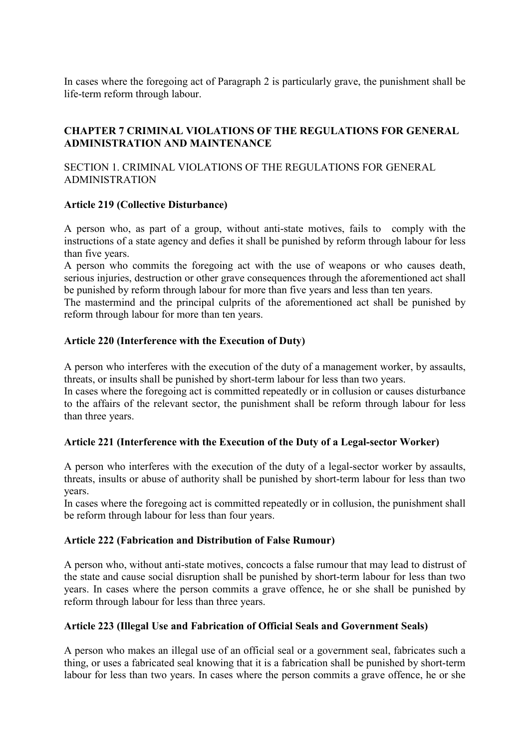In cases where the foregoing act of Paragraph 2 is particularly grave, the punishment shall be life-term reform through labour.

## CHAPTER 7 CRIMINAL VIOLATIONS OF THE REGULATIONS FOR GENERAL ADMINISTRATION AND MAINTENANCE

### SECTION 1. CRIMINAL VIOLATIONS OF THE REGULATIONS FOR GENERAL ADMINISTRATION

**Article 219 (Collective Disturbance)**

A person who, as part of a group, without anti-state motives, fails to comply with the instructions of a state agency and defies it shall be punished by reform through labour for less than five years.
A person who commits the foregoing act with the use of weapons or who causes death, serious injuries, destruction or other grave consequences through the aforementioned act shall be punished by reform through labour for more than five years and less than ten years.
The mastermind and the principal culprits of the aforementioned act shall be punished by reform through labour for more than ten years.

**Article 220 (Interference with the Execution of Duty)**

A person who interferes with the execution of the duty of a management worker, by assaults, threats, or insults shall be punished by short-term labour for less than two years.
In cases where the foregoing act is committed repeatedly or in collusion or causes disturbance to the affairs of the relevant sector, the punishment shall be reform through labour for less than three years.

**Article 221 (Interference with the Execution of the Duty of a Legal-sector Worker)**

A person who interferes with the execution of the duty of a legal-sector worker by assaults, threats, insults or abuse of authority shall be punished by short-term labour for less than two years.
In cases where the foregoing act is committed repeatedly or in collusion, the punishment shall be reform through labour for less than four years.

**Article 222 (Fabrication and Distribution of False Rumour)**

A person who, without anti-state motives, concocts a false rumour that may lead to distrust of the state and cause social disruption shall be punished by short-term labour for less than two years. In cases where the person commits a grave offence, he or she shall be punished by reform through labour for less than three years.

**Article 223 (Illegal Use and Fabrication of Official Seals and Government Seals)**

A person who makes an illegal use of an official seal or a government seal, fabricates such a thing, or uses a fabricated seal knowing that it is a fabrication shall be punished by short-term labour for less than two years. In cases where the person commits a grave offence, he or she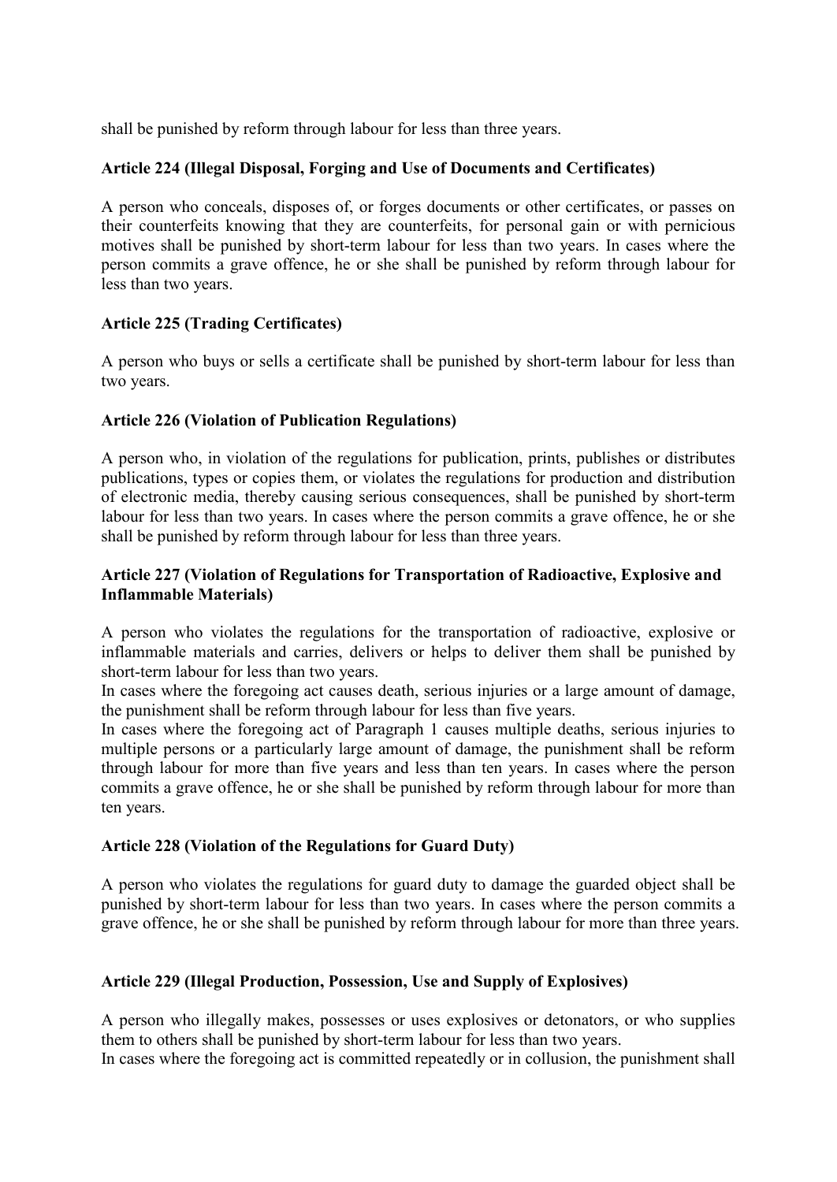shall be punished by reform through labour for less than three years.

**Article 224 (Illegal Disposal, Forging and Use of Documents and Certificates)**

A person who conceals, disposes of, or forges documents or other certificates, or passes on their counterfeits knowing that they are counterfeits, for personal gain or with pernicious motives shall be punished by short-term labour for less than two years. In cases where the person commits a grave offence, he or she shall be punished by reform through labour for less than two years.

**Article 225 (Trading Certificates)**

A person who buys or sells a certificate shall be punished by short-term labour for less than two years.

**Article 226 (Violation of Publication Regulations)**

A person who, in violation of the regulations for publication, prints, publishes or distributes publications, types or copies them, or violates the regulations for production and distribution of electronic media, thereby causing serious consequences, shall be punished by short-term labour for less than two years. In cases where the person commits a grave offence, he or she shall be punished by reform through labour for less than three years.

**Article 227 (Violation of Regulations for Transportation of Radioactive, Explosive and Inflammable Materials)**

A person who violates the regulations for the transportation of radioactive, explosive or inflammable materials and carries, delivers or helps to deliver them shall be punished by short-term labour for less than two years.
In cases where the foregoing act causes death, serious injuries or a large amount of damage, the punishment shall be reform through labour for less than five years.
In cases where the foregoing act of Paragraph 1 causes multiple deaths, serious injuries to multiple persons or a particularly large amount of damage, the punishment shall be reform through labour for more than five years and less than ten years. In cases where the person commits a grave offence, he or she shall be punished by reform through labour for more than ten years.

**Article 228 (Violation of the Regulations for Guard Duty)**

A person who violates the regulations for guard duty to damage the guarded object shall be punished by short-term labour for less than two years. In cases where the person commits a grave offence, he or she shall be punished by reform through labour for more than three years.

**Article 229 (Illegal Production, Possession, Use and Supply of Explosives)**

A person who illegally makes, possesses or uses explosives or detonators, or who supplies them to others shall be punished by short-term labour for less than two years.
In cases where the foregoing act is committed repeatedly or in collusion, the punishment shall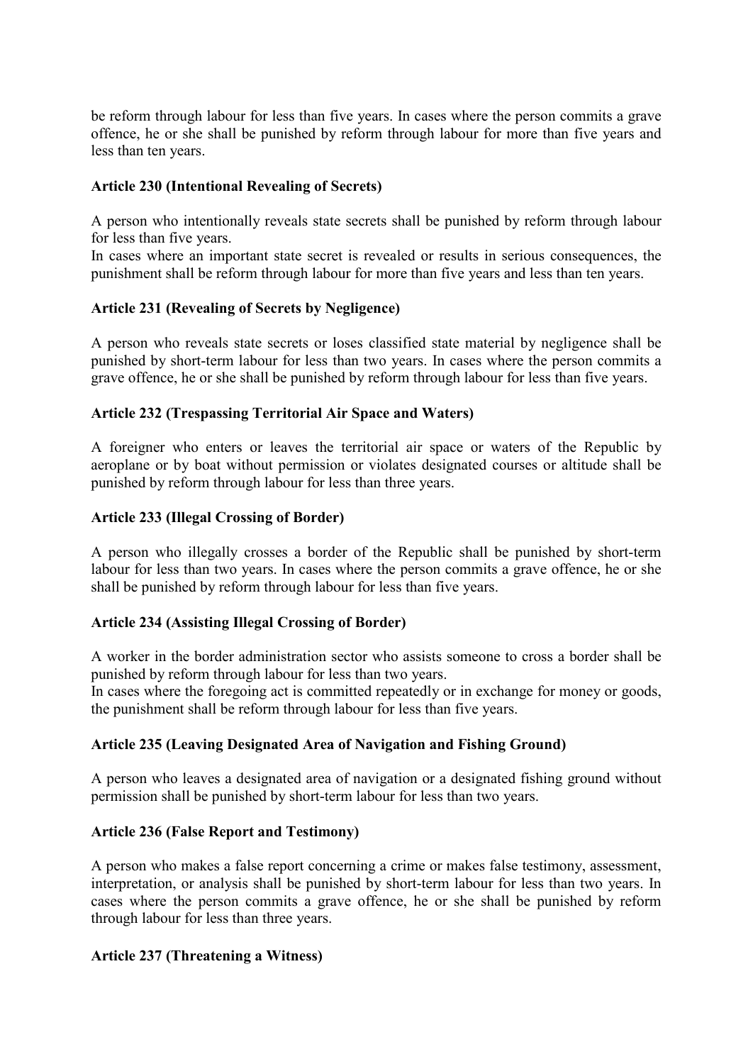be reform through labour for less than five years. In cases where the person commits a grave offence, he or she shall be punished by reform through labour for more than five years and less than ten years.

**Article 230 (Intentional Revealing of Secrets)**

A person who intentionally reveals state secrets shall be punished by reform through labour for less than five years.
In cases where an important state secret is revealed or results in serious consequences, the punishment shall be reform through labour for more than five years and less than ten years.

**Article 231 (Revealing of Secrets by Negligence)**

A person who reveals state secrets or loses classified state material by negligence shall be punished by short-term labour for less than two years. In cases where the person commits a grave offence, he or she shall be punished by reform through labour for less than five years.

**Article 232 (Trespassing Territorial Air Space and Waters)**

A foreigner who enters or leaves the territorial air space or waters of the Republic by aeroplane or by boat without permission or violates designated courses or altitude shall be punished by reform through labour for less than three years.

**Article 233 (Illegal Crossing of Border)**

A person who illegally crosses a border of the Republic shall be punished by short-term labour for less than two years. In cases where the person commits a grave offence, he or she shall be punished by reform through labour for less than five years.

**Article 234 (Assisting Illegal Crossing of Border)**

A worker in the border administration sector who assists someone to cross a border shall be punished by reform through labour for less than two years.
In cases where the foregoing act is committed repeatedly or in exchange for money or goods, the punishment shall be reform through labour for less than five years.

**Article 235 (Leaving Designated Area of Navigation and Fishing Ground)**

A person who leaves a designated area of navigation or a designated fishing ground without permission shall be punished by short-term labour for less than two years.

**Article 236 (False Report and Testimony)**

A person who makes a false report concerning a crime or makes false testimony, assessment, interpretation, or analysis shall be punished by short-term labour for less than two years. In cases where the person commits a grave offence, he or she shall be punished by reform through labour for less than three years.

**Article 237 (Threatening a Witness)**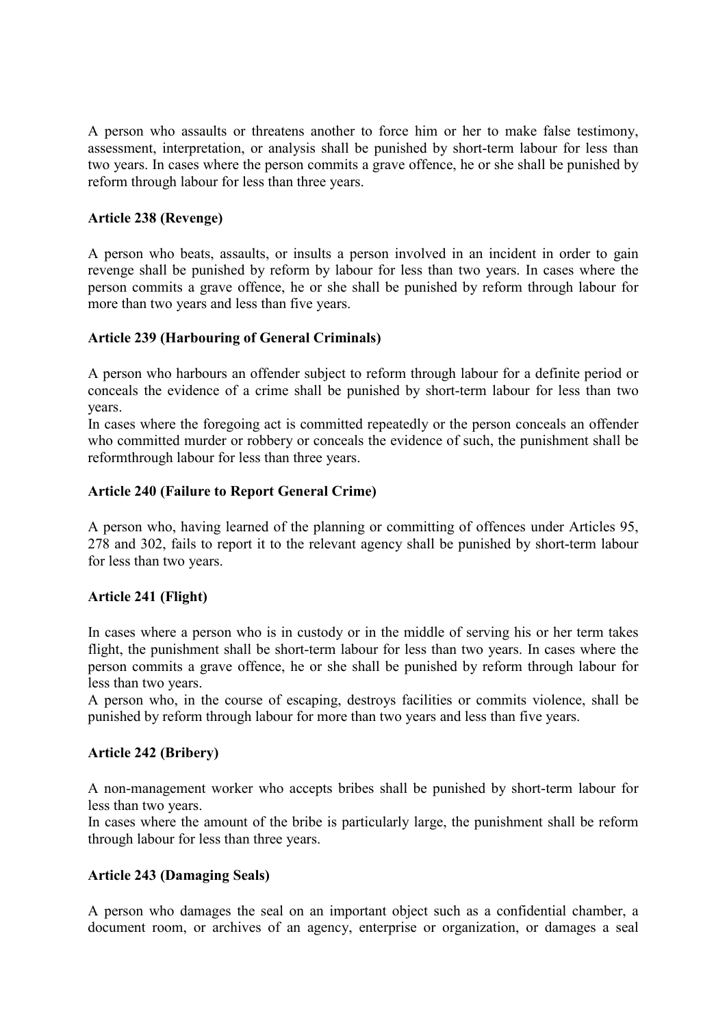A person who assaults or threatens another to force him or her to make false testimony, assessment, interpretation, or analysis shall be punished by short-term labour for less than two years. In cases where the person commits a grave offence, he or she shall be punished by reform through labour for less than three years.

**Article 238 (Revenge)**

A person who beats, assaults, or insults a person involved in an incident in order to gain revenge shall be punished by reform by labour for less than two years. In cases where the person commits a grave offence, he or she shall be punished by reform through labour for more than two years and less than five years.

**Article 239 (Harbouring of General Criminals)**

A person who harbours an offender subject to reform through labour for a definite period or conceals the evidence of a crime shall be punished by short-term labour for less than two years.
In cases where the foregoing act is committed repeatedly or the person conceals an offender who committed murder or robbery or conceals the evidence of such, the punishment shall be reformthrough labour for less than three years.

**Article 240 (Failure to Report General Crime)**

A person who, having learned of the planning or committing of offences under Articles 95, 278 and 302, fails to report it to the relevant agency shall be punished by short-term labour for less than two years.

**Article 241 (Flight)**

In cases where a person who is in custody or in the middle of serving his or her term takes flight, the punishment shall be short-term labour for less than two years. In cases where the person commits a grave offence, he or she shall be punished by reform through labour for less than two years.
A person who, in the course of escaping, destroys facilities or commits violence, shall be punished by reform through labour for more than two years and less than five years.

**Article 242 (Bribery)**

A non-management worker who accepts bribes shall be punished by short-term labour for less than two years.
In cases where the amount of the bribe is particularly large, the punishment shall be reform through labour for less than three years.

**Article 243 (Damaging Seals)**

A person who damages the seal on an important object such as a confidential chamber, a document room, or archives of an agency, enterprise or organization, or damages a seal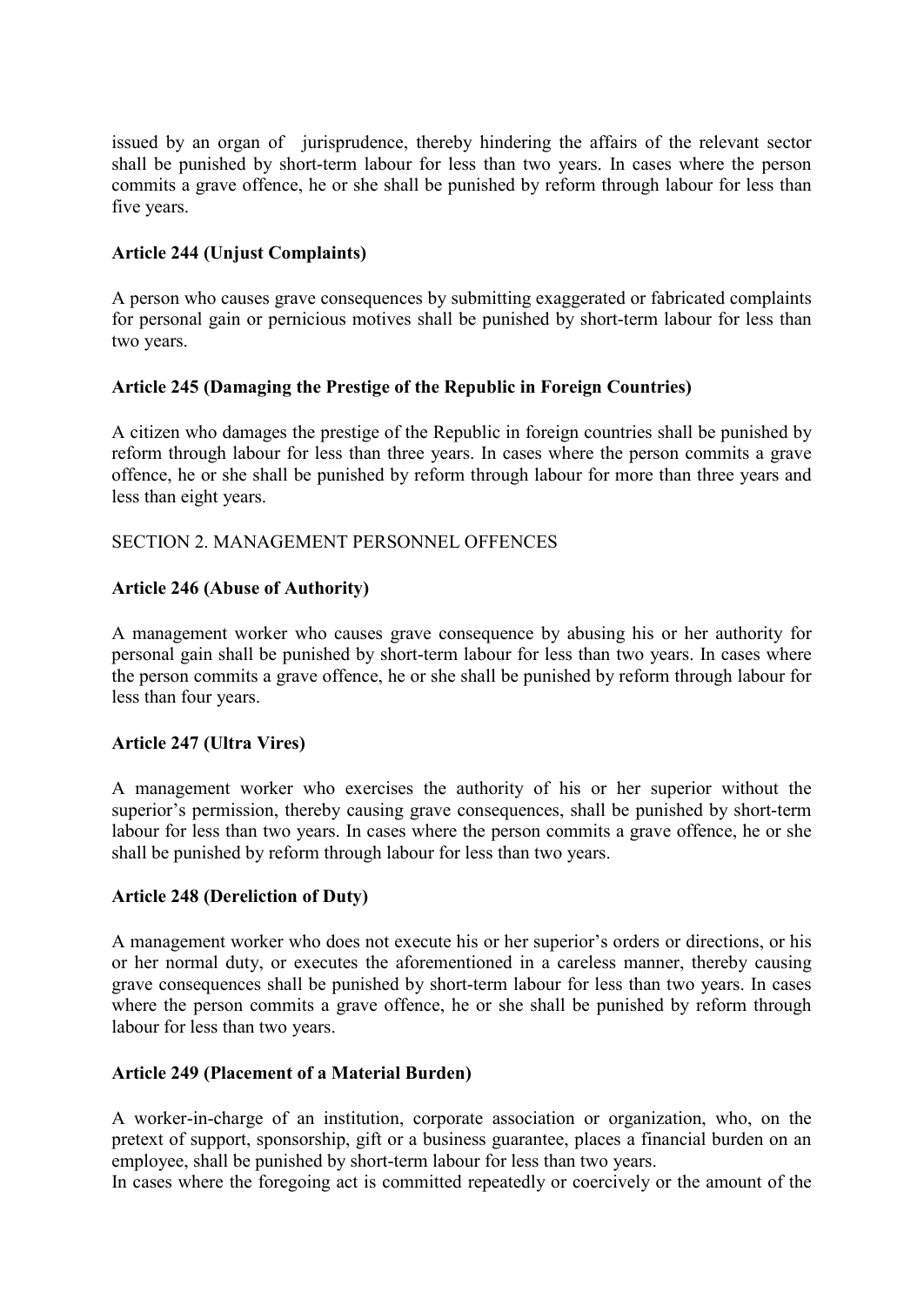issued by an organ of jurisprudence, thereby hindering the affairs of the relevant sector shall be punished by short-term labour for less than two years. In cases where the person commits a grave offence, he or she shall be punished by reform through labour for less than five years.

**Article 244 (Unjust Complaints)**

A person who causes grave consequences by submitting exaggerated or fabricated complaints for personal gain or pernicious motives shall be punished by short-term labour for less than two years.

**Article 245 (Damaging the Prestige of the Republic in Foreign Countries)**

A citizen who damages the prestige of the Republic in foreign countries shall be punished by reform through labour for less than three years. In cases where the person commits a grave offence, he or she shall be punished by reform through labour for more than three years and less than eight years.

SECTION 2. MANAGEMENT PERSONNEL OFFENCES

**Article 246 (Abuse of Authority)**

A management worker who causes grave consequence by abusing his or her authority for personal gain shall be punished by short-term labour for less than two years. In cases where the person commits a grave offence, he or she shall be punished by reform through labour for less than four years.

**Article 247 (Ultra Vires)**

A management worker who exercises the authority of his or her superior without the superior's permission, thereby causing grave consequences, shall be punished by short-term labour for less than two years. In cases where the person commits a grave offence, he or she shall be punished by reform through labour for less than two years.

**Article 248 (Dereliction of Duty)**

A management worker who does not execute his or her superior's orders or directions, or his or her normal duty, or executes the aforementioned in a careless manner, thereby causing grave consequences shall be punished by short-term labour for less than two years. In cases where the person commits a grave offence, he or she shall be punished by reform through labour for less than two years.

**Article 249 (Placement of a Material Burden)**

A worker-in-charge of an institution, corporate association or organization, who, on the pretext of support, sponsorship, gift or a business guarantee, places a financial burden on an employee, shall be punished by short-term labour for less than two years.
In cases where the foregoing act is committed repeatedly or coercively or the amount of the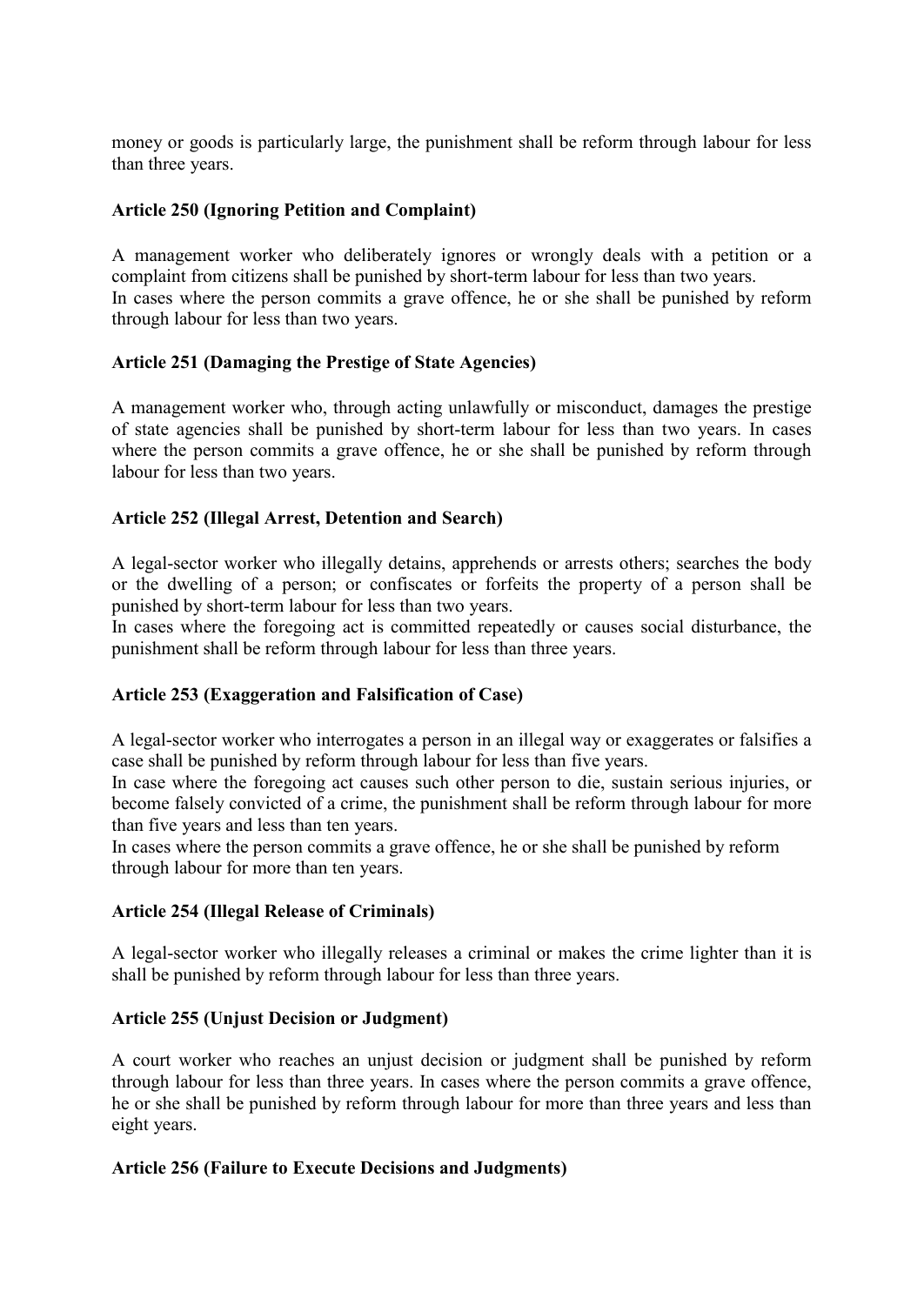money or goods is particularly large, the punishment shall be reform through labour for less than three years.

**Article 250 (Ignoring Petition and Complaint)**

A management worker who deliberately ignores or wrongly deals with a petition or a complaint from citizens shall be punished by short-term labour for less than two years.
In cases where the person commits a grave offence, he or she shall be punished by reform through labour for less than two years.

**Article 251 (Damaging the Prestige of State Agencies)**

A management worker who, through acting unlawfully or misconduct, damages the prestige of state agencies shall be punished by short-term labour for less than two years. In cases where the person commits a grave offence, he or she shall be punished by reform through labour for less than two years.

**Article 252 (Illegal Arrest, Detention and Search)**

A legal-sector worker who illegally detains, apprehends or arrests others; searches the body or the dwelling of a person; or confiscates or forfeits the property of a person shall be punished by short-term labour for less than two years.
In cases where the foregoing act is committed repeatedly or causes social disturbance, the punishment shall be reform through labour for less than three years.

**Article 253 (Exaggeration and Falsification of Case)**

A legal-sector worker who interrogates a person in an illegal way or exaggerates or falsifies a case shall be punished by reform through labour for less than five years.
In case where the foregoing act causes such other person to die, sustain serious injuries, or become falsely convicted of a crime, the punishment shall be reform through labour for more than five years and less than ten years.
In cases where the person commits a grave offence, he or she shall be punished by reform through labour for more than ten years.

**Article 254 (Illegal Release of Criminals)**

A legal-sector worker who illegally releases a criminal or makes the crime lighter than it is shall be punished by reform through labour for less than three years.

**Article 255 (Unjust Decision or Judgment)**

A court worker who reaches an unjust decision or judgment shall be punished by reform through labour for less than three years. In cases where the person commits a grave offence, he or she shall be punished by reform through labour for more than three years and less than eight years.

**Article 256 (Failure to Execute Decisions and Judgments)**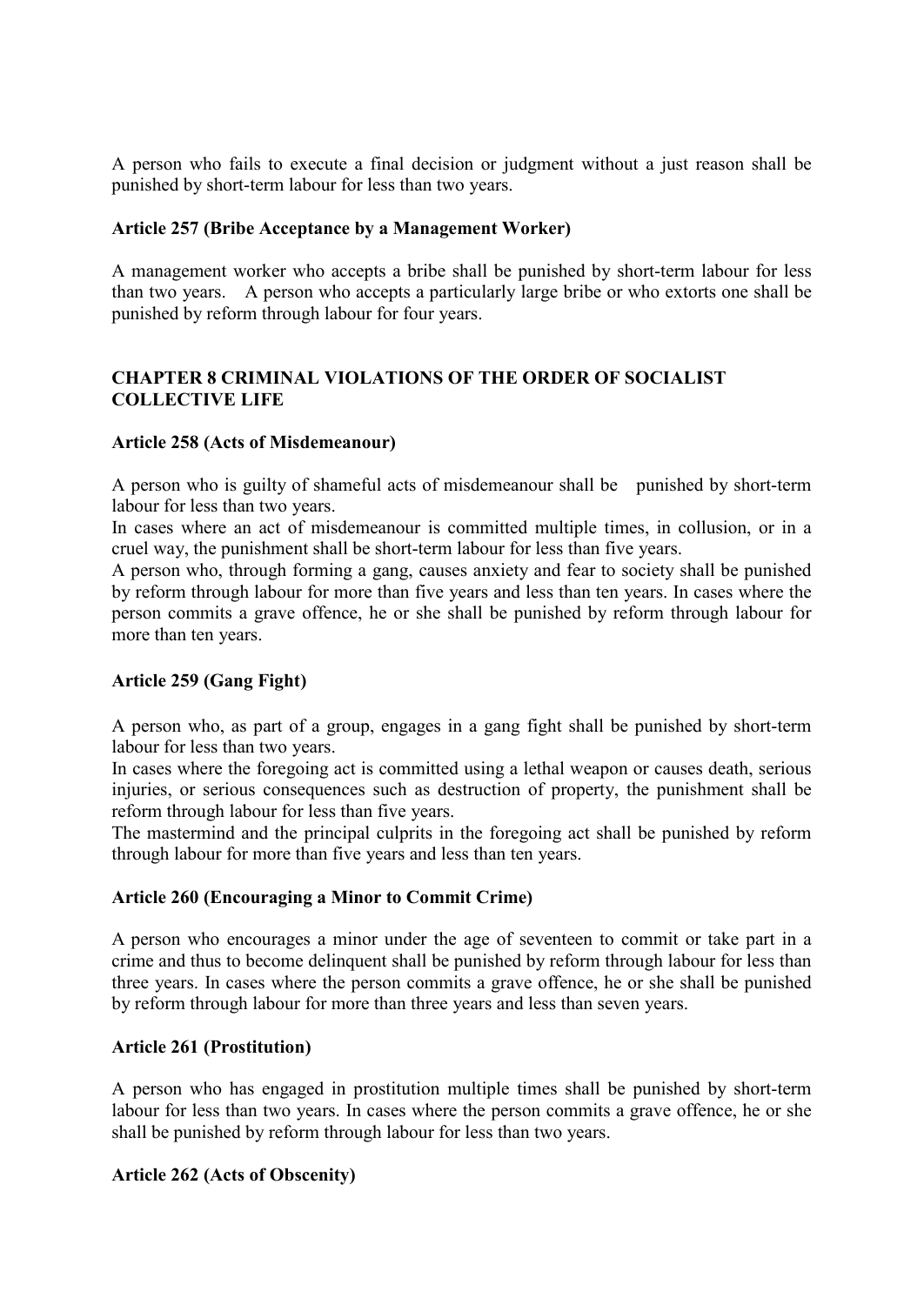A person who fails to execute a final decision or judgment without a just reason shall be punished by short-term labour for less than two years.

**Article 257 (Bribe Acceptance by a Management Worker)**

A management worker who accepts a bribe shall be punished by short-term labour for less than two years. A person who accepts a particularly large bribe or who extorts one shall be punished by reform through labour for four years.

## CHAPTER 8 CRIMINAL VIOLATIONS OF THE ORDER OF SOCIALIST COLLECTIVE LIFE

**Article 258 (Acts of Misdemeanour)**

A person who is guilty of shameful acts of misdemeanour shall be punished by short-term labour for less than two years.

In cases where an act of misdemeanour is committed multiple times, in collusion, or in a cruel way, the punishment shall be short-term labour for less than five years.

A person who, through forming a gang, causes anxiety and fear to society shall be punished by reform through labour for more than five years and less than ten years. In cases where the person commits a grave offence, he or she shall be punished by reform through labour for more than ten years.

**Article 259 (Gang Fight)**

A person who, as part of a group, engages in a gang fight shall be punished by short-term labour for less than two years.

In cases where the foregoing act is committed using a lethal weapon or causes death, serious injuries, or serious consequences such as destruction of property, the punishment shall be reform through labour for less than five years.

The mastermind and the principal culprits in the foregoing act shall be punished by reform through labour for more than five years and less than ten years.

**Article 260 (Encouraging a Minor to Commit Crime)**

A person who encourages a minor under the age of seventeen to commit or take part in a crime and thus to become delinquent shall be punished by reform through labour for less than three years. In cases where the person commits a grave offence, he or she shall be punished by reform through labour for more than three years and less than seven years.

**Article 261 (Prostitution)**

A person who has engaged in prostitution multiple times shall be punished by short-term labour for less than two years. In cases where the person commits a grave offence, he or she shall be punished by reform through labour for less than two years.

**Article 262 (Acts of Obscenity)**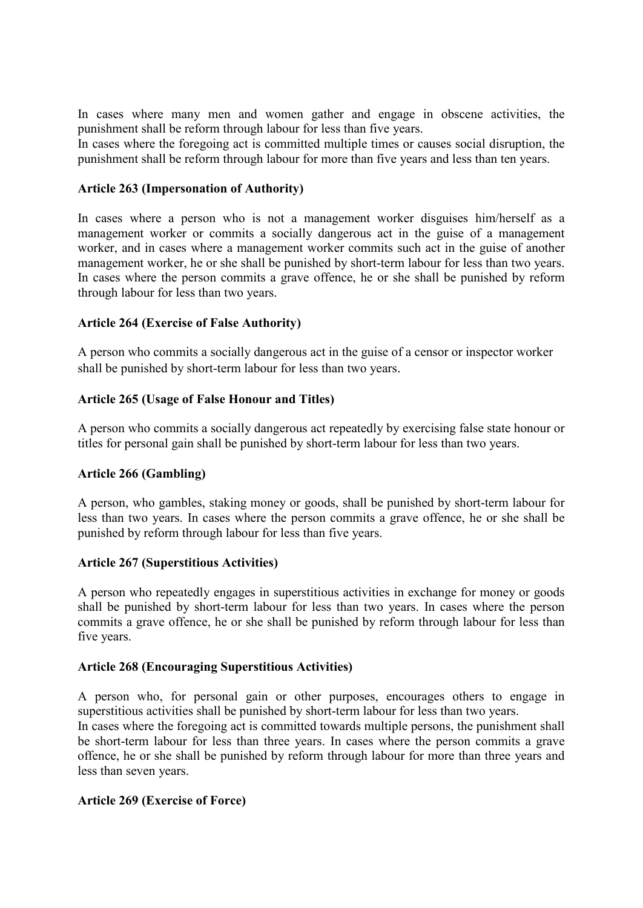In cases where many men and women gather and engage in obscene activities, the punishment shall be reform through labour for less than five years.
In cases where the foregoing act is committed multiple times or causes social disruption, the punishment shall be reform through labour for more than five years and less than ten years.

**Article 263 (Impersonation of Authority)**

In cases where a person who is not a management worker disguises him/herself as a management worker or commits a socially dangerous act in the guise of a management worker, and in cases where a management worker commits such act in the guise of another management worker, he or she shall be punished by short-term labour for less than two years. In cases where the person commits a grave offence, he or she shall be punished by reform through labour for less than two years.

**Article 264 (Exercise of False Authority)**

A person who commits a socially dangerous act in the guise of a censor or inspector worker shall be punished by short-term labour for less than two years.

**Article 265 (Usage of False Honour and Titles)**

A person who commits a socially dangerous act repeatedly by exercising false state honour or titles for personal gain shall be punished by short-term labour for less than two years.

**Article 266 (Gambling)**

A person, who gambles, staking money or goods, shall be punished by short-term labour for less than two years. In cases where the person commits a grave offence, he or she shall be punished by reform through labour for less than five years.

**Article 267 (Superstitious Activities)**

A person who repeatedly engages in superstitious activities in exchange for money or goods shall be punished by short-term labour for less than two years. In cases where the person commits a grave offence, he or she shall be punished by reform through labour for less than five years.

**Article 268 (Encouraging Superstitious Activities)**

A person who, for personal gain or other purposes, encourages others to engage in superstitious activities shall be punished by short-term labour for less than two years.
In cases where the foregoing act is committed towards multiple persons, the punishment shall be short-term labour for less than three years. In cases where the person commits a grave offence, he or she shall be punished by reform through labour for more than three years and less than seven years.

**Article 269 (Exercise of Force)**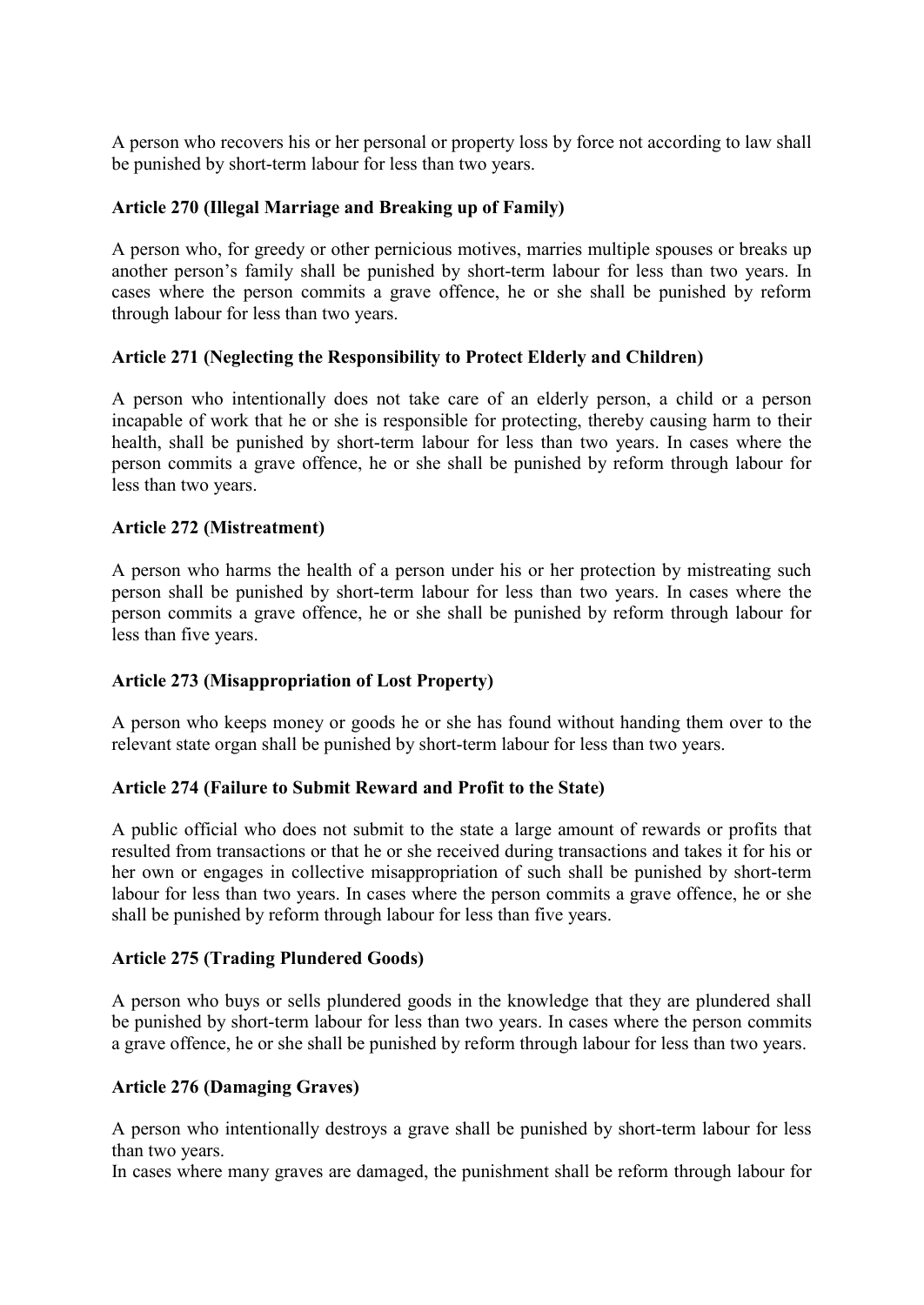A person who recovers his or her personal or property loss by force not according to law shall be punished by short-term labour for less than two years.

**Article 270 (Illegal Marriage and Breaking up of Family)**

A person who, for greedy or other pernicious motives, marries multiple spouses or breaks up another person's family shall be punished by short-term labour for less than two years. In cases where the person commits a grave offence, he or she shall be punished by reform through labour for less than two years.

**Article 271 (Neglecting the Responsibility to Protect Elderly and Children)**

A person who intentionally does not take care of an elderly person, a child or a person incapable of work that he or she is responsible for protecting, thereby causing harm to their health, shall be punished by short-term labour for less than two years. In cases where the person commits a grave offence, he or she shall be punished by reform through labour for less than two years.

**Article 272 (Mistreatment)**

A person who harms the health of a person under his or her protection by mistreating such person shall be punished by short-term labour for less than two years. In cases where the person commits a grave offence, he or she shall be punished by reform through labour for less than five years.

**Article 273 (Misappropriation of Lost Property)**

A person who keeps money or goods he or she has found without handing them over to the relevant state organ shall be punished by short-term labour for less than two years.

**Article 274 (Failure to Submit Reward and Profit to the State)**

A public official who does not submit to the state a large amount of rewards or profits that resulted from transactions or that he or she received during transactions and takes it for his or her own or engages in collective misappropriation of such shall be punished by short-term labour for less than two years. In cases where the person commits a grave offence, he or she shall be punished by reform through labour for less than five years.

**Article 275 (Trading Plundered Goods)**

A person who buys or sells plundered goods in the knowledge that they are plundered shall be punished by short-term labour for less than two years. In cases where the person commits a grave offence, he or she shall be punished by reform through labour for less than two years.

**Article 276 (Damaging Graves)**

A person who intentionally destroys a grave shall be punished by short-term labour for less than two years.
In cases where many graves are damaged, the punishment shall be reform through labour for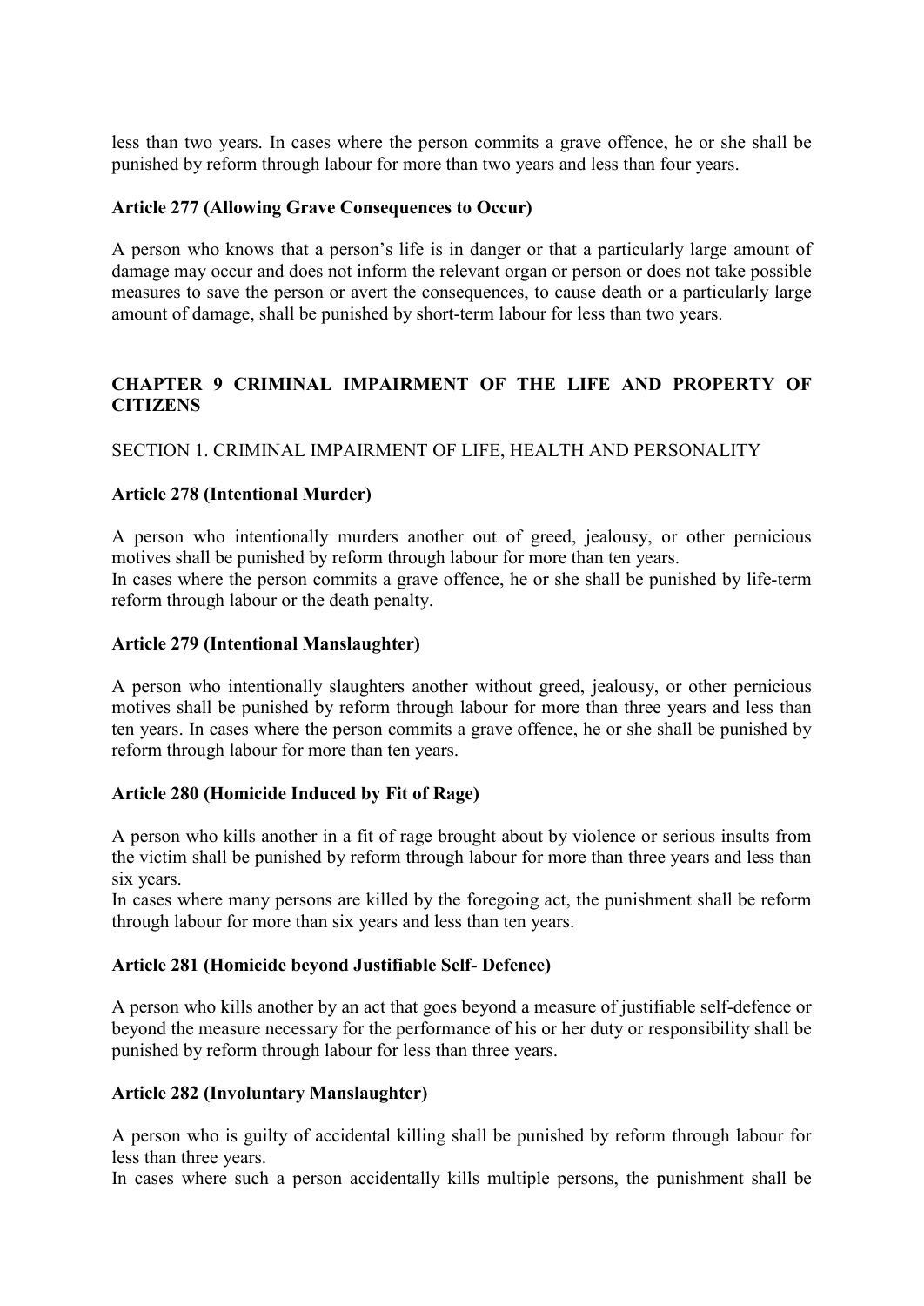less than two years. In cases where the person commits a grave offence, he or she shall be punished by reform through labour for more than two years and less than four years.

**Article 277 (Allowing Grave Consequences to Occur)**

A person who knows that a person's life is in danger or that a particularly large amount of damage may occur and does not inform the relevant organ or person or does not take possible measures to save the person or avert the consequences, to cause death or a particularly large amount of damage, shall be punished by short-term labour for less than two years.

## CHAPTER 9 CRIMINAL IMPAIRMENT OF THE LIFE AND PROPERTY OF CITIZENS

### SECTION 1. CRIMINAL IMPAIRMENT OF LIFE, HEALTH AND PERSONALITY

**Article 278 (Intentional Murder)**

A person who intentionally murders another out of greed, jealousy, or other pernicious motives shall be punished by reform through labour for more than ten years.
In cases where the person commits a grave offence, he or she shall be punished by life-term reform through labour or the death penalty.

**Article 279 (Intentional Manslaughter)**

A person who intentionally slaughters another without greed, jealousy, or other pernicious motives shall be punished by reform through labour for more than three years and less than ten years. In cases where the person commits a grave offence, he or she shall be punished by reform through labour for more than ten years.

**Article 280 (Homicide Induced by Fit of Rage)**

A person who kills another in a fit of rage brought about by violence or serious insults from the victim shall be punished by reform through labour for more than three years and less than six years.
In cases where many persons are killed by the foregoing act, the punishment shall be reform through labour for more than six years and less than ten years.

**Article 281 (Homicide beyond Justifiable Self- Defence)**

A person who kills another by an act that goes beyond a measure of justifiable self-defence or beyond the measure necessary for the performance of his or her duty or responsibility shall be punished by reform through labour for less than three years.

**Article 282 (Involuntary Manslaughter)**

A person who is guilty of accidental killing shall be punished by reform through labour for less than three years.
In cases where such a person accidentally kills multiple persons, the punishment shall be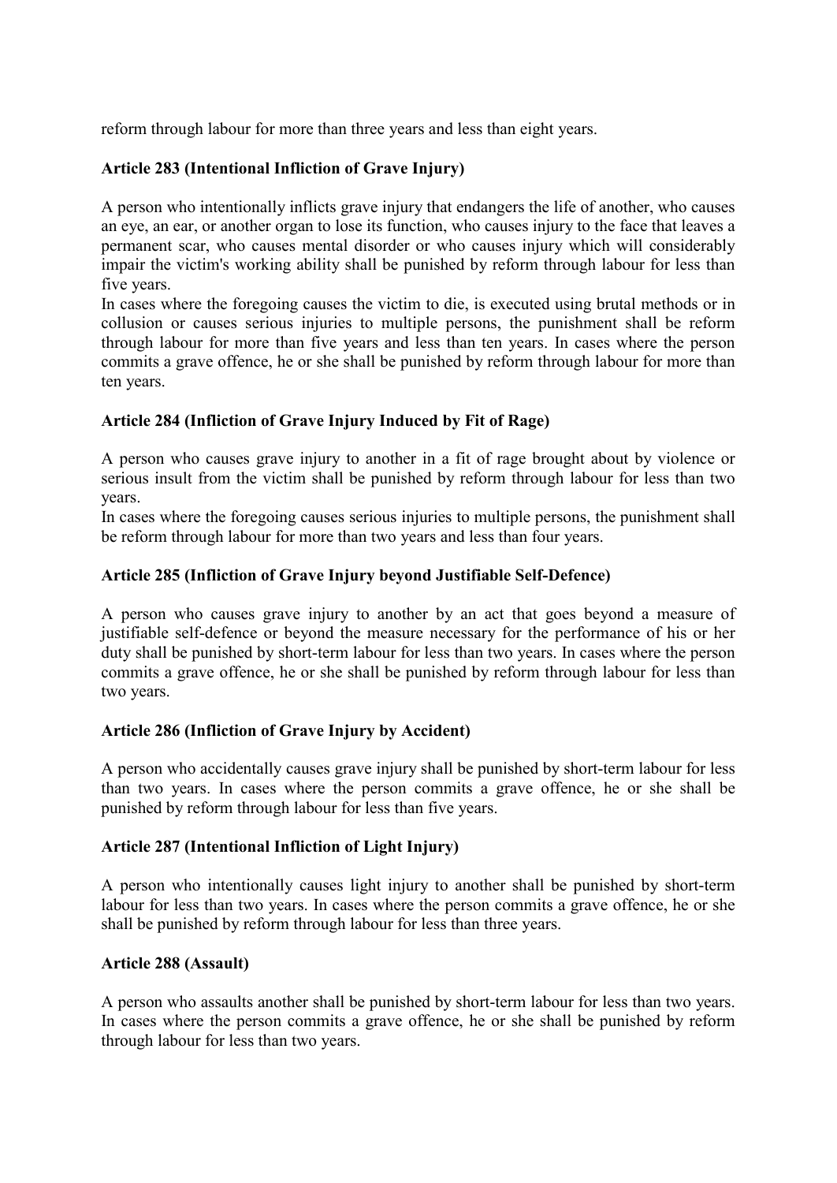reform through labour for more than three years and less than eight years.

**Article 283 (Intentional Infliction of Grave Injury)**

A person who intentionally inflicts grave injury that endangers the life of another, who causes an eye, an ear, or another organ to lose its function, who causes injury to the face that leaves a permanent scar, who causes mental disorder or who causes injury which will considerably impair the victim's working ability shall be punished by reform through labour for less than five years.

In cases where the foregoing causes the victim to die, is executed using brutal methods or in collusion or causes serious injuries to multiple persons, the punishment shall be reform through labour for more than five years and less than ten years. In cases where the person commits a grave offence, he or she shall be punished by reform through labour for more than ten years.

**Article 284 (Infliction of Grave Injury Induced by Fit of Rage)**

A person who causes grave injury to another in a fit of rage brought about by violence or serious insult from the victim shall be punished by reform through labour for less than two years.

In cases where the foregoing causes serious injuries to multiple persons, the punishment shall be reform through labour for more than two years and less than four years.

**Article 285 (Infliction of Grave Injury beyond Justifiable Self-Defence)**

A person who causes grave injury to another by an act that goes beyond a measure of justifiable self-defence or beyond the measure necessary for the performance of his or her duty shall be punished by short-term labour for less than two years. In cases where the person commits a grave offence, he or she shall be punished by reform through labour for less than two years.

**Article 286 (Infliction of Grave Injury by Accident)**

A person who accidentally causes grave injury shall be punished by short-term labour for less than two years. In cases where the person commits a grave offence, he or she shall be punished by reform through labour for less than five years.

**Article 287 (Intentional Infliction of Light Injury)**

A person who intentionally causes light injury to another shall be punished by short-term labour for less than two years. In cases where the person commits a grave offence, he or she shall be punished by reform through labour for less than three years.

**Article 288 (Assault)**

A person who assaults another shall be punished by short-term labour for less than two years. In cases where the person commits a grave offence, he or she shall be punished by reform through labour for less than two years.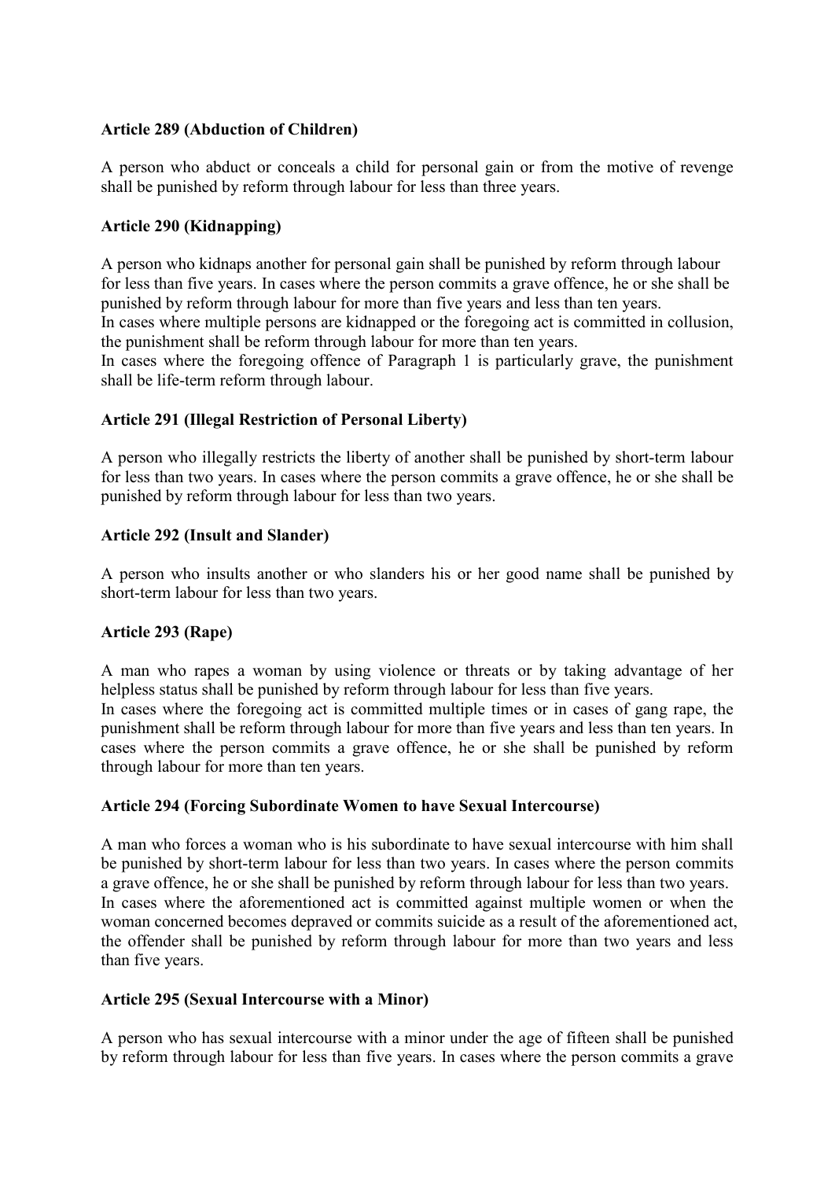**Article 289 (Abduction of Children)**

A person who abduct or conceals a child for personal gain or from the motive of revenge shall be punished by reform through labour for less than three years.

**Article 290 (Kidnapping)**

A person who kidnaps another for personal gain shall be punished by reform through labour for less than five years. In cases where the person commits a grave offence, he or she shall be punished by reform through labour for more than five years and less than ten years.
In cases where multiple persons are kidnapped or the foregoing act is committed in collusion, the punishment shall be reform through labour for more than ten years.
In cases where the foregoing offence of Paragraph 1 is particularly grave, the punishment shall be life-term reform through labour.

**Article 291 (Illegal Restriction of Personal Liberty)**

A person who illegally restricts the liberty of another shall be punished by short-term labour for less than two years. In cases where the person commits a grave offence, he or she shall be punished by reform through labour for less than two years.

**Article 292 (Insult and Slander)**

A person who insults another or who slanders his or her good name shall be punished by short-term labour for less than two years.

**Article 293 (Rape)**

A man who rapes a woman by using violence or threats or by taking advantage of her helpless status shall be punished by reform through labour for less than five years.
In cases where the foregoing act is committed multiple times or in cases of gang rape, the punishment shall be reform through labour for more than five years and less than ten years. In cases where the person commits a grave offence, he or she shall be punished by reform through labour for more than ten years.

**Article 294 (Forcing Subordinate Women to have Sexual Intercourse)**

A man who forces a woman who is his subordinate to have sexual intercourse with him shall be punished by short-term labour for less than two years. In cases where the person commits a grave offence, he or she shall be punished by reform through labour for less than two years.
In cases where the aforementioned act is committed against multiple women or when the woman concerned becomes depraved or commits suicide as a result of the aforementioned act, the offender shall be punished by reform through labour for more than two years and less than five years.

**Article 295 (Sexual Intercourse with a Minor)**

A person who has sexual intercourse with a minor under the age of fifteen shall be punished by reform through labour for less than five years. In cases where the person commits a grave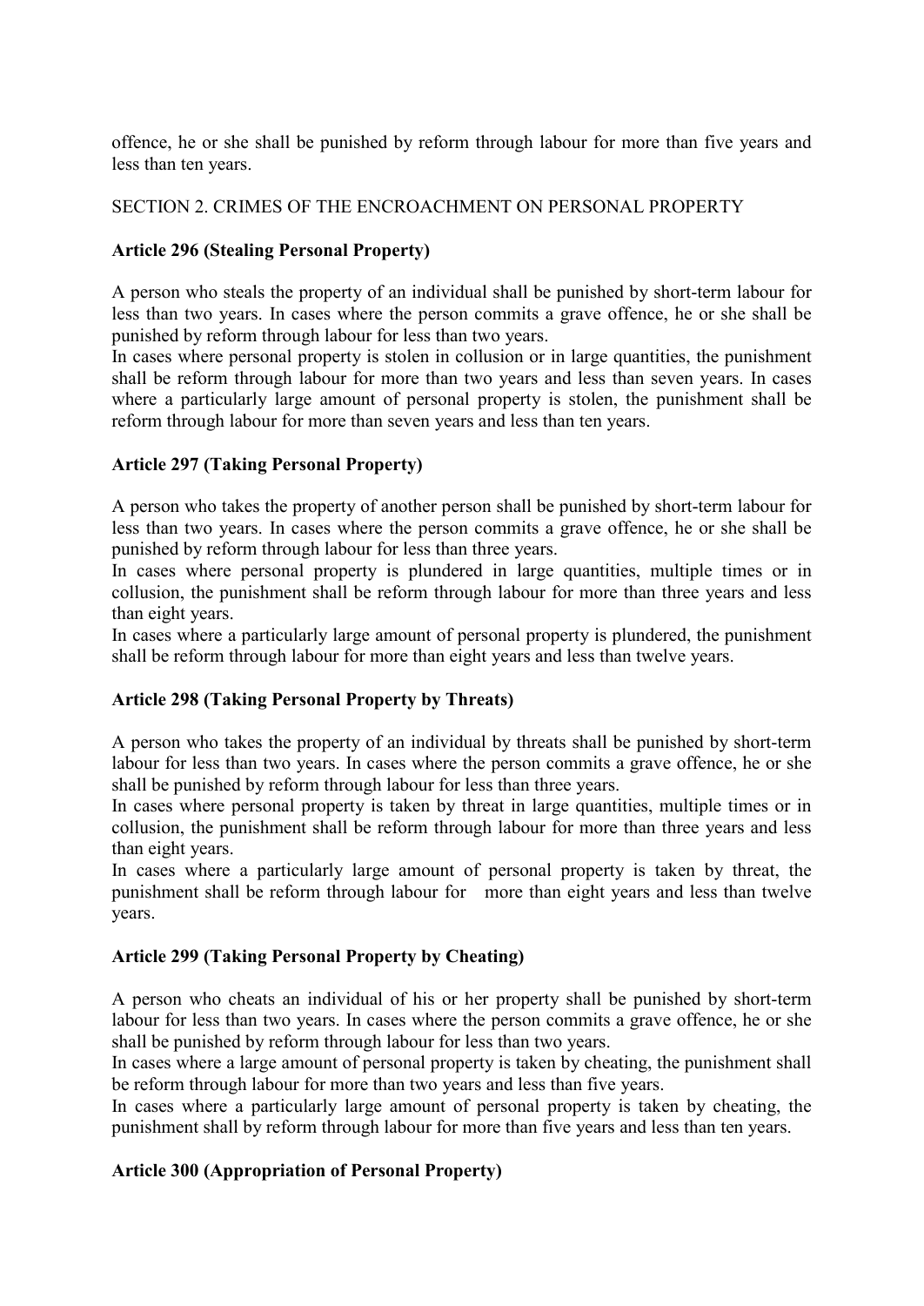offence, he or she shall be punished by reform through labour for more than five years and less than ten years.

SECTION 2. CRIMES OF THE ENCROACHMENT ON PERSONAL PROPERTY

**Article 296 (Stealing Personal Property)**

A person who steals the property of an individual shall be punished by short-term labour for less than two years. In cases where the person commits a grave offence, he or she shall be punished by reform through labour for less than two years.
In cases where personal property is stolen in collusion or in large quantities, the punishment shall be reform through labour for more than two years and less than seven years. In cases where a particularly large amount of personal property is stolen, the punishment shall be reform through labour for more than seven years and less than ten years.

**Article 297 (Taking Personal Property)**

A person who takes the property of another person shall be punished by short-term labour for less than two years. In cases where the person commits a grave offence, he or she shall be punished by reform through labour for less than three years.
In cases where personal property is plundered in large quantities, multiple times or in collusion, the punishment shall be reform through labour for more than three years and less than eight years.
In cases where a particularly large amount of personal property is plundered, the punishment shall be reform through labour for more than eight years and less than twelve years.

**Article 298 (Taking Personal Property by Threats)**

A person who takes the property of an individual by threats shall be punished by short-term labour for less than two years. In cases where the person commits a grave offence, he or she shall be punished by reform through labour for less than three years.
In cases where personal property is taken by threat in large quantities, multiple times or in collusion, the punishment shall be reform through labour for more than three years and less than eight years.
In cases where a particularly large amount of personal property is taken by threat, the punishment shall be reform through labour for more than eight years and less than twelve years.

**Article 299 (Taking Personal Property by Cheating)**

A person who cheats an individual of his or her property shall be punished by short-term labour for less than two years. In cases where the person commits a grave offence, he or she shall be punished by reform through labour for less than two years.
In cases where a large amount of personal property is taken by cheating, the punishment shall be reform through labour for more than two years and less than five years.
In cases where a particularly large amount of personal property is taken by cheating, the punishment shall by reform through labour for more than five years and less than ten years.

**Article 300 (Appropriation of Personal Property)**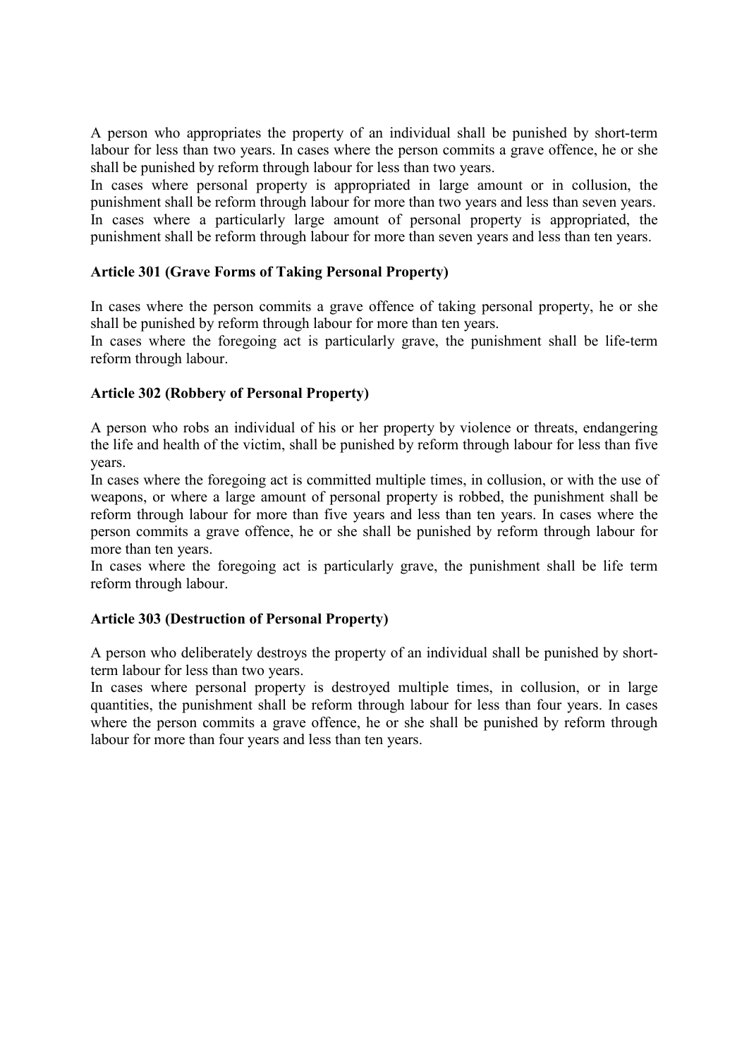A person who appropriates the property of an individual shall be punished by short-term labour for less than two years. In cases where the person commits a grave offence, he or she shall be punished by reform through labour for less than two years.

In cases where personal property is appropriated in large amount or in collusion, the punishment shall be reform through labour for more than two years and less than seven years. In cases where a particularly large amount of personal property is appropriated, the punishment shall be reform through labour for more than seven years and less than ten years.

**Article 301 (Grave Forms of Taking Personal Property)**

In cases where the person commits a grave offence of taking personal property, he or she shall be punished by reform through labour for more than ten years.

In cases where the foregoing act is particularly grave, the punishment shall be life-term reform through labour.

**Article 302 (Robbery of Personal Property)**

A person who robs an individual of his or her property by violence or threats, endangering the life and health of the victim, shall be punished by reform through labour for less than five years.

In cases where the foregoing act is committed multiple times, in collusion, or with the use of weapons, or where a large amount of personal property is robbed, the punishment shall be reform through labour for more than five years and less than ten years. In cases where the person commits a grave offence, he or she shall be punished by reform through labour for more than ten years.

In cases where the foregoing act is particularly grave, the punishment shall be life term reform through labour.

**Article 303 (Destruction of Personal Property)**

A person who deliberately destroys the property of an individual shall be punished by short-term labour for less than two years.

In cases where personal property is destroyed multiple times, in collusion, or in large quantities, the punishment shall be reform through labour for less than four years. In cases where the person commits a grave offence, he or she shall be punished by reform through labour for more than four years and less than ten years.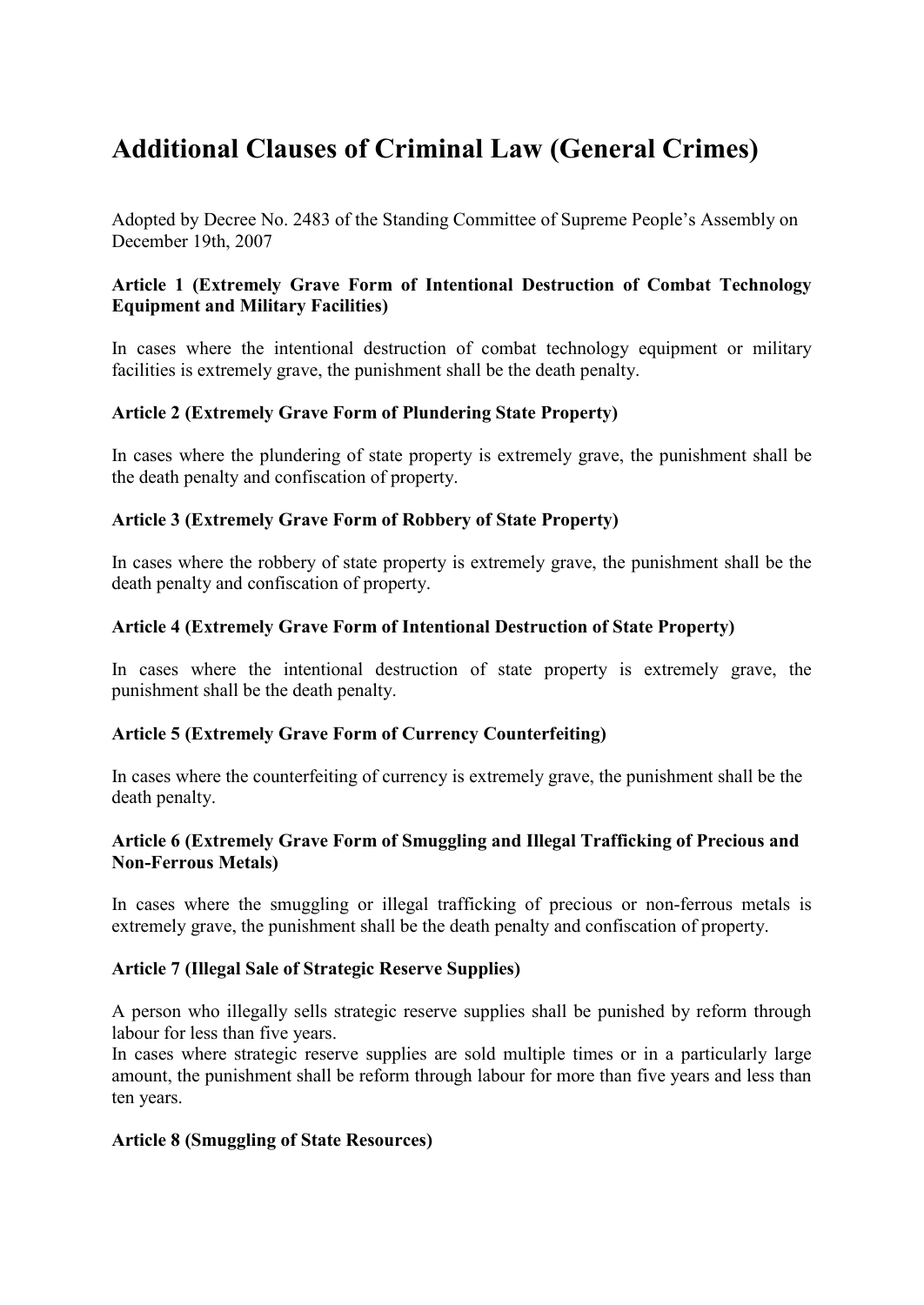# Additional Clauses of Criminal Law (General Crimes)

Adopted by Decree No. 2483 of the Standing Committee of Supreme People's Assembly on December 19th, 2007

**Article 1 (Extremely Grave Form of Intentional Destruction of Combat Technology Equipment and Military Facilities)**

In cases where the intentional destruction of combat technology equipment or military facilities is extremely grave, the punishment shall be the death penalty.

**Article 2 (Extremely Grave Form of Plundering State Property)**

In cases where the plundering of state property is extremely grave, the punishment shall be the death penalty and confiscation of property.

**Article 3 (Extremely Grave Form of Robbery of State Property)**

In cases where the robbery of state property is extremely grave, the punishment shall be the death penalty and confiscation of property.

**Article 4 (Extremely Grave Form of Intentional Destruction of State Property)**

In cases where the intentional destruction of state property is extremely grave, the punishment shall be the death penalty.

**Article 5 (Extremely Grave Form of Currency Counterfeiting)**

In cases where the counterfeiting of currency is extremely grave, the punishment shall be the death penalty.

**Article 6 (Extremely Grave Form of Smuggling and Illegal Trafficking of Precious and Non-Ferrous Metals)**

In cases where the smuggling or illegal trafficking of precious or non-ferrous metals is extremely grave, the punishment shall be the death penalty and confiscation of property.

**Article 7 (Illegal Sale of Strategic Reserve Supplies)**

A person who illegally sells strategic reserve supplies shall be punished by reform through labour for less than five years.
In cases where strategic reserve supplies are sold multiple times or in a particularly large amount, the punishment shall be reform through labour for more than five years and less than ten years.

**Article 8 (Smuggling of State Resources)**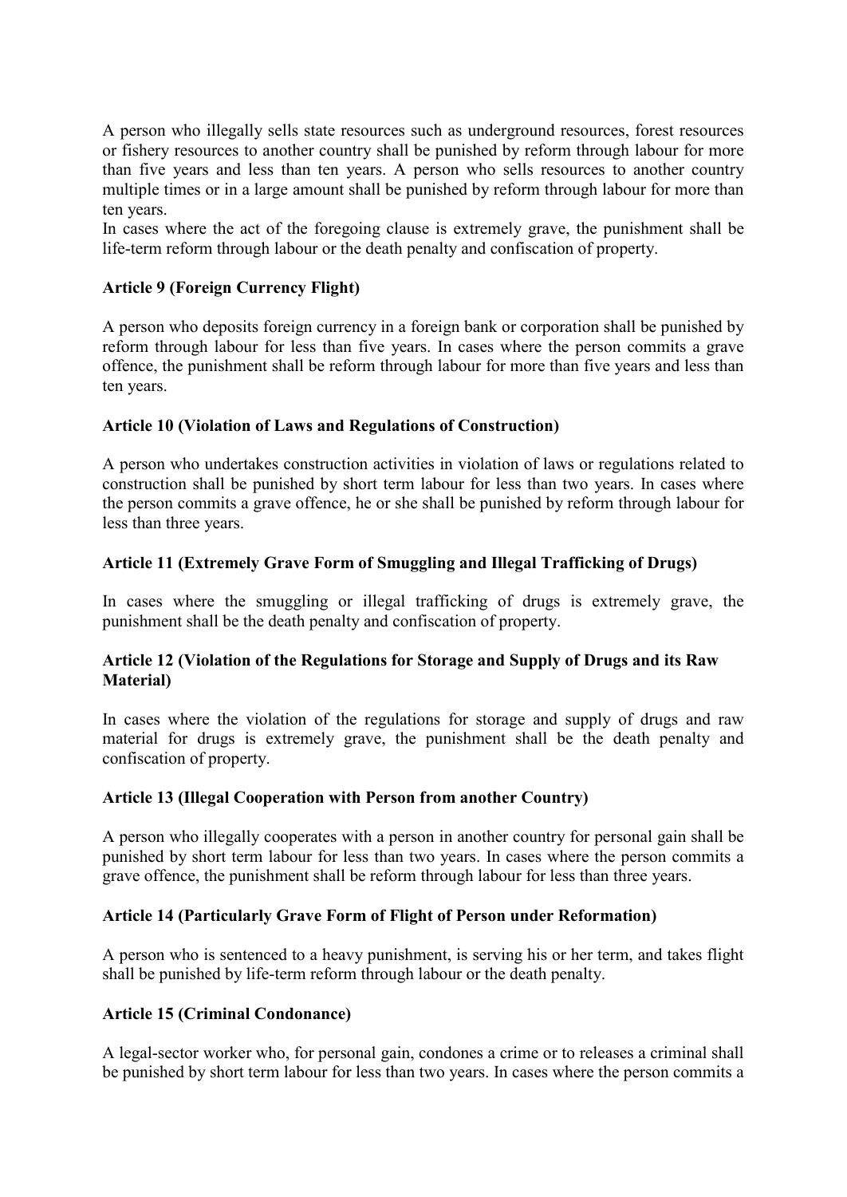A person who illegally sells state resources such as underground resources, forest resources or fishery resources to another country shall be punished by reform through labour for more than five years and less than ten years. A person who sells resources to another country multiple times or in a large amount shall be punished by reform through labour for more than ten years.

In cases where the act of the foregoing clause is extremely grave, the punishment shall be life-term reform through labour or the death penalty and confiscation of property.

**Article 9 (Foreign Currency Flight)**

A person who deposits foreign currency in a foreign bank or corporation shall be punished by reform through labour for less than five years. In cases where the person commits a grave offence, the punishment shall be reform through labour for more than five years and less than ten years.

**Article 10 (Violation of Laws and Regulations of Construction)**

A person who undertakes construction activities in violation of laws or regulations related to construction shall be punished by short term labour for less than two years. In cases where the person commits a grave offence, he or she shall be punished by reform through labour for less than three years.

**Article 11 (Extremely Grave Form of Smuggling and Illegal Trafficking of Drugs)**

In cases where the smuggling or illegal trafficking of drugs is extremely grave, the punishment shall be the death penalty and confiscation of property.

**Article 12 (Violation of the Regulations for Storage and Supply of Drugs and its Raw Material)**

In cases where the violation of the regulations for storage and supply of drugs and raw material for drugs is extremely grave, the punishment shall be the death penalty and confiscation of property.

**Article 13 (Illegal Cooperation with Person from another Country)**

A person who illegally cooperates with a person in another country for personal gain shall be punished by short term labour for less than two years. In cases where the person commits a grave offence, the punishment shall be reform through labour for less than three years.

**Article 14 (Particularly Grave Form of Flight of Person under Reformation)**

A person who is sentenced to a heavy punishment, is serving his or her term, and takes flight shall be punished by life-term reform through labour or the death penalty.

**Article 15 (Criminal Condonance)**

A legal-sector worker who, for personal gain, condones a crime or to releases a criminal shall be punished by short term labour for less than two years. In cases where the person commits a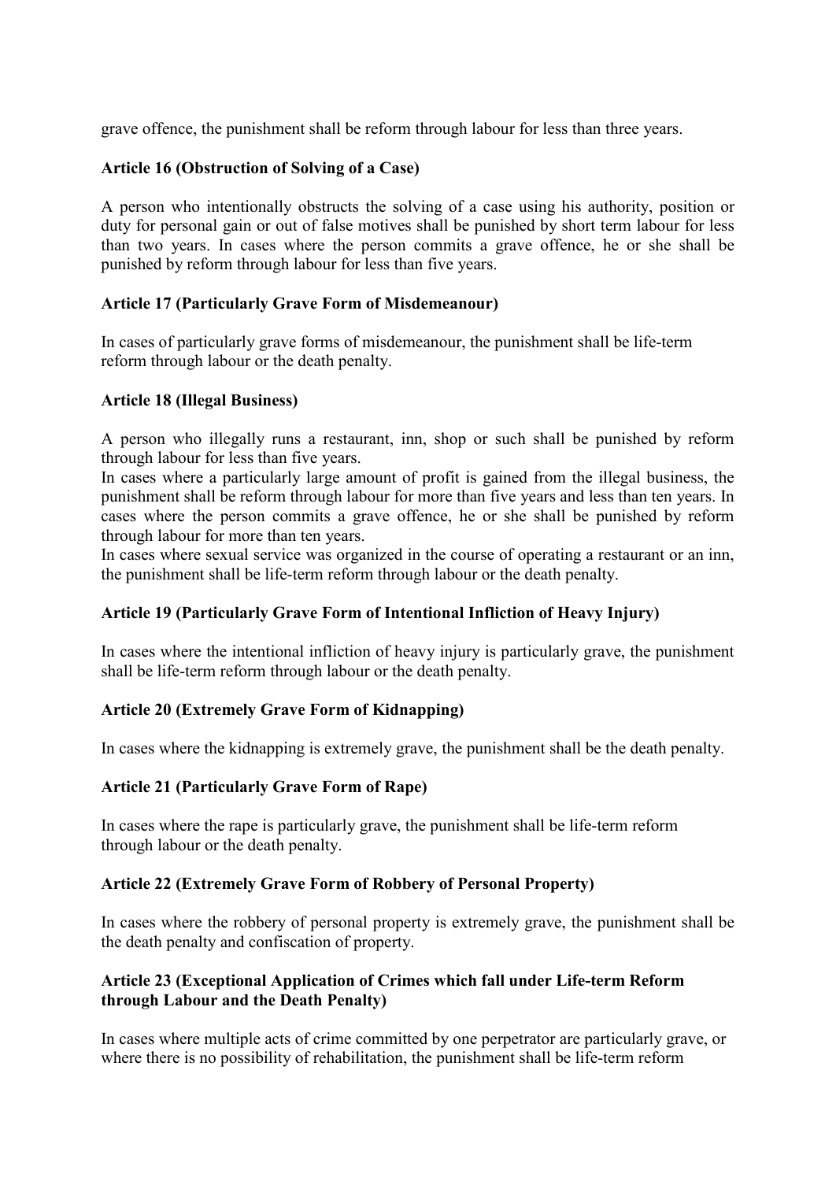grave offence, the punishment shall be reform through labour for less than three years.

**Article 16 (Obstruction of Solving of a Case)**

A person who intentionally obstructs the solving of a case using his authority, position or duty for personal gain or out of false motives shall be punished by short term labour for less than two years. In cases where the person commits a grave offence, he or she shall be punished by reform through labour for less than five years.

**Article 17 (Particularly Grave Form of Misdemeanour)**

In cases of particularly grave forms of misdemeanour, the punishment shall be life-term reform through labour or the death penalty.

**Article 18 (Illegal Business)**

A person who illegally runs a restaurant, inn, shop or such shall be punished by reform through labour for less than five years.

In cases where a particularly large amount of profit is gained from the illegal business, the punishment shall be reform through labour for more than five years and less than ten years. In cases where the person commits a grave offence, he or she shall be punished by reform through labour for more than ten years.

In cases where sexual service was organized in the course of operating a restaurant or an inn, the punishment shall be life-term reform through labour or the death penalty.

**Article 19 (Particularly Grave Form of Intentional Infliction of Heavy Injury)**

In cases where the intentional infliction of heavy injury is particularly grave, the punishment shall be life-term reform through labour or the death penalty.

**Article 20 (Extremely Grave Form of Kidnapping)**

In cases where the kidnapping is extremely grave, the punishment shall be the death penalty.

**Article 21 (Particularly Grave Form of Rape)**

In cases where the rape is particularly grave, the punishment shall be life-term reform through labour or the death penalty.

**Article 22 (Extremely Grave Form of Robbery of Personal Property)**

In cases where the robbery of personal property is extremely grave, the punishment shall be the death penalty and confiscation of property.

**Article 23 (Exceptional Application of Crimes which fall under Life-term Reform through Labour and the Death Penalty)**

In cases where multiple acts of crime committed by one perpetrator are particularly grave, or where there is no possibility of rehabilitation, the punishment shall be life-term reform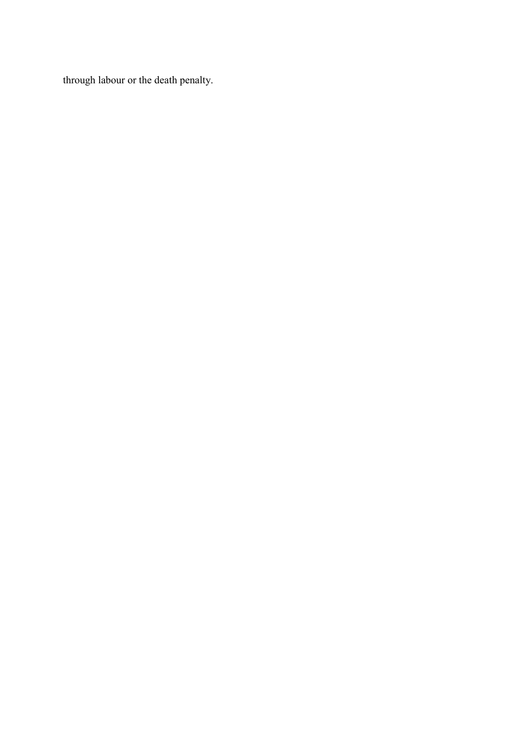through labour or the death penalty.